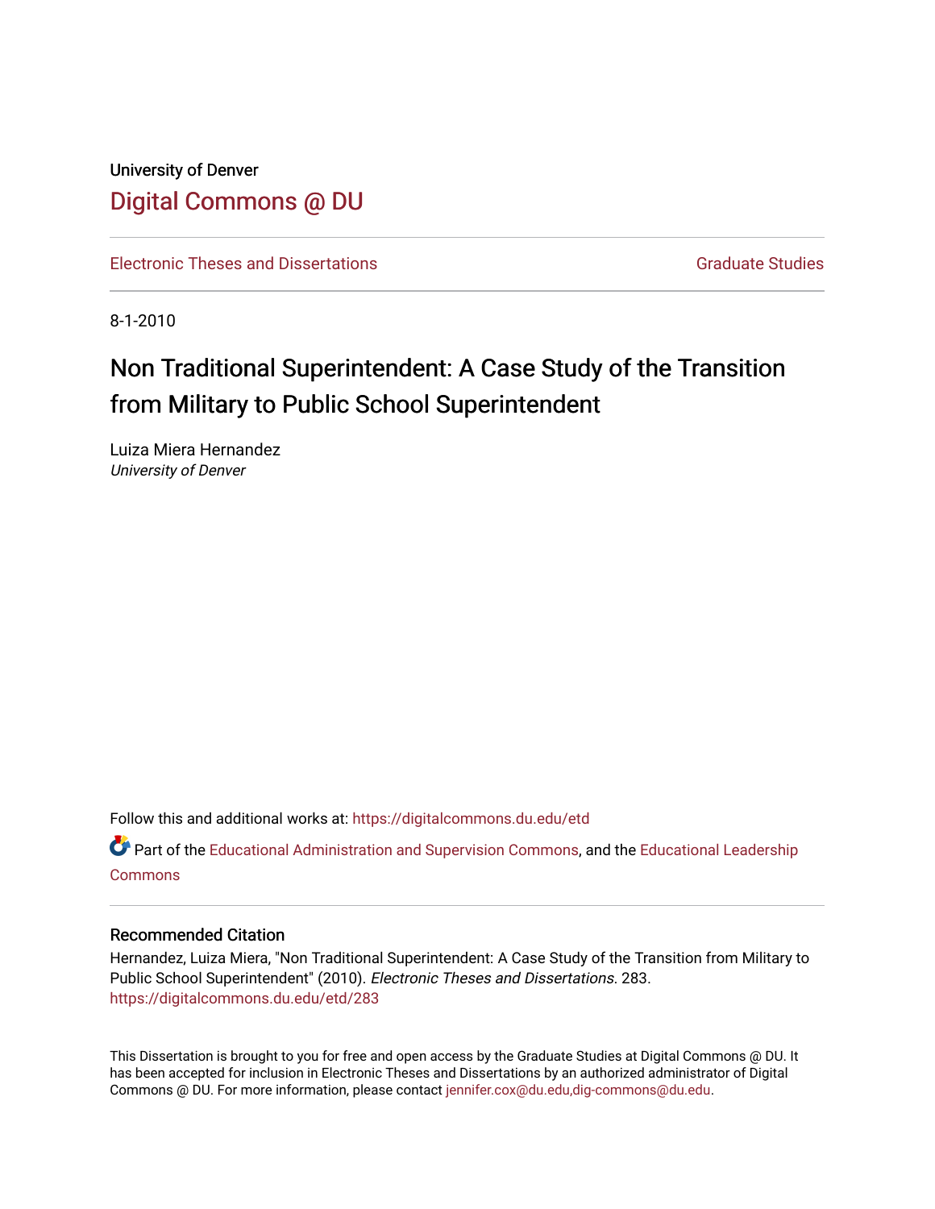University of Denver

# Digital Commons @ DU

Electronic Theses and Dissertations

Graduate Studies

8-1-2010

# Non Traditional Superintendent: A Case Study of the Transition from Military to Public School Superintendent

Luiza Miera Hernandez
*University of Denver*

Follow this and additional works at: https://digitalcommons.du.edu/etd

Part of the Educational Administration and Supervision Commons, and the Educational Leadership Commons

## Recommended Citation

Hernandez, Luiza Miera, "Non Traditional Superintendent: A Case Study of the Transition from Military to Public School Superintendent" (2010). *Electronic Theses and Dissertations*. 283.
https://digitalcommons.du.edu/etd/283

This Dissertation is brought to you for free and open access by the Graduate Studies at Digital Commons @ DU. It has been accepted for inclusion in Electronic Theses and Dissertations by an authorized administrator of Digital Commons @ DU. For more information, please contact jennifer.cox@du.edu,dig-commons@du.edu.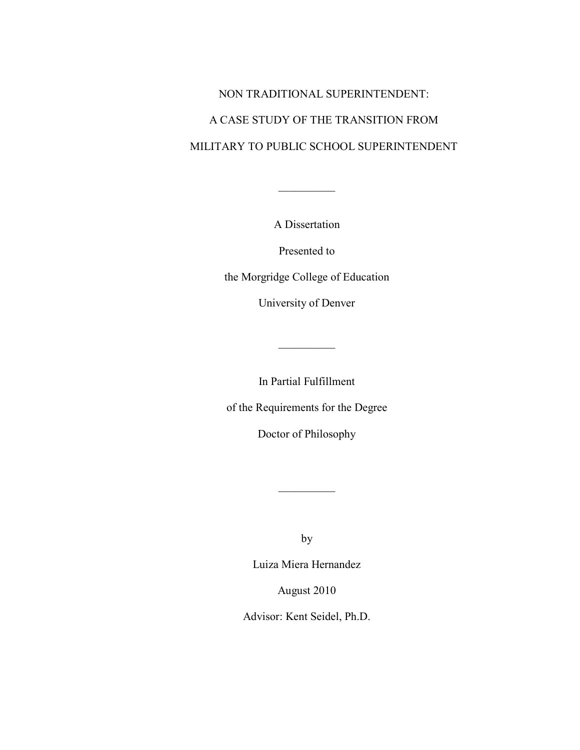# NON TRADITIONAL SUPERINTENDENT:

# A CASE STUDY OF THE TRANSITION FROM

# MILITARY TO PUBLIC SCHOOL SUPERINTENDENT

---

A Dissertation

Presented to

the Morgridge College of Education

University of Denver

---

In Partial Fulfillment

of the Requirements for the Degree

Doctor of Philosophy

---

by

Luiza Miera Hernandez

August 2010

Advisor: Kent Seidel, Ph.D.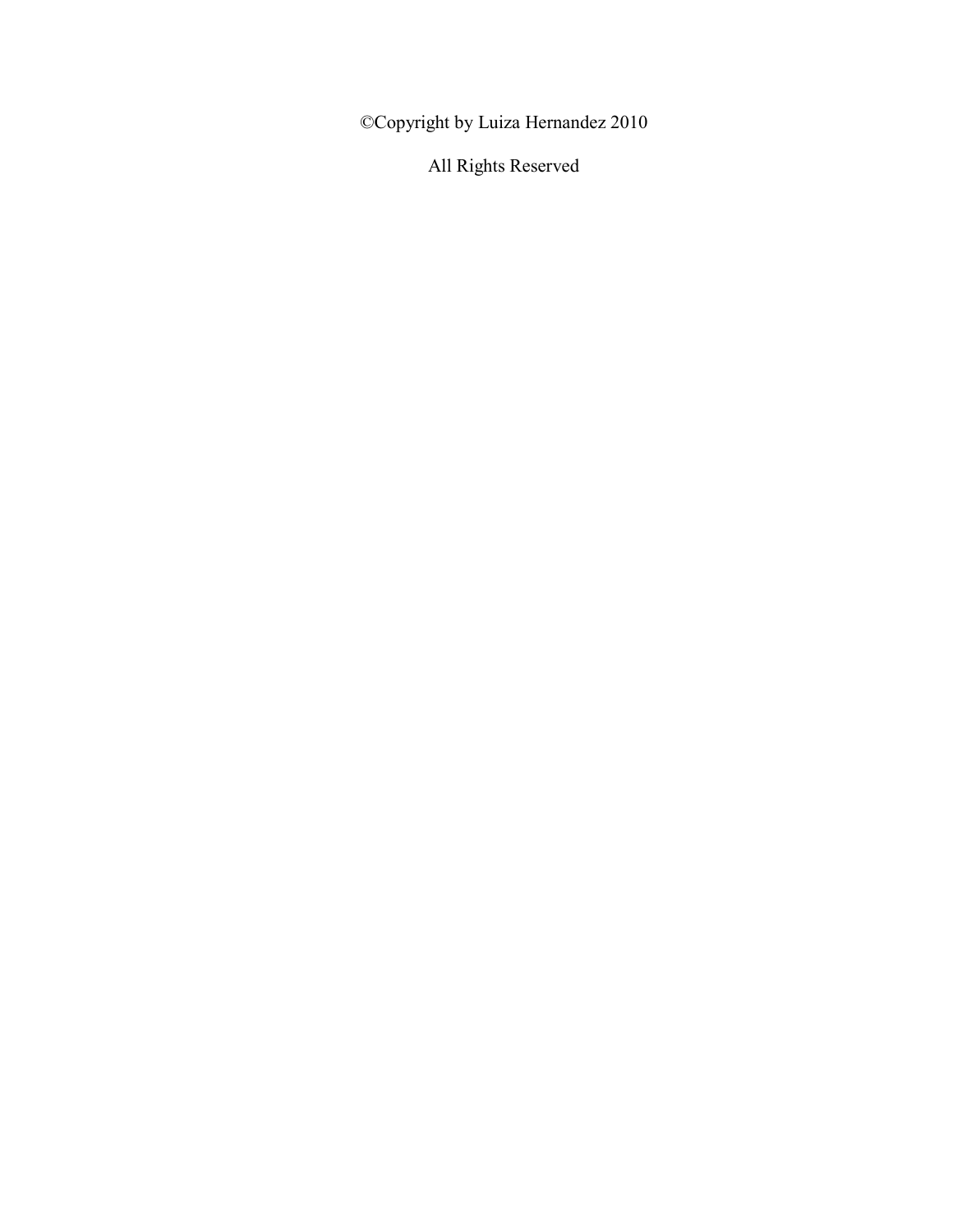©Copyright by Luiza Hernandez 2010

All Rights Reserved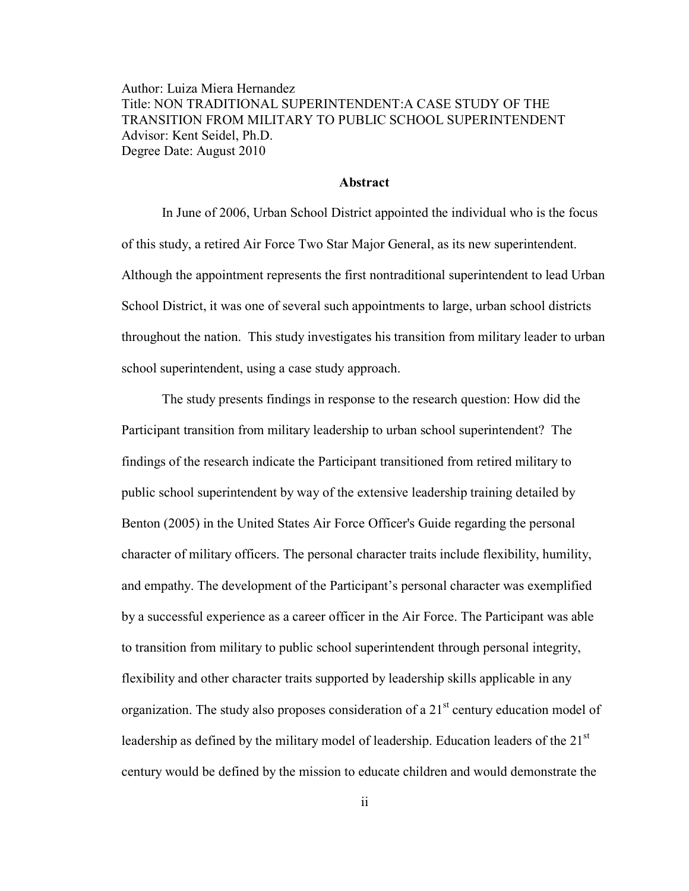Author: Luiza Miera Hernandez
Title: NON TRADITIONAL SUPERINTENDENT:A CASE STUDY OF THE TRANSITION FROM MILITARY TO PUBLIC SCHOOL SUPERINTENDENT
Advisor: Kent Seidel, Ph.D.
Degree Date: August 2010

## Abstract

In June of 2006, Urban School District appointed the individual who is the focus of this study, a retired Air Force Two Star Major General, as its new superintendent. Although the appointment represents the first nontraditional superintendent to lead Urban School District, it was one of several such appointments to large, urban school districts throughout the nation. This study investigates his transition from military leader to urban school superintendent, using a case study approach.

The study presents findings in response to the research question: How did the Participant transition from military leadership to urban school superintendent? The findings of the research indicate the Participant transitioned from retired military to public school superintendent by way of the extensive leadership training detailed by Benton (2005) in the United States Air Force Officer's Guide regarding the personal character of military officers. The personal character traits include flexibility, humility, and empathy. The development of the Participant's personal character was exemplified by a successful experience as a career officer in the Air Force. The Participant was able to transition from military to public school superintendent through personal integrity, flexibility and other character traits supported by leadership skills applicable in any organization. The study also proposes consideration of a 21st century education model of leadership as defined by the military model of leadership. Education leaders of the 21st century would be defined by the mission to educate children and would demonstrate the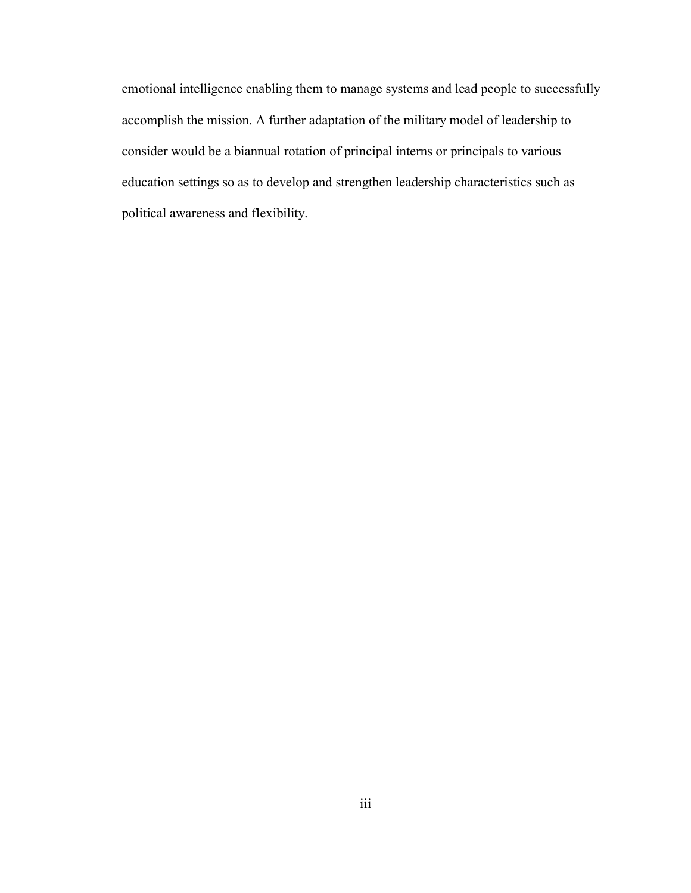emotional intelligence enabling them to manage systems and lead people to successfully accomplish the mission. A further adaptation of the military model of leadership to consider would be a biannual rotation of principal interns or principals to various education settings so as to develop and strengthen leadership characteristics such as political awareness and flexibility.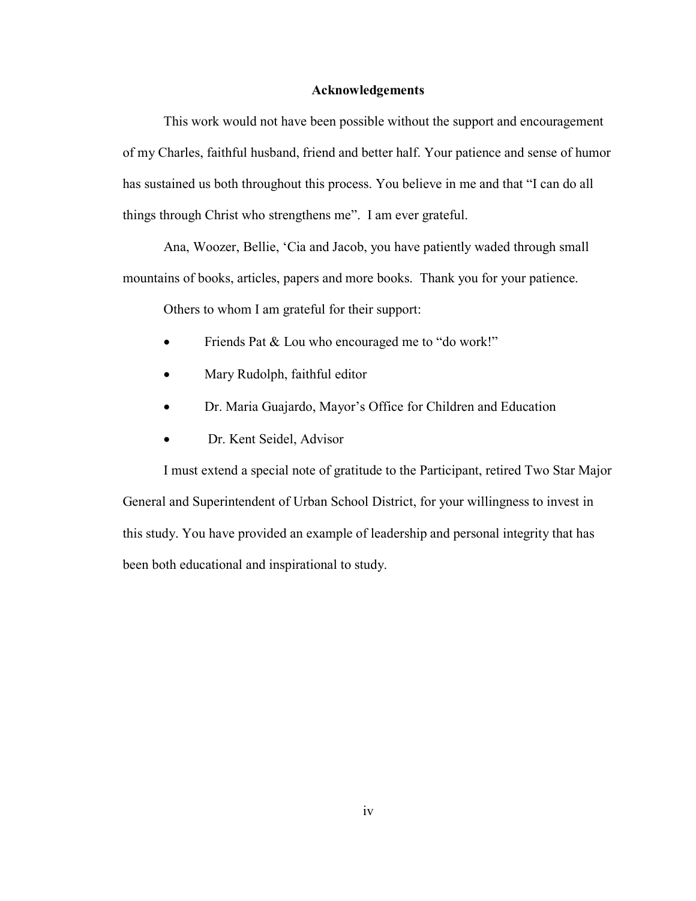# Acknowledgements

This work would not have been possible without the support and encouragement of my Charles, faithful husband, friend and better half. Your patience and sense of humor has sustained us both throughout this process. You believe in me and that "I can do all things through Christ who strengthens me". I am ever grateful.

Ana, Woozer, Bellie, 'Cia and Jacob, you have patiently waded through small mountains of books, articles, papers and more books. Thank you for your patience.

Others to whom I am grateful for their support:

- Friends Pat & Lou who encouraged me to "do work!"
- Mary Rudolph, faithful editor
- Dr. Maria Guajardo, Mayor's Office for Children and Education
- Dr. Kent Seidel, Advisor

I must extend a special note of gratitude to the Participant, retired Two Star Major General and Superintendent of Urban School District, for your willingness to invest in this study. You have provided an example of leadership and personal integrity that has been both educational and inspirational to study.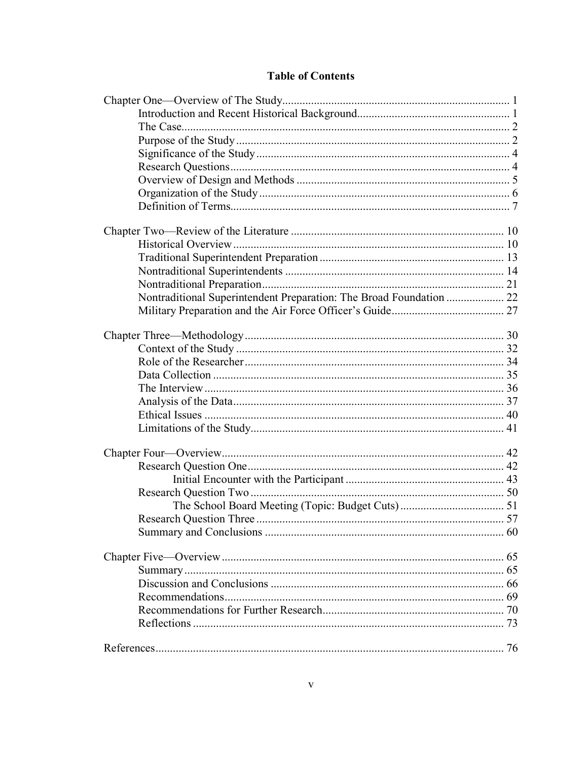# Table of Contents

Chapter One—Overview of The Study .... 1
- Introduction and Recent Historical Background .... 1
- The Case .... 2
- Purpose of the Study .... 2
- Significance of the Study .... 4
- Research Questions .... 4
- Overview of Design and Methods .... 5
- Organization of the Study .... 6
- Definition of Terms .... 7

Chapter Two—Review of the Literature .... 10
- Historical Overview .... 10
- Traditional Superintendent Preparation .... 13
- Nontraditional Superintendents .... 14
- Nontraditional Preparation .... 21
- Nontraditional Superintendent Preparation: The Broad Foundation .... 22
- Military Preparation and the Air Force Officer's Guide .... 27

Chapter Three—Methodology .... 30
- Context of the Study .... 32
- Role of the Researcher .... 34
- Data Collection .... 35
- The Interview .... 36
- Analysis of the Data .... 37
- Ethical Issues .... 40
- Limitations of the Study .... 41

Chapter Four—Overview .... 42
- Research Question One .... 42
  - Initial Encounter with the Participant .... 43
- Research Question Two .... 50
  - The School Board Meeting (Topic: Budget Cuts) .... 51
- Research Question Three .... 57
- Summary and Conclusions .... 60

Chapter Five—Overview .... 65
- Summary .... 65
- Discussion and Conclusions .... 66
- Recommendations .... 69
- Recommendations for Further Research .... 70
- Reflections .... 73

References .... 76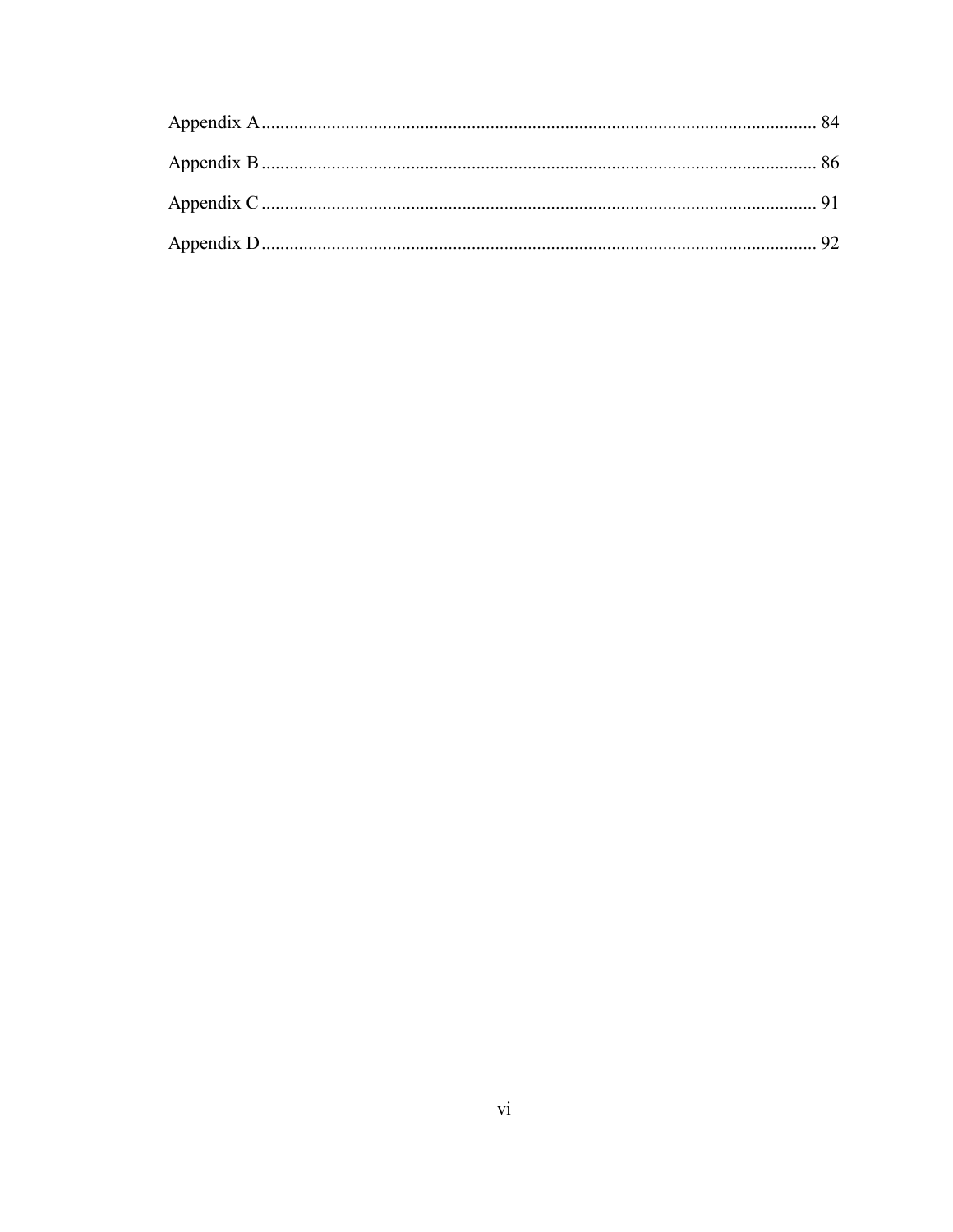Appendix A ........................................................................................................................ 84

Appendix B ........................................................................................................................ 86

Appendix C ........................................................................................................................ 91

Appendix D ........................................................................................................................ 92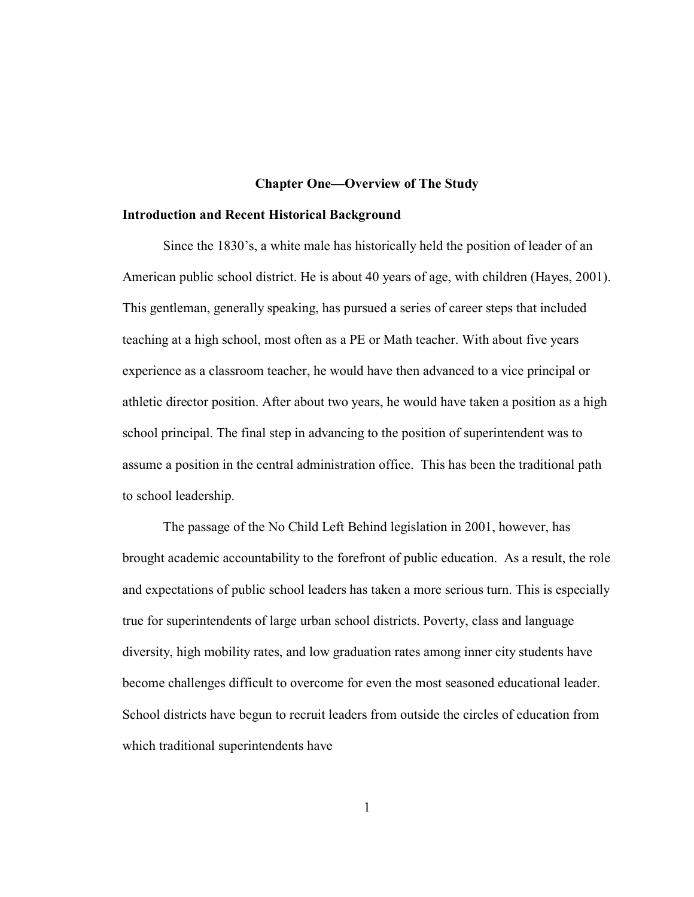# Chapter One—Overview of The Study

## Introduction and Recent Historical Background

Since the 1830's, a white male has historically held the position of leader of an American public school district. He is about 40 years of age, with children (Hayes, 2001). This gentleman, generally speaking, has pursued a series of career steps that included teaching at a high school, most often as a PE or Math teacher. With about five years experience as a classroom teacher, he would have then advanced to a vice principal or athletic director position. After about two years, he would have taken a position as a high school principal. The final step in advancing to the position of superintendent was to assume a position in the central administration office. This has been the traditional path to school leadership.

The passage of the No Child Left Behind legislation in 2001, however, has brought academic accountability to the forefront of public education. As a result, the role and expectations of public school leaders has taken a more serious turn. This is especially true for superintendents of large urban school districts. Poverty, class and language diversity, high mobility rates, and low graduation rates among inner city students have become challenges difficult to overcome for even the most seasoned educational leader. School districts have begun to recruit leaders from outside the circles of education from which traditional superintendents have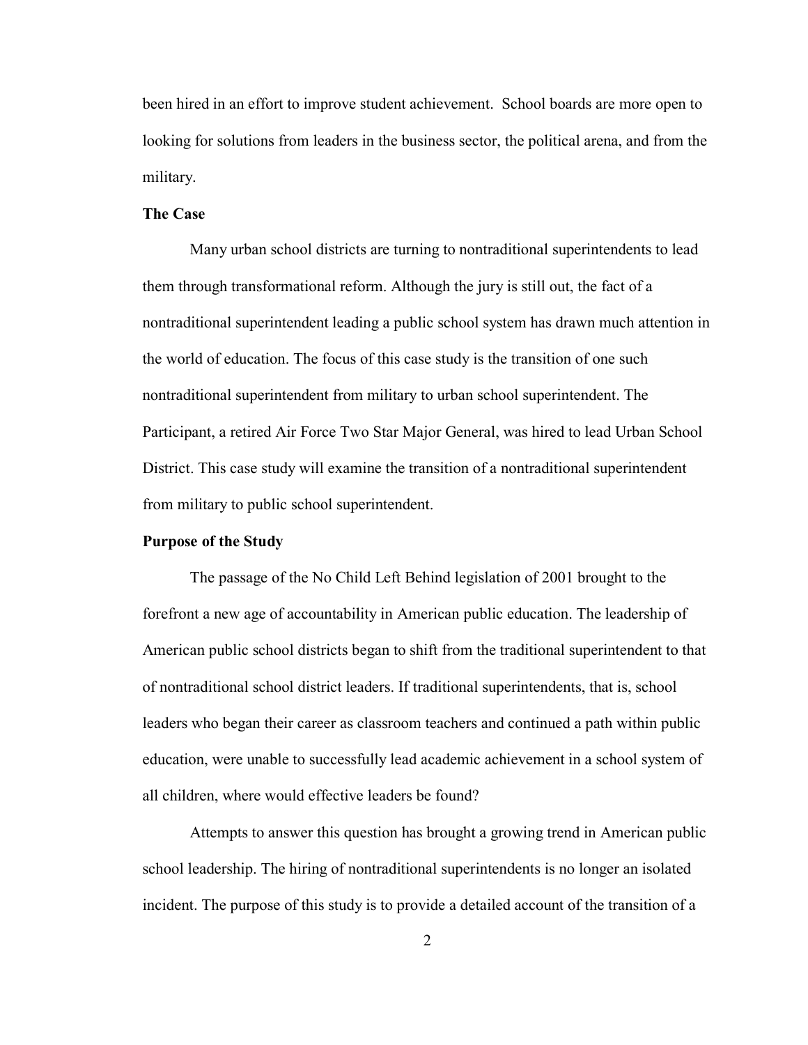been hired in an effort to improve student achievement. School boards are more open to looking for solutions from leaders in the business sector, the political arena, and from the military.

**The Case**

Many urban school districts are turning to nontraditional superintendents to lead them through transformational reform. Although the jury is still out, the fact of a nontraditional superintendent leading a public school system has drawn much attention in the world of education. The focus of this case study is the transition of one such nontraditional superintendent from military to urban school superintendent. The Participant, a retired Air Force Two Star Major General, was hired to lead Urban School District. This case study will examine the transition of a nontraditional superintendent from military to public school superintendent.

**Purpose of the Study**

The passage of the No Child Left Behind legislation of 2001 brought to the forefront a new age of accountability in American public education. The leadership of American public school districts began to shift from the traditional superintendent to that of nontraditional school district leaders. If traditional superintendents, that is, school leaders who began their career as classroom teachers and continued a path within public education, were unable to successfully lead academic achievement in a school system of all children, where would effective leaders be found?

Attempts to answer this question has brought a growing trend in American public school leadership. The hiring of nontraditional superintendents is no longer an isolated incident. The purpose of this study is to provide a detailed account of the transition of a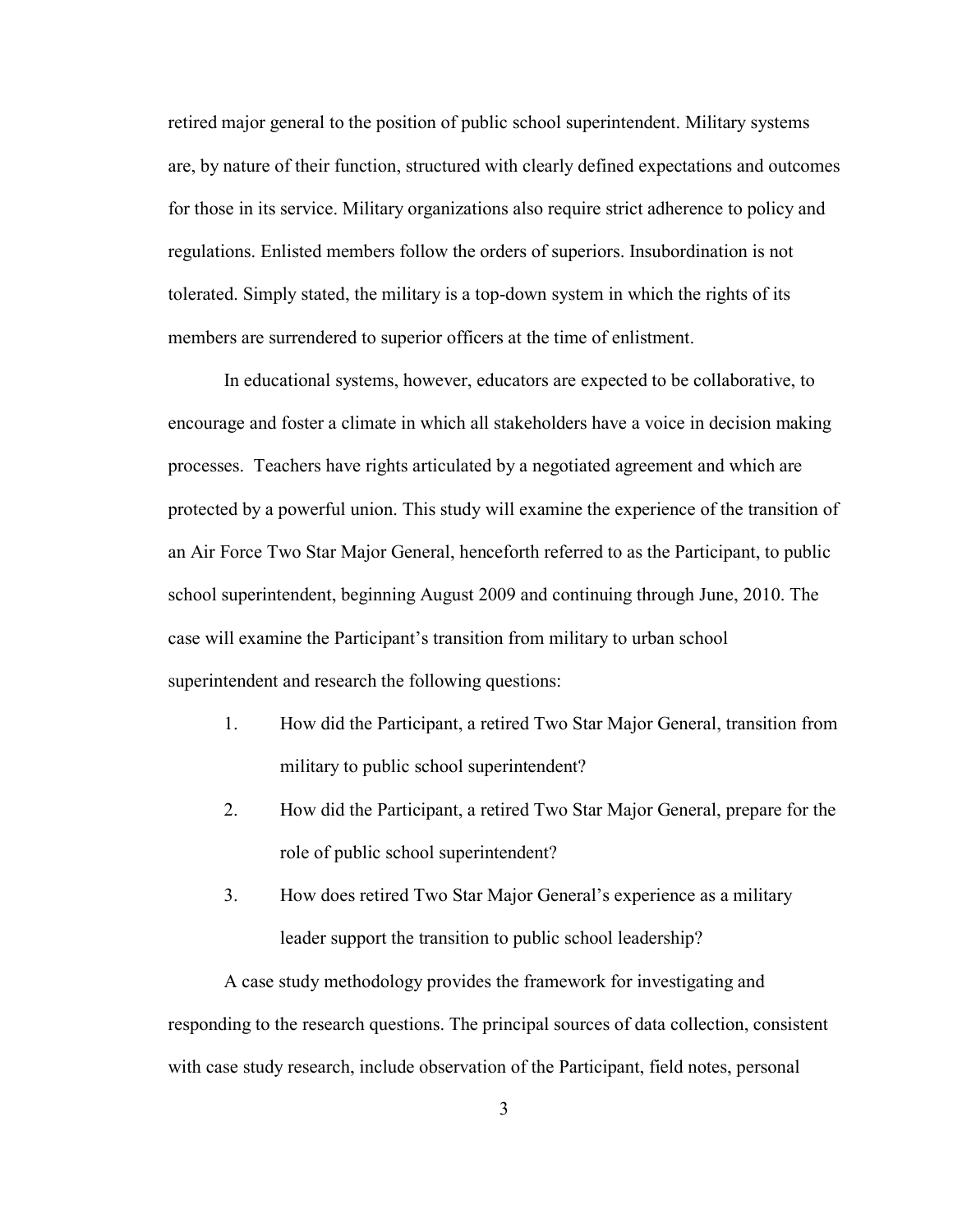retired major general to the position of public school superintendent. Military systems are, by nature of their function, structured with clearly defined expectations and outcomes for those in its service. Military organizations also require strict adherence to policy and regulations. Enlisted members follow the orders of superiors. Insubordination is not tolerated. Simply stated, the military is a top-down system in which the rights of its members are surrendered to superior officers at the time of enlistment.

In educational systems, however, educators are expected to be collaborative, to encourage and foster a climate in which all stakeholders have a voice in decision making processes. Teachers have rights articulated by a negotiated agreement and which are protected by a powerful union. This study will examine the experience of the transition of an Air Force Two Star Major General, henceforth referred to as the Participant, to public school superintendent, beginning August 2009 and continuing through June, 2010. The case will examine the Participant's transition from military to urban school superintendent and research the following questions:

1. How did the Participant, a retired Two Star Major General, transition from military to public school superintendent?
2. How did the Participant, a retired Two Star Major General, prepare for the role of public school superintendent?
3. How does retired Two Star Major General's experience as a military leader support the transition to public school leadership?

A case study methodology provides the framework for investigating and responding to the research questions. The principal sources of data collection, consistent with case study research, include observation of the Participant, field notes, personal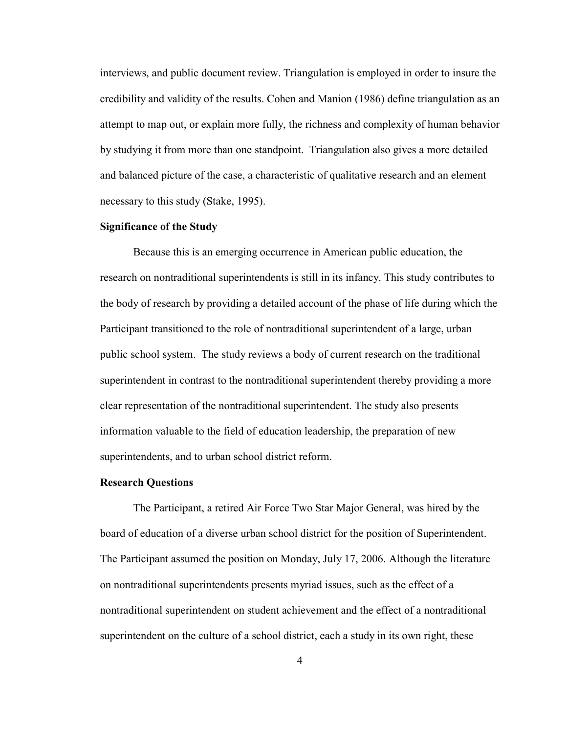interviews, and public document review. Triangulation is employed in order to insure the credibility and validity of the results. Cohen and Manion (1986) define triangulation as an attempt to map out, or explain more fully, the richness and complexity of human behavior by studying it from more than one standpoint. Triangulation also gives a more detailed and balanced picture of the case, a characteristic of qualitative research and an element necessary to this study (Stake, 1995).

**Significance of the Study**

Because this is an emerging occurrence in American public education, the research on nontraditional superintendents is still in its infancy. This study contributes to the body of research by providing a detailed account of the phase of life during which the Participant transitioned to the role of nontraditional superintendent of a large, urban public school system. The study reviews a body of current research on the traditional superintendent in contrast to the nontraditional superintendent thereby providing a more clear representation of the nontraditional superintendent. The study also presents information valuable to the field of education leadership, the preparation of new superintendents, and to urban school district reform.

**Research Questions**

The Participant, a retired Air Force Two Star Major General, was hired by the board of education of a diverse urban school district for the position of Superintendent. The Participant assumed the position on Monday, July 17, 2006. Although the literature on nontraditional superintendents presents myriad issues, such as the effect of a nontraditional superintendent on student achievement and the effect of a nontraditional superintendent on the culture of a school district, each a study in its own right, these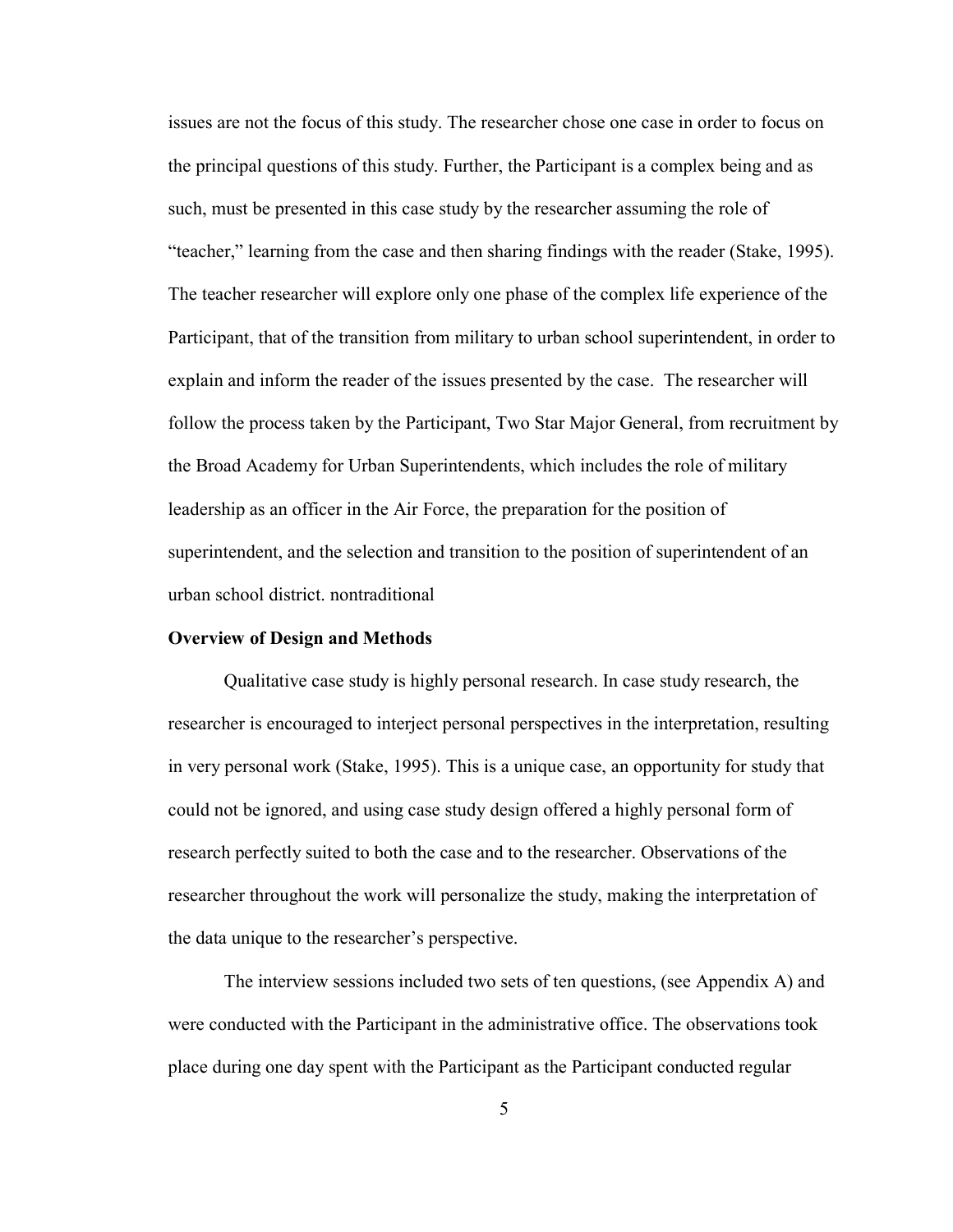issues are not the focus of this study. The researcher chose one case in order to focus on the principal questions of this study. Further, the Participant is a complex being and as such, must be presented in this case study by the researcher assuming the role of "teacher," learning from the case and then sharing findings with the reader (Stake, 1995). The teacher researcher will explore only one phase of the complex life experience of the Participant, that of the transition from military to urban school superintendent, in order to explain and inform the reader of the issues presented by the case. The researcher will follow the process taken by the Participant, Two Star Major General, from recruitment by the Broad Academy for Urban Superintendents, which includes the role of military leadership as an officer in the Air Force, the preparation for the position of superintendent, and the selection and transition to the position of superintendent of an urban school district. nontraditional

**Overview of Design and Methods**

Qualitative case study is highly personal research. In case study research, the researcher is encouraged to interject personal perspectives in the interpretation, resulting in very personal work (Stake, 1995). This is a unique case, an opportunity for study that could not be ignored, and using case study design offered a highly personal form of research perfectly suited to both the case and to the researcher. Observations of the researcher throughout the work will personalize the study, making the interpretation of the data unique to the researcher's perspective.

The interview sessions included two sets of ten questions, (see Appendix A) and were conducted with the Participant in the administrative office. The observations took place during one day spent with the Participant as the Participant conducted regular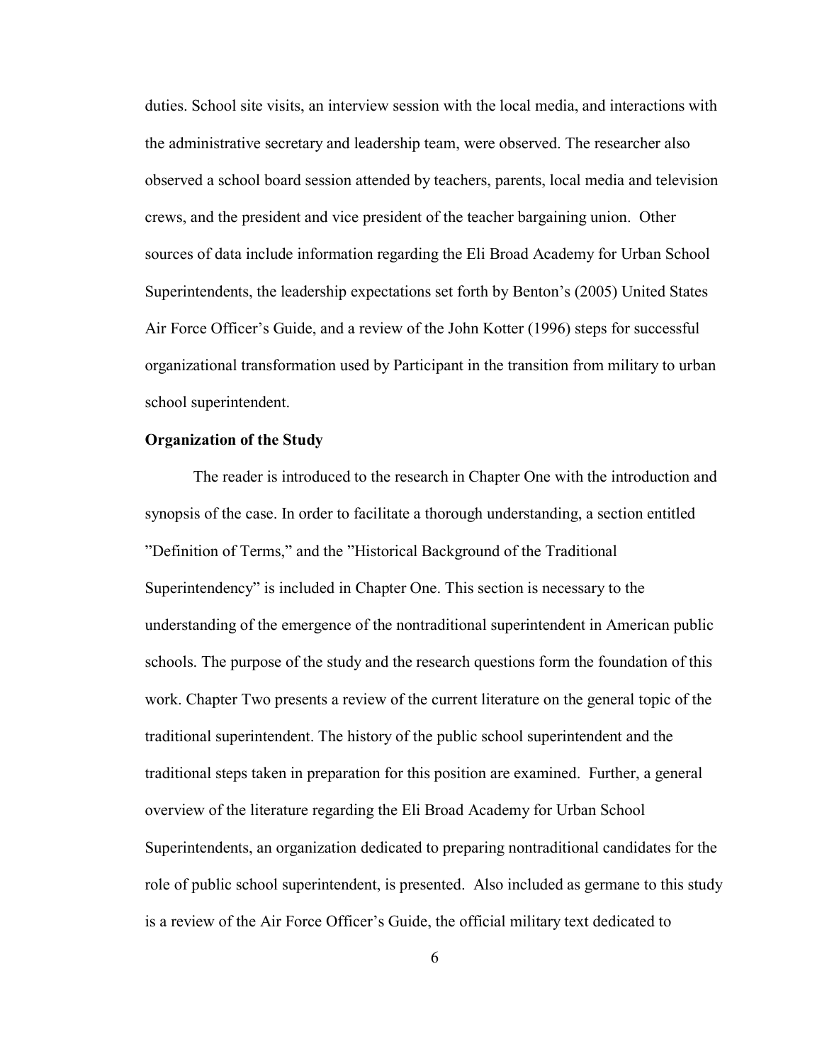duties. School site visits, an interview session with the local media, and interactions with the administrative secretary and leadership team, were observed. The researcher also observed a school board session attended by teachers, parents, local media and television crews, and the president and vice president of the teacher bargaining union. Other sources of data include information regarding the Eli Broad Academy for Urban School Superintendents, the leadership expectations set forth by Benton's (2005) United States Air Force Officer's Guide, and a review of the John Kotter (1996) steps for successful organizational transformation used by Participant in the transition from military to urban school superintendent.

**Organization of the Study**

The reader is introduced to the research in Chapter One with the introduction and synopsis of the case. In order to facilitate a thorough understanding, a section entitled "Definition of Terms," and the "Historical Background of the Traditional Superintendency" is included in Chapter One. This section is necessary to the understanding of the emergence of the nontraditional superintendent in American public schools. The purpose of the study and the research questions form the foundation of this work. Chapter Two presents a review of the current literature on the general topic of the traditional superintendent. The history of the public school superintendent and the traditional steps taken in preparation for this position are examined. Further, a general overview of the literature regarding the Eli Broad Academy for Urban School Superintendents, an organization dedicated to preparing nontraditional candidates for the role of public school superintendent, is presented. Also included as germane to this study is a review of the Air Force Officer's Guide, the official military text dedicated to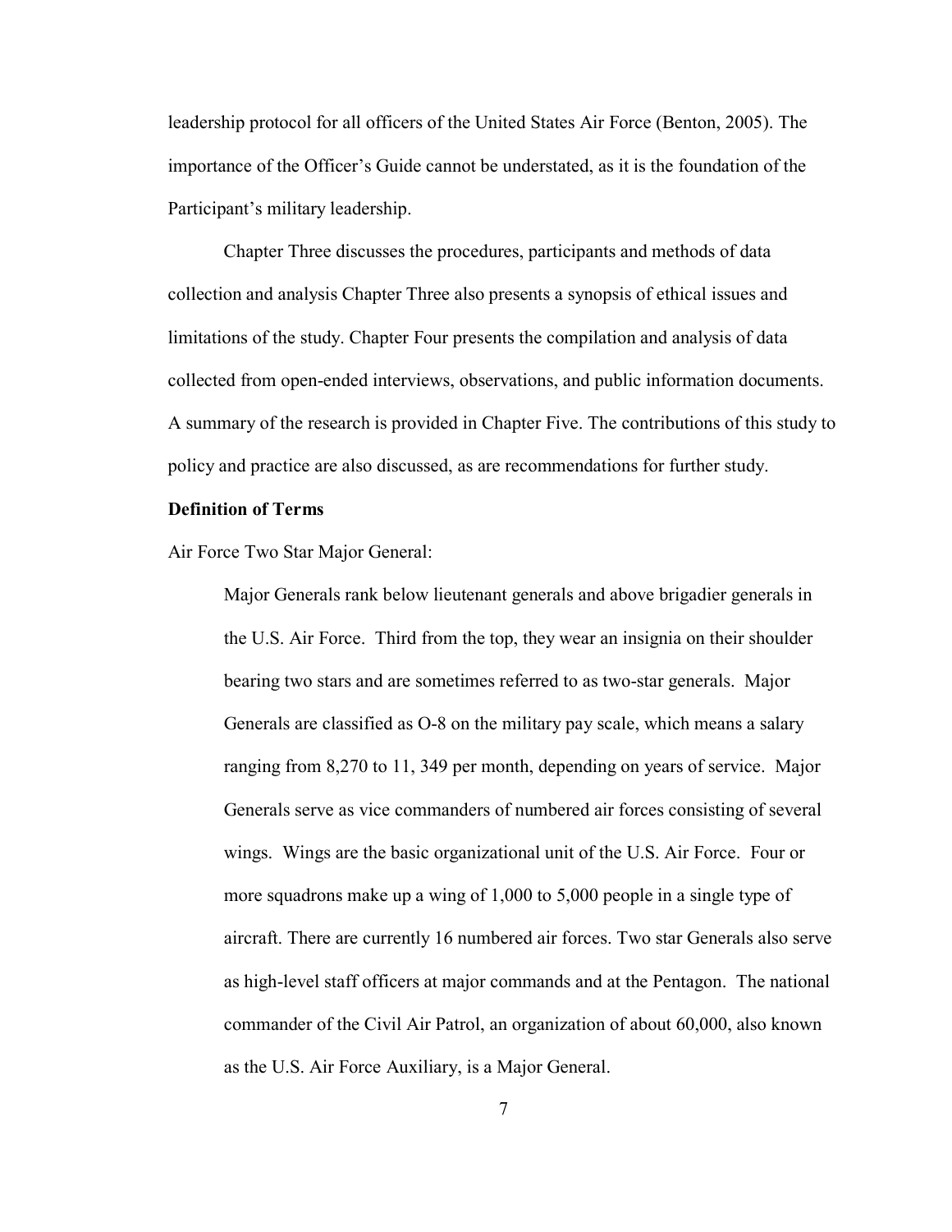leadership protocol for all officers of the United States Air Force (Benton, 2005). The importance of the Officer's Guide cannot be understated, as it is the foundation of the Participant's military leadership.

Chapter Three discusses the procedures, participants and methods of data collection and analysis Chapter Three also presents a synopsis of ethical issues and limitations of the study. Chapter Four presents the compilation and analysis of data collected from open-ended interviews, observations, and public information documents. A summary of the research is provided in Chapter Five. The contributions of this study to policy and practice are also discussed, as are recommendations for further study.

**Definition of Terms**

Air Force Two Star Major General:

> Major Generals rank below lieutenant generals and above brigadier generals in the U.S. Air Force. Third from the top, they wear an insignia on their shoulder bearing two stars and are sometimes referred to as two-star generals. Major Generals are classified as O-8 on the military pay scale, which means a salary ranging from 8,270 to 11, 349 per month, depending on years of service. Major Generals serve as vice commanders of numbered air forces consisting of several wings. Wings are the basic organizational unit of the U.S. Air Force. Four or more squadrons make up a wing of 1,000 to 5,000 people in a single type of aircraft. There are currently 16 numbered air forces. Two star Generals also serve as high-level staff officers at major commands and at the Pentagon. The national commander of the Civil Air Patrol, an organization of about 60,000, also known as the U.S. Air Force Auxiliary, is a Major General.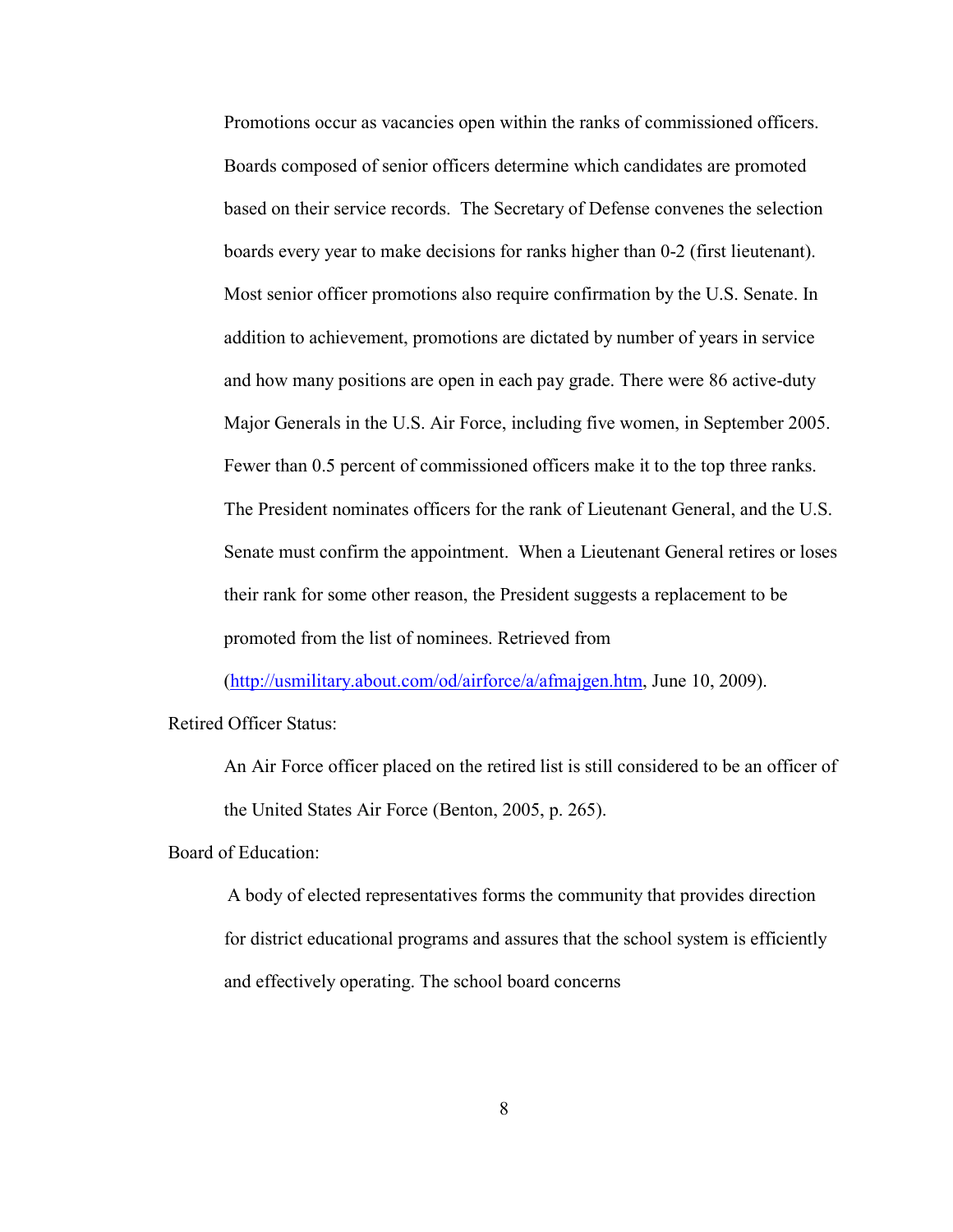Promotions occur as vacancies open within the ranks of commissioned officers. Boards composed of senior officers determine which candidates are promoted based on their service records. The Secretary of Defense convenes the selection boards every year to make decisions for ranks higher than 0-2 (first lieutenant). Most senior officer promotions also require confirmation by the U.S. Senate. In addition to achievement, promotions are dictated by number of years in service and how many positions are open in each pay grade. There were 86 active-duty Major Generals in the U.S. Air Force, including five women, in September 2005. Fewer than 0.5 percent of commissioned officers make it to the top three ranks. The President nominates officers for the rank of Lieutenant General, and the U.S. Senate must confirm the appointment. When a Lieutenant General retires or loses their rank for some other reason, the President suggests a replacement to be promoted from the list of nominees. Retrieved from (http://usmilitary.about.com/od/airforce/a/afmajgen.htm, June 10, 2009).

Retired Officer Status:

An Air Force officer placed on the retired list is still considered to be an officer of the United States Air Force (Benton, 2005, p. 265).

Board of Education:

A body of elected representatives forms the community that provides direction for district educational programs and assures that the school system is efficiently and effectively operating. The school board concerns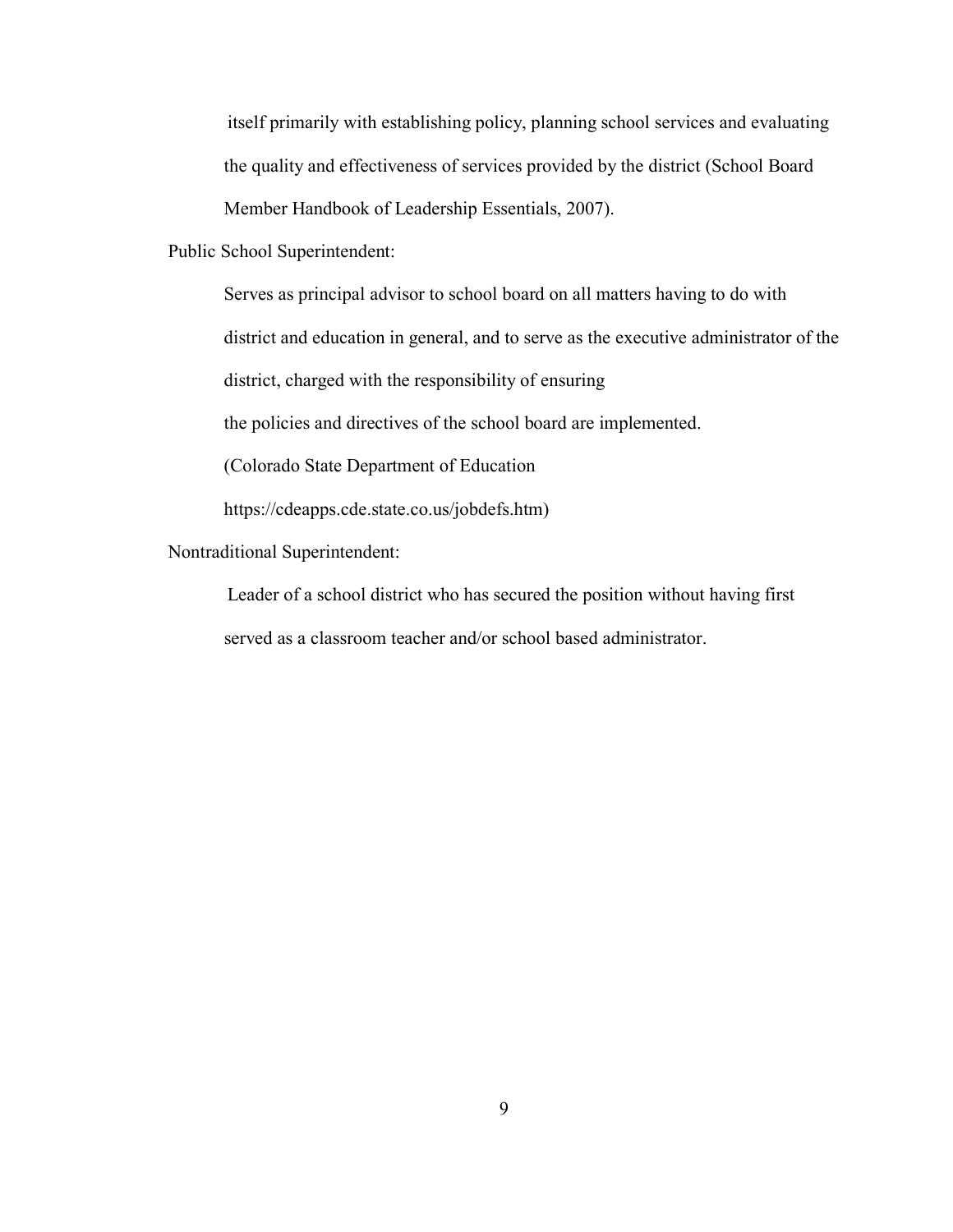itself primarily with establishing policy, planning school services and evaluating the quality and effectiveness of services provided by the district (School Board Member Handbook of Leadership Essentials, 2007).

Public School Superintendent:

Serves as principal advisor to school board on all matters having to do with district and education in general, and to serve as the executive administrator of the district, charged with the responsibility of ensuring the policies and directives of the school board are implemented. (Colorado State Department of Education https://cdeapps.cde.state.co.us/jobdefs.htm)

Nontraditional Superintendent:

Leader of a school district who has secured the position without having first served as a classroom teacher and/or school based administrator.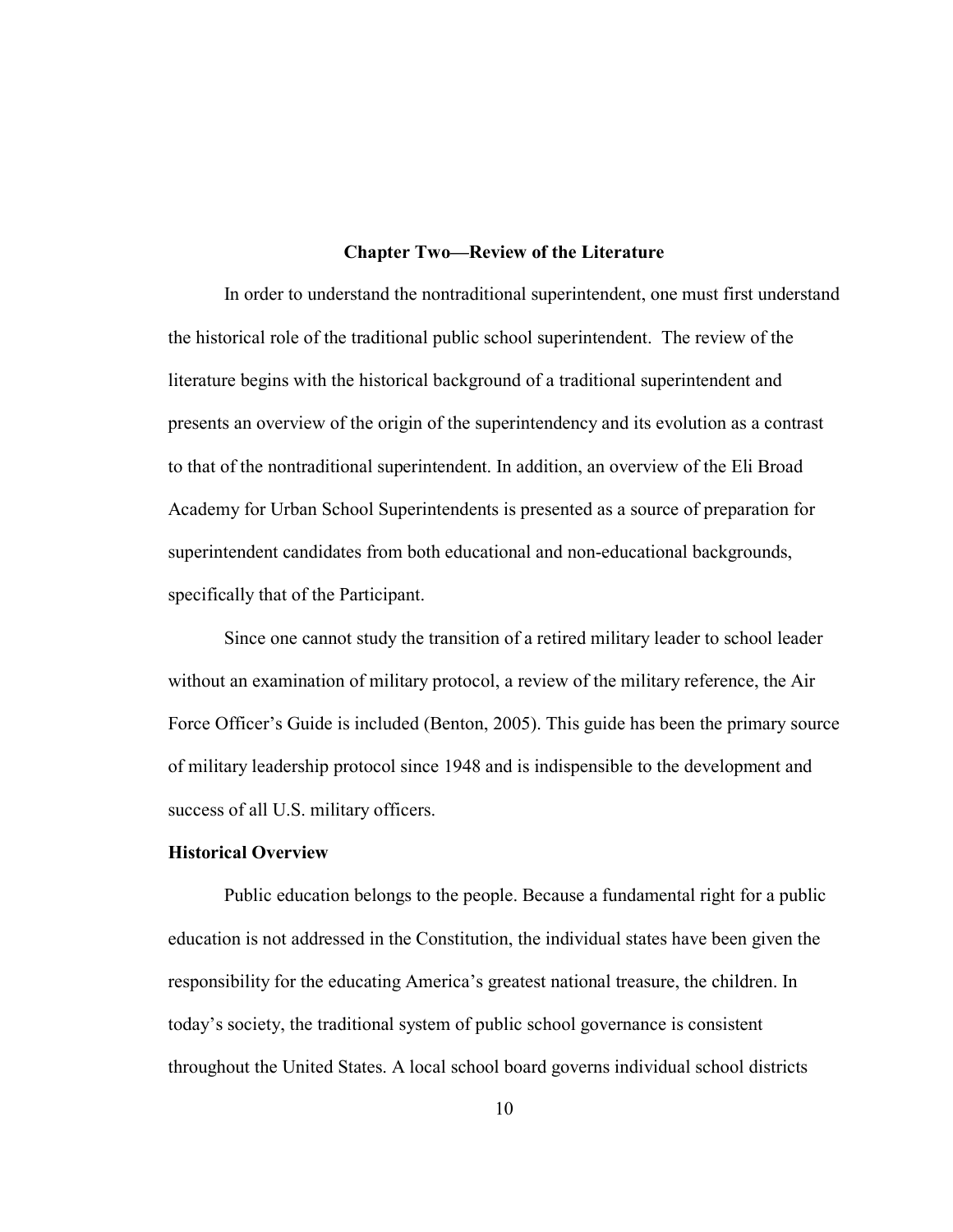# Chapter Two—Review of the Literature

In order to understand the nontraditional superintendent, one must first understand the historical role of the traditional public school superintendent. The review of the literature begins with the historical background of a traditional superintendent and presents an overview of the origin of the superintendency and its evolution as a contrast to that of the nontraditional superintendent. In addition, an overview of the Eli Broad Academy for Urban School Superintendents is presented as a source of preparation for superintendent candidates from both educational and non-educational backgrounds, specifically that of the Participant.

Since one cannot study the transition of a retired military leader to school leader without an examination of military protocol, a review of the military reference, the Air Force Officer's Guide is included (Benton, 2005). This guide has been the primary source of military leadership protocol since 1948 and is indispensible to the development and success of all U.S. military officers.

## Historical Overview

Public education belongs to the people. Because a fundamental right for a public education is not addressed in the Constitution, the individual states have been given the responsibility for the educating America's greatest national treasure, the children. In today's society, the traditional system of public school governance is consistent throughout the United States. A local school board governs individual school districts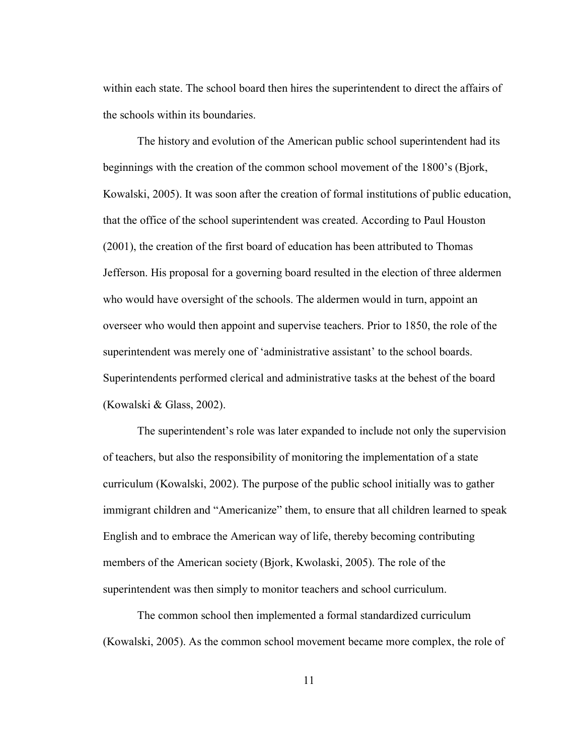within each state. The school board then hires the superintendent to direct the affairs of the schools within its boundaries.

The history and evolution of the American public school superintendent had its beginnings with the creation of the common school movement of the 1800's (Bjork, Kowalski, 2005). It was soon after the creation of formal institutions of public education, that the office of the school superintendent was created. According to Paul Houston (2001), the creation of the first board of education has been attributed to Thomas Jefferson. His proposal for a governing board resulted in the election of three aldermen who would have oversight of the schools. The aldermen would in turn, appoint an overseer who would then appoint and supervise teachers. Prior to 1850, the role of the superintendent was merely one of 'administrative assistant' to the school boards. Superintendents performed clerical and administrative tasks at the behest of the board (Kowalski & Glass, 2002).

The superintendent's role was later expanded to include not only the supervision of teachers, but also the responsibility of monitoring the implementation of a state curriculum (Kowalski, 2002). The purpose of the public school initially was to gather immigrant children and "Americanize" them, to ensure that all children learned to speak English and to embrace the American way of life, thereby becoming contributing members of the American society (Bjork, Kwolaski, 2005). The role of the superintendent was then simply to monitor teachers and school curriculum.

The common school then implemented a formal standardized curriculum (Kowalski, 2005). As the common school movement became more complex, the role of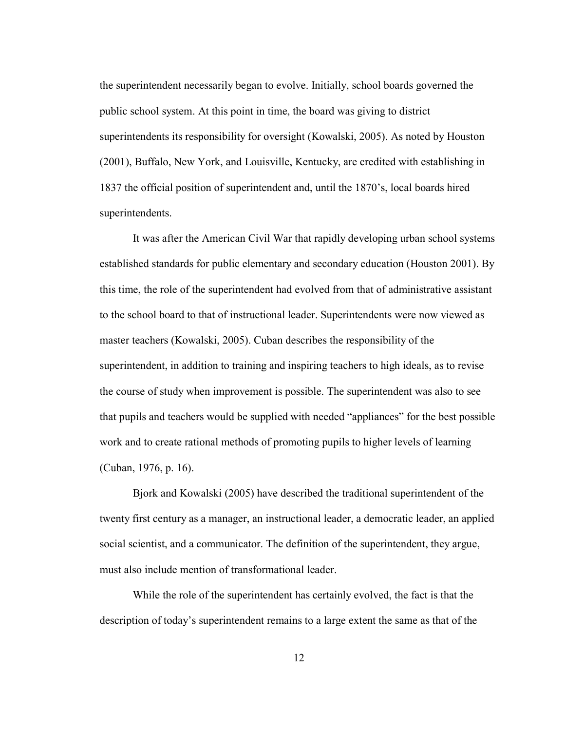the superintendent necessarily began to evolve. Initially, school boards governed the public school system. At this point in time, the board was giving to district superintendents its responsibility for oversight (Kowalski, 2005). As noted by Houston (2001), Buffalo, New York, and Louisville, Kentucky, are credited with establishing in 1837 the official position of superintendent and, until the 1870's, local boards hired superintendents.

It was after the American Civil War that rapidly developing urban school systems established standards for public elementary and secondary education (Houston 2001). By this time, the role of the superintendent had evolved from that of administrative assistant to the school board to that of instructional leader. Superintendents were now viewed as master teachers (Kowalski, 2005). Cuban describes the responsibility of the superintendent, in addition to training and inspiring teachers to high ideals, as to revise the course of study when improvement is possible. The superintendent was also to see that pupils and teachers would be supplied with needed "appliances" for the best possible work and to create rational methods of promoting pupils to higher levels of learning (Cuban, 1976, p. 16).

Bjork and Kowalski (2005) have described the traditional superintendent of the twenty first century as a manager, an instructional leader, a democratic leader, an applied social scientist, and a communicator. The definition of the superintendent, they argue, must also include mention of transformational leader.

While the role of the superintendent has certainly evolved, the fact is that the description of today's superintendent remains to a large extent the same as that of the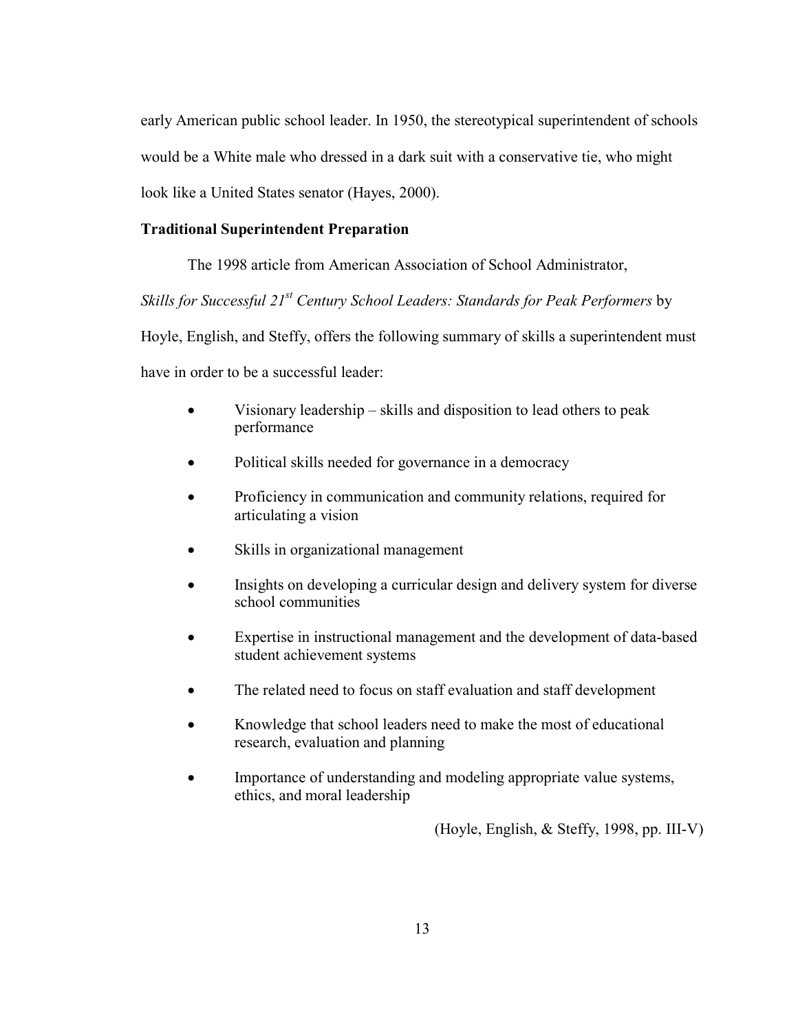early American public school leader. In 1950, the stereotypical superintendent of schools would be a White male who dressed in a dark suit with a conservative tie, who might look like a United States senator (Hayes, 2000).

**Traditional Superintendent Preparation**

The 1998 article from American Association of School Administrator, *Skills for Successful 21st Century School Leaders: Standards for Peak Performers* by Hoyle, English, and Steffy, offers the following summary of skills a superintendent must have in order to be a successful leader:

- Visionary leadership – skills and disposition to lead others to peak performance
- Political skills needed for governance in a democracy
- Proficiency in communication and community relations, required for articulating a vision
- Skills in organizational management
- Insights on developing a curricular design and delivery system for diverse school communities
- Expertise in instructional management and the development of data-based student achievement systems
- The related need to focus on staff evaluation and staff development
- Knowledge that school leaders need to make the most of educational research, evaluation and planning
- Importance of understanding and modeling appropriate value systems, ethics, and moral leadership

(Hoyle, English, & Steffy, 1998, pp. III-V)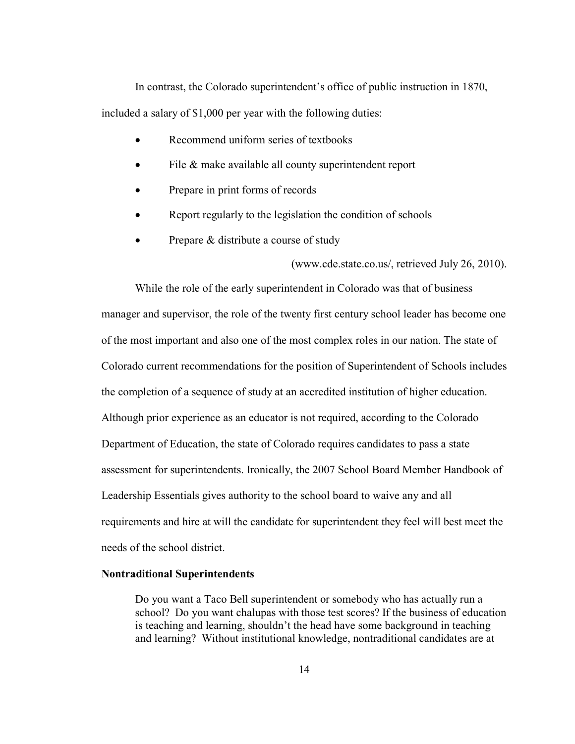In contrast, the Colorado superintendent's office of public instruction in 1870, included a salary of $1,000 per year with the following duties:

- Recommend uniform series of textbooks
- File & make available all county superintendent report
- Prepare in print forms of records
- Report regularly to the legislation the condition of schools
- Prepare & distribute a course of study

(www.cde.state.co.us/, retrieved July 26, 2010).

While the role of the early superintendent in Colorado was that of business manager and supervisor, the role of the twenty first century school leader has become one of the most important and also one of the most complex roles in our nation. The state of Colorado current recommendations for the position of Superintendent of Schools includes the completion of a sequence of study at an accredited institution of higher education. Although prior experience as an educator is not required, according to the Colorado Department of Education, the state of Colorado requires candidates to pass a state assessment for superintendents. Ironically, the 2007 School Board Member Handbook of Leadership Essentials gives authority to the school board to waive any and all requirements and hire at will the candidate for superintendent they feel will best meet the needs of the school district.

**Nontraditional Superintendents**

> Do you want a Taco Bell superintendent or somebody who has actually run a school? Do you want chalupas with those test scores? If the business of education is teaching and learning, shouldn't the head have some background in teaching and learning? Without institutional knowledge, nontraditional candidates are at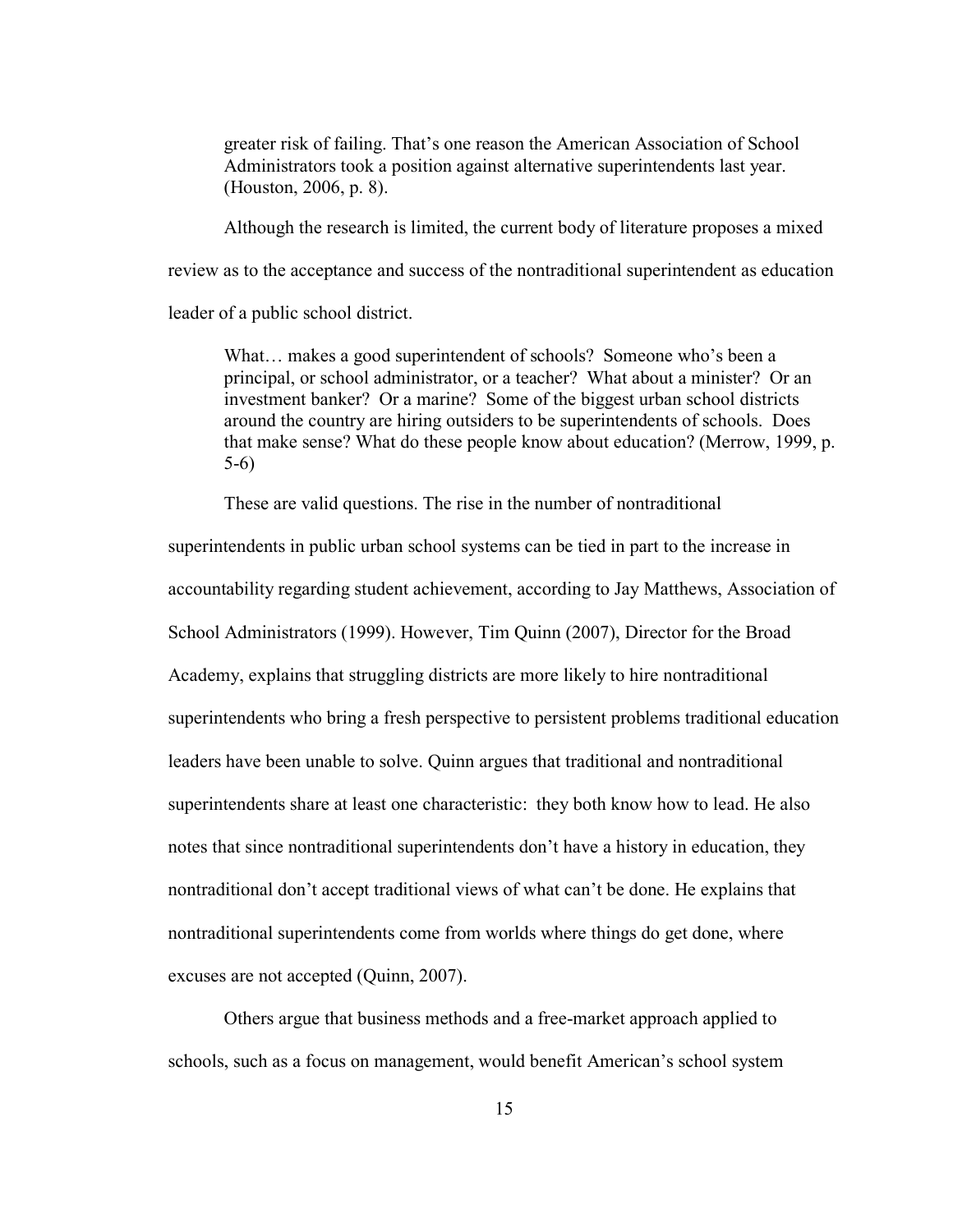> greater risk of failing. That's one reason the American Association of School Administrators took a position against alternative superintendents last year. (Houston, 2006, p. 8).

Although the research is limited, the current body of literature proposes a mixed review as to the acceptance and success of the nontraditional superintendent as education leader of a public school district.

> What… makes a good superintendent of schools? Someone who's been a principal, or school administrator, or a teacher? What about a minister? Or an investment banker? Or a marine? Some of the biggest urban school districts around the country are hiring outsiders to be superintendents of schools. Does that make sense? What do these people know about education? (Merrow, 1999, p. 5-6)

These are valid questions. The rise in the number of nontraditional superintendents in public urban school systems can be tied in part to the increase in accountability regarding student achievement, according to Jay Matthews, Association of School Administrators (1999). However, Tim Quinn (2007), Director for the Broad Academy, explains that struggling districts are more likely to hire nontraditional superintendents who bring a fresh perspective to persistent problems traditional education leaders have been unable to solve. Quinn argues that traditional and nontraditional superintendents share at least one characteristic: they both know how to lead. He also notes that since nontraditional superintendents don't have a history in education, they nontraditional don't accept traditional views of what can't be done. He explains that nontraditional superintendents come from worlds where things do get done, where excuses are not accepted (Quinn, 2007).

Others argue that business methods and a free-market approach applied to schools, such as a focus on management, would benefit American's school system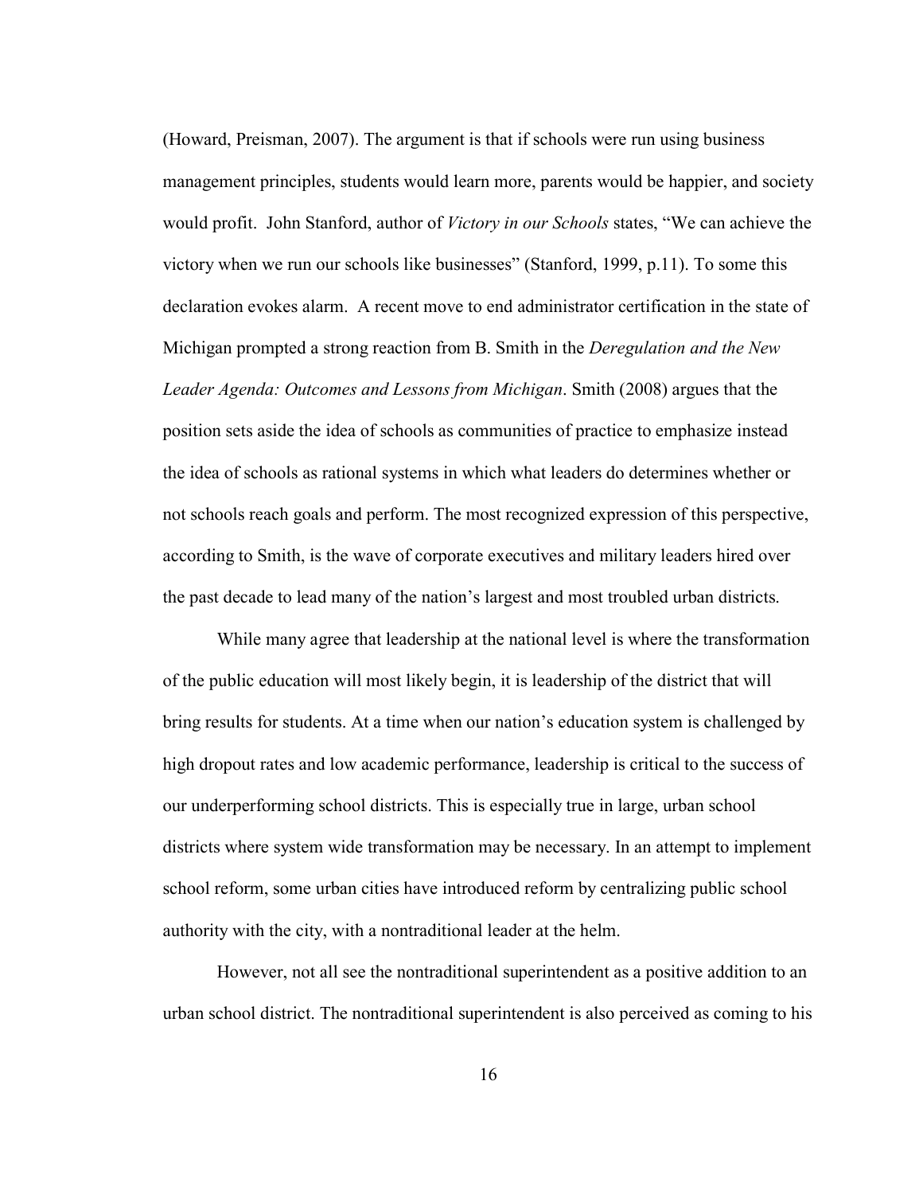(Howard, Preisman, 2007). The argument is that if schools were run using business management principles, students would learn more, parents would be happier, and society would profit. John Stanford, author of *Victory in our Schools* states, “We can achieve the victory when we run our schools like businesses” (Stanford, 1999, p.11). To some this declaration evokes alarm. A recent move to end administrator certification in the state of Michigan prompted a strong reaction from B. Smith in the *Deregulation and the New Leader Agenda: Outcomes and Lessons from Michigan*. Smith (2008) argues that the position sets aside the idea of schools as communities of practice to emphasize instead the idea of schools as rational systems in which what leaders do determines whether or not schools reach goals and perform. The most recognized expression of this perspective, according to Smith, is the wave of corporate executives and military leaders hired over the past decade to lead many of the nation’s largest and most troubled urban districts.

While many agree that leadership at the national level is where the transformation of the public education will most likely begin, it is leadership of the district that will bring results for students. At a time when our nation’s education system is challenged by high dropout rates and low academic performance, leadership is critical to the success of our underperforming school districts. This is especially true in large, urban school districts where system wide transformation may be necessary. In an attempt to implement school reform, some urban cities have introduced reform by centralizing public school authority with the city, with a nontraditional leader at the helm.

However, not all see the nontraditional superintendent as a positive addition to an urban school district. The nontraditional superintendent is also perceived as coming to his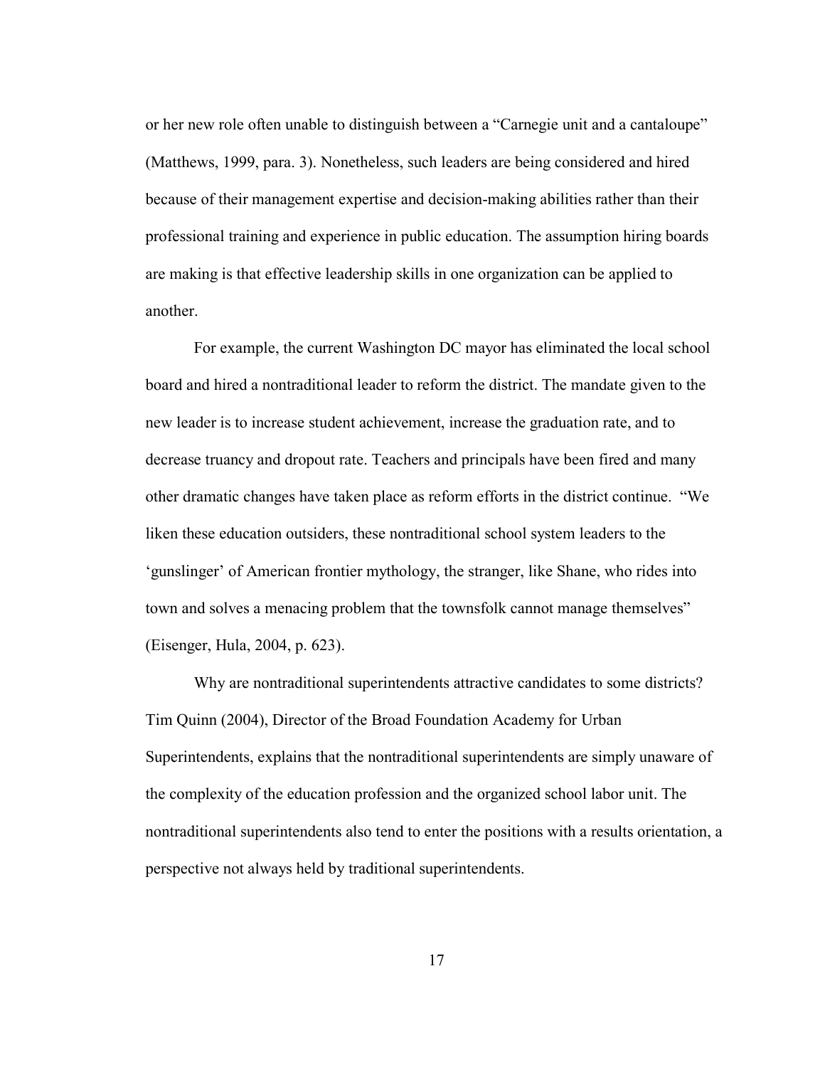or her new role often unable to distinguish between a "Carnegie unit and a cantaloupe" (Matthews, 1999, para. 3). Nonetheless, such leaders are being considered and hired because of their management expertise and decision-making abilities rather than their professional training and experience in public education. The assumption hiring boards are making is that effective leadership skills in one organization can be applied to another.

For example, the current Washington DC mayor has eliminated the local school board and hired a nontraditional leader to reform the district. The mandate given to the new leader is to increase student achievement, increase the graduation rate, and to decrease truancy and dropout rate. Teachers and principals have been fired and many other dramatic changes have taken place as reform efforts in the district continue. "We liken these education outsiders, these nontraditional school system leaders to the 'gunslinger' of American frontier mythology, the stranger, like Shane, who rides into town and solves a menacing problem that the townsfolk cannot manage themselves" (Eisenger, Hula, 2004, p. 623).

Why are nontraditional superintendents attractive candidates to some districts? Tim Quinn (2004), Director of the Broad Foundation Academy for Urban Superintendents, explains that the nontraditional superintendents are simply unaware of the complexity of the education profession and the organized school labor unit. The nontraditional superintendents also tend to enter the positions with a results orientation, a perspective not always held by traditional superintendents.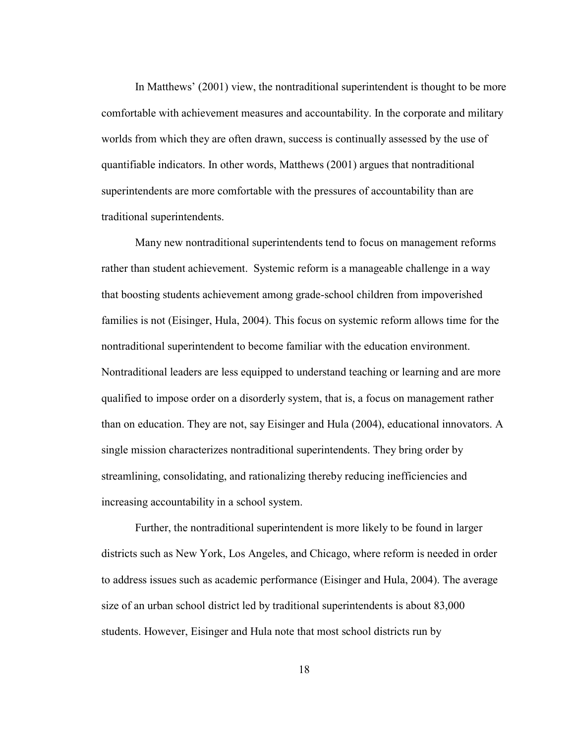In Matthews' (2001) view, the nontraditional superintendent is thought to be more comfortable with achievement measures and accountability. In the corporate and military worlds from which they are often drawn, success is continually assessed by the use of quantifiable indicators. In other words, Matthews (2001) argues that nontraditional superintendents are more comfortable with the pressures of accountability than are traditional superintendents.

Many new nontraditional superintendents tend to focus on management reforms rather than student achievement.  Systemic reform is a manageable challenge in a way that boosting students achievement among grade-school children from impoverished families is not (Eisinger, Hula, 2004). This focus on systemic reform allows time for the nontraditional superintendent to become familiar with the education environment. Nontraditional leaders are less equipped to understand teaching or learning and are more qualified to impose order on a disorderly system, that is, a focus on management rather than on education. They are not, say Eisinger and Hula (2004), educational innovators. A single mission characterizes nontraditional superintendents. They bring order by streamlining, consolidating, and rationalizing thereby reducing inefficiencies and increasing accountability in a school system.

Further, the nontraditional superintendent is more likely to be found in larger districts such as New York, Los Angeles, and Chicago, where reform is needed in order to address issues such as academic performance (Eisinger and Hula, 2004). The average size of an urban school district led by traditional superintendents is about 83,000 students. However, Eisinger and Hula note that most school districts run by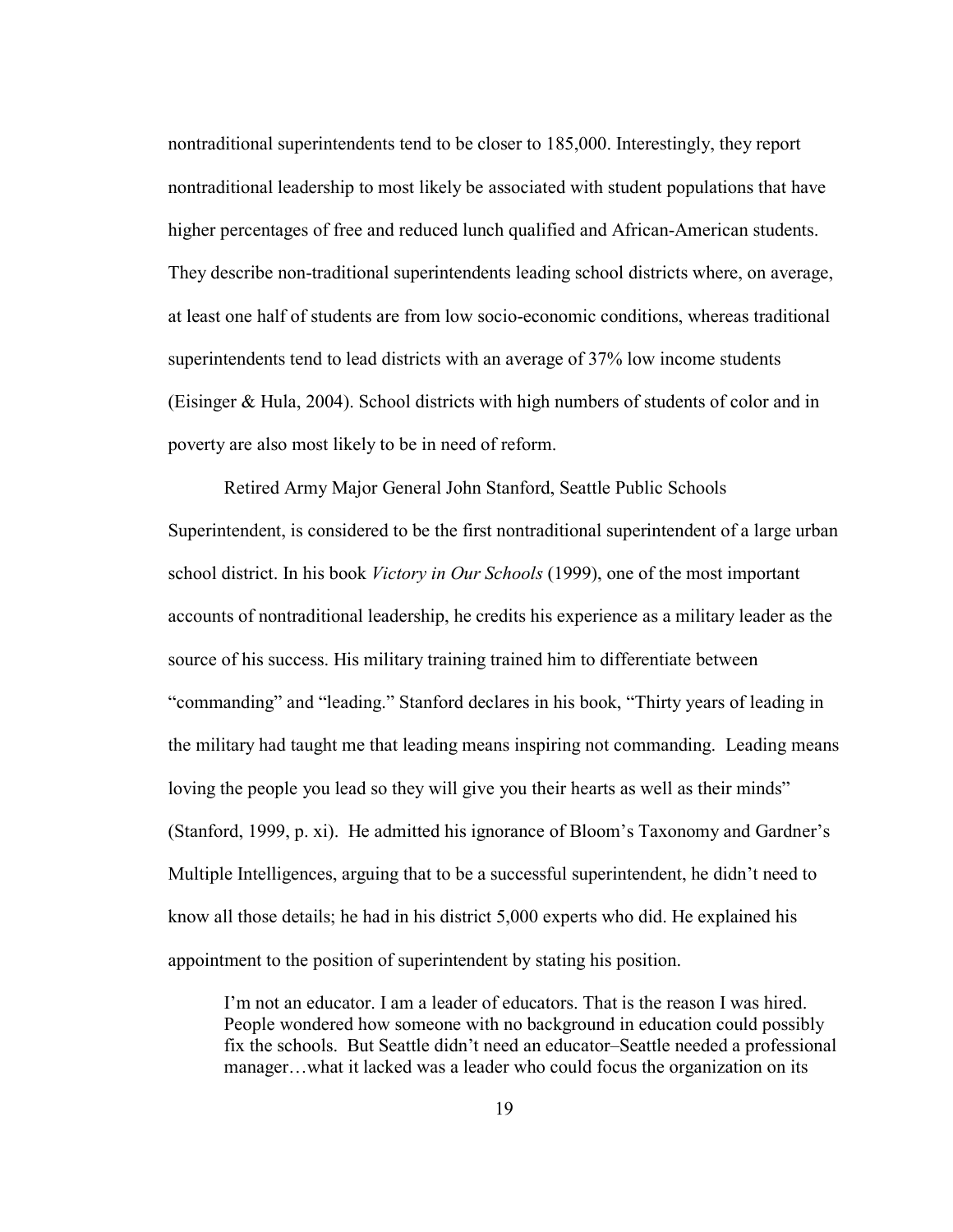nontraditional superintendents tend to be closer to 185,000. Interestingly, they report nontraditional leadership to most likely be associated with student populations that have higher percentages of free and reduced lunch qualified and African-American students. They describe non-traditional superintendents leading school districts where, on average, at least one half of students are from low socio-economic conditions, whereas traditional superintendents tend to lead districts with an average of 37% low income students (Eisinger & Hula, 2004). School districts with high numbers of students of color and in poverty are also most likely to be in need of reform.

Retired Army Major General John Stanford, Seattle Public Schools Superintendent, is considered to be the first nontraditional superintendent of a large urban school district. In his book *Victory in Our Schools* (1999), one of the most important accounts of nontraditional leadership, he credits his experience as a military leader as the source of his success. His military training trained him to differentiate between "commanding" and "leading." Stanford declares in his book, "Thirty years of leading in the military had taught me that leading means inspiring not commanding. Leading means loving the people you lead so they will give you their hearts as well as their minds" (Stanford, 1999, p. xi). He admitted his ignorance of Bloom's Taxonomy and Gardner's Multiple Intelligences, arguing that to be a successful superintendent, he didn't need to know all those details; he had in his district 5,000 experts who did. He explained his appointment to the position of superintendent by stating his position.

> I'm not an educator. I am a leader of educators. That is the reason I was hired. People wondered how someone with no background in education could possibly fix the schools. But Seattle didn't need an educator–Seattle needed a professional manager…what it lacked was a leader who could focus the organization on its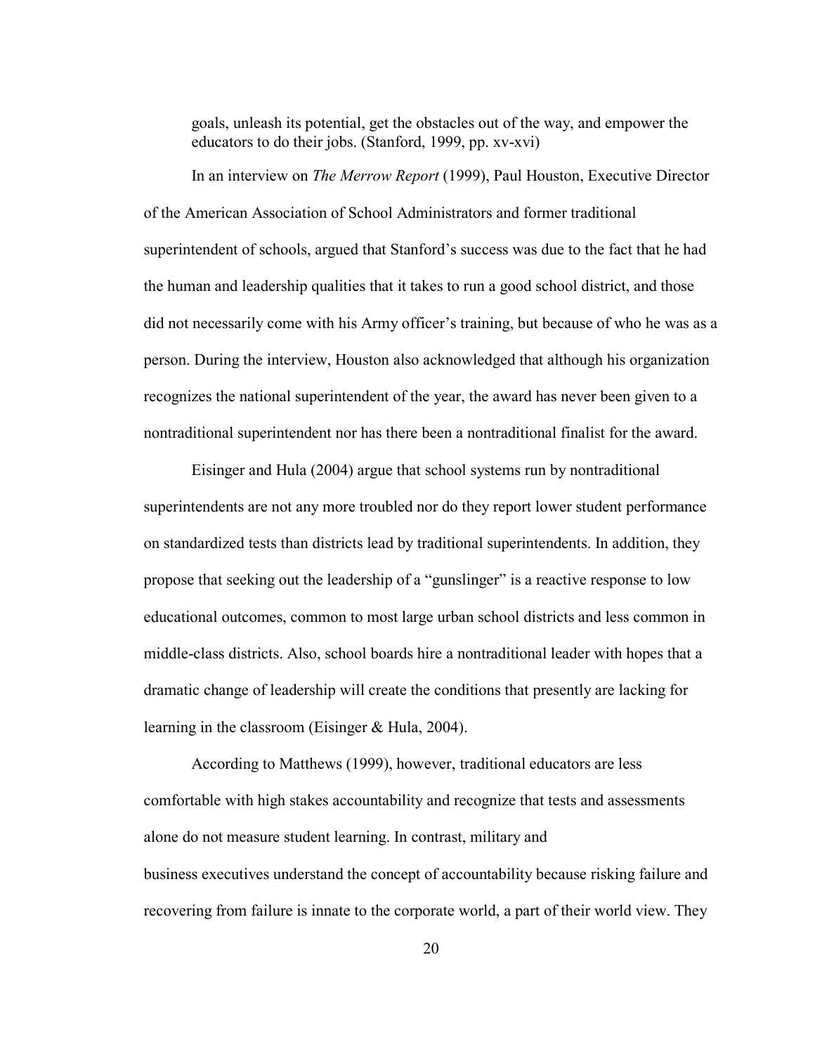goals, unleash its potential, get the obstacles out of the way, and empower the educators to do their jobs. (Stanford, 1999, pp. xv-xvi)

In an interview on *The Merrow Report* (1999), Paul Houston, Executive Director of the American Association of School Administrators and former traditional superintendent of schools, argued that Stanford's success was due to the fact that he had the human and leadership qualities that it takes to run a good school district, and those did not necessarily come with his Army officer's training, but because of who he was as a person. During the interview, Houston also acknowledged that although his organization recognizes the national superintendent of the year, the award has never been given to a nontraditional superintendent nor has there been a nontraditional finalist for the award.

Eisinger and Hula (2004) argue that school systems run by nontraditional superintendents are not any more troubled nor do they report lower student performance on standardized tests than districts lead by traditional superintendents. In addition, they propose that seeking out the leadership of a "gunslinger" is a reactive response to low educational outcomes, common to most large urban school districts and less common in middle-class districts. Also, school boards hire a nontraditional leader with hopes that a dramatic change of leadership will create the conditions that presently are lacking for learning in the classroom (Eisinger & Hula, 2004).

According to Matthews (1999), however, traditional educators are less comfortable with high stakes accountability and recognize that tests and assessments alone do not measure student learning. In contrast, military and business executives understand the concept of accountability because risking failure and recovering from failure is innate to the corporate world, a part of their world view. They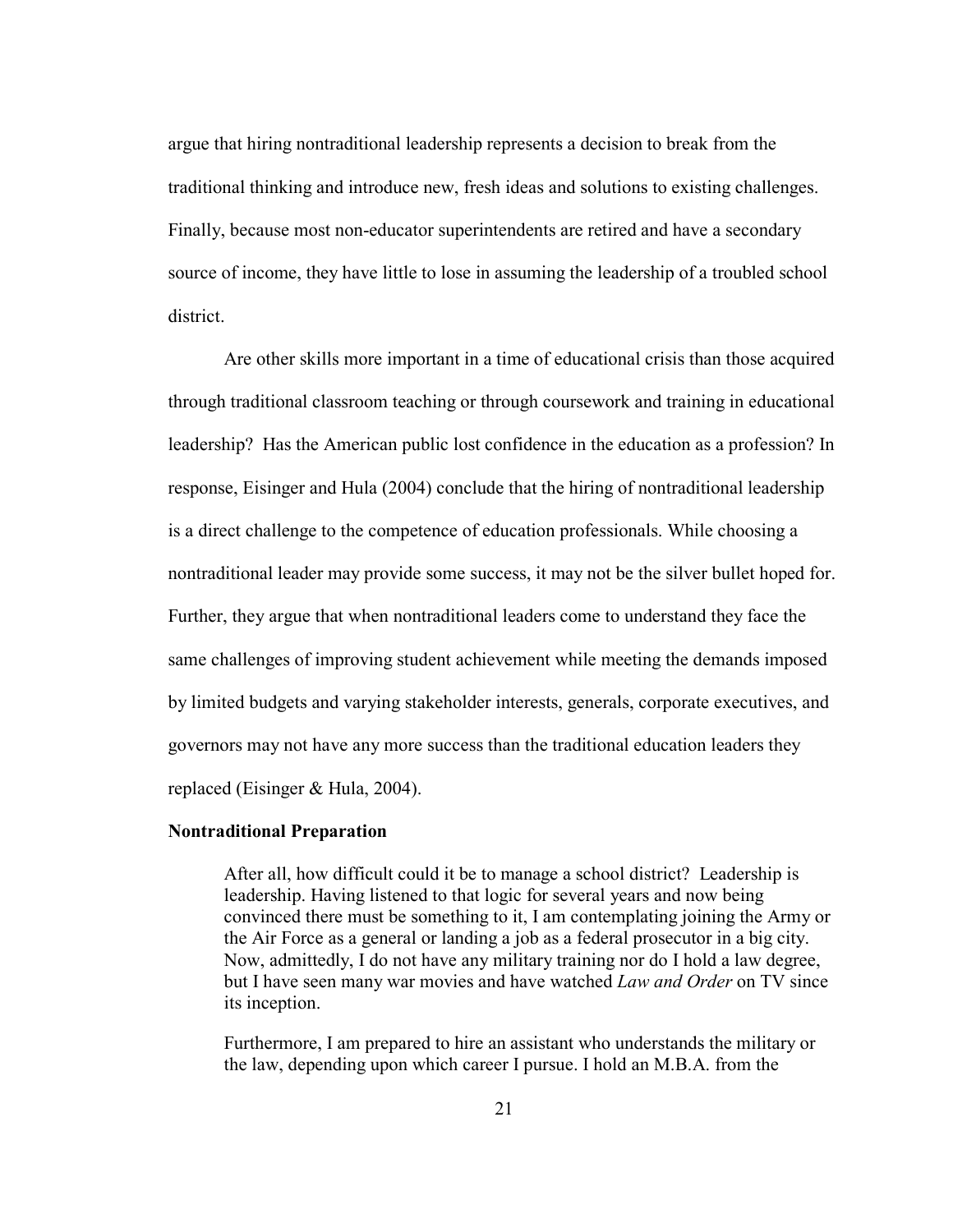argue that hiring nontraditional leadership represents a decision to break from the traditional thinking and introduce new, fresh ideas and solutions to existing challenges. Finally, because most non-educator superintendents are retired and have a secondary source of income, they have little to lose in assuming the leadership of a troubled school district.

Are other skills more important in a time of educational crisis than those acquired through traditional classroom teaching or through coursework and training in educational leadership? Has the American public lost confidence in the education as a profession? In response, Eisinger and Hula (2004) conclude that the hiring of nontraditional leadership is a direct challenge to the competence of education professionals. While choosing a nontraditional leader may provide some success, it may not be the silver bullet hoped for. Further, they argue that when nontraditional leaders come to understand they face the same challenges of improving student achievement while meeting the demands imposed by limited budgets and varying stakeholder interests, generals, corporate executives, and governors may not have any more success than the traditional education leaders they replaced (Eisinger & Hula, 2004).

**Nontraditional Preparation**

> After all, how difficult could it be to manage a school district? Leadership is leadership. Having listened to that logic for several years and now being convinced there must be something to it, I am contemplating joining the Army or the Air Force as a general or landing a job as a federal prosecutor in a big city. Now, admittedly, I do not have any military training nor do I hold a law degree, but I have seen many war movies and have watched *Law and Order* on TV since its inception.
>
> Furthermore, I am prepared to hire an assistant who understands the military or the law, depending upon which career I pursue. I hold an M.B.A. from the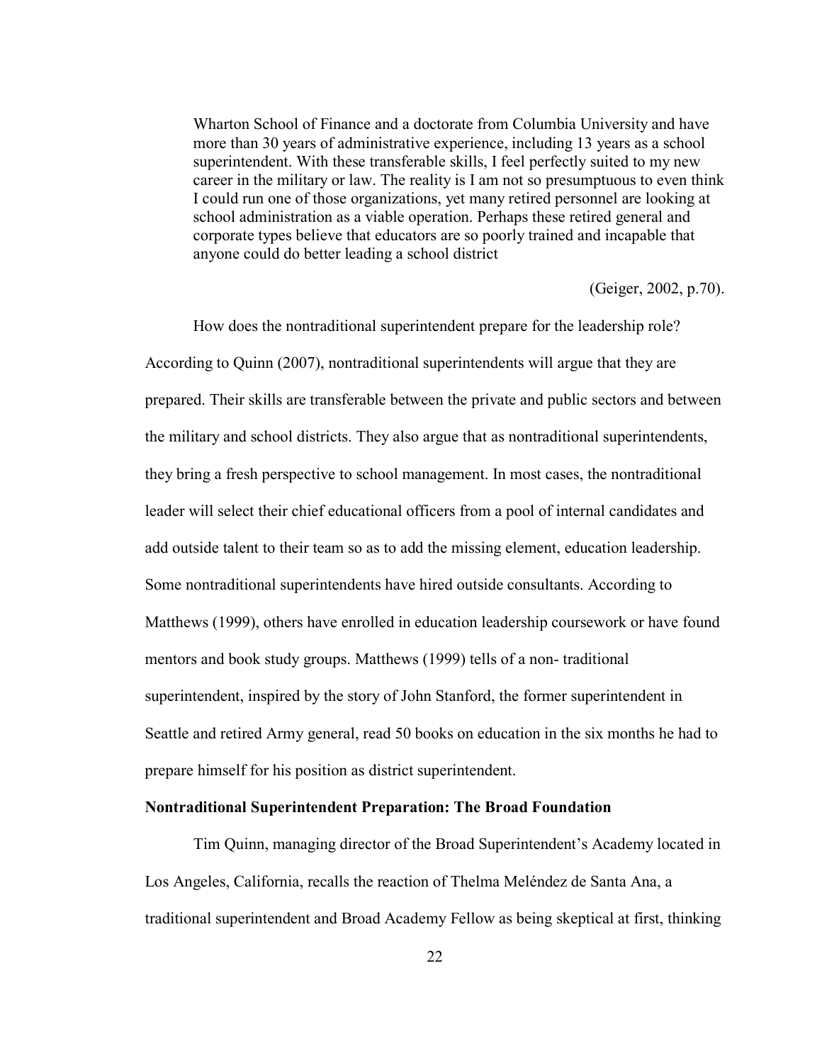> Wharton School of Finance and a doctorate from Columbia University and have more than 30 years of administrative experience, including 13 years as a school superintendent. With these transferable skills, I feel perfectly suited to my new career in the military or law. The reality is I am not so presumptuous to even think I could run one of those organizations, yet many retired personnel are looking at school administration as a viable operation. Perhaps these retired general and corporate types believe that educators are so poorly trained and incapable that anyone could do better leading a school district
>
> (Geiger, 2002, p.70).

How does the nontraditional superintendent prepare for the leadership role? According to Quinn (2007), nontraditional superintendents will argue that they are prepared. Their skills are transferable between the private and public sectors and between the military and school districts. They also argue that as nontraditional superintendents, they bring a fresh perspective to school management. In most cases, the nontraditional leader will select their chief educational officers from a pool of internal candidates and add outside talent to their team so as to add the missing element, education leadership. Some nontraditional superintendents have hired outside consultants. According to Matthews (1999), others have enrolled in education leadership coursework or have found mentors and book study groups. Matthews (1999) tells of a non- traditional superintendent, inspired by the story of John Stanford, the former superintendent in Seattle and retired Army general, read 50 books on education in the six months he had to prepare himself for his position as district superintendent.

**Nontraditional Superintendent Preparation: The Broad Foundation**

Tim Quinn, managing director of the Broad Superintendent's Academy located in Los Angeles, California, recalls the reaction of Thelma Meléndez de Santa Ana, a traditional superintendent and Broad Academy Fellow as being skeptical at first, thinking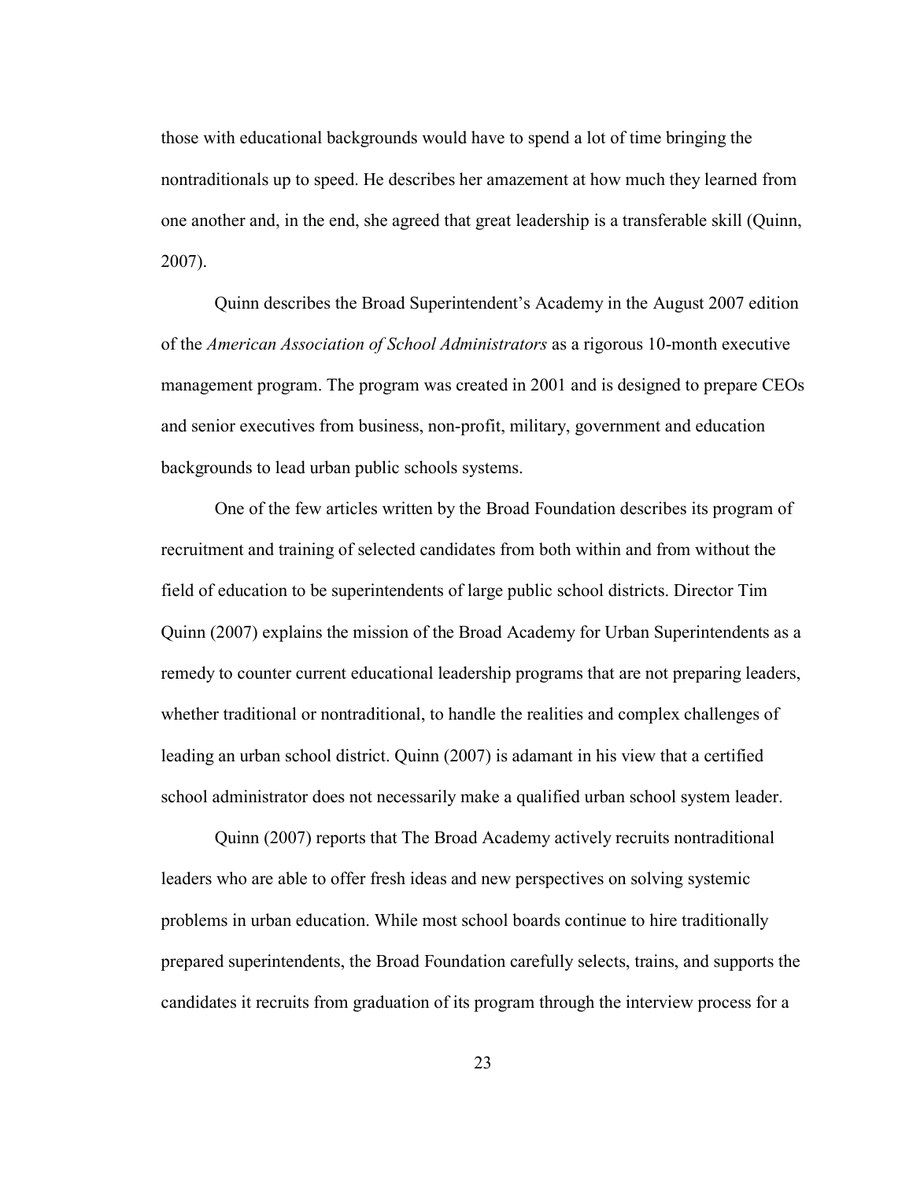those with educational backgrounds would have to spend a lot of time bringing the nontraditionals up to speed. He describes her amazement at how much they learned from one another and, in the end, she agreed that great leadership is a transferable skill (Quinn, 2007).

Quinn describes the Broad Superintendent's Academy in the August 2007 edition of the *American Association of School Administrators* as a rigorous 10-month executive management program. The program was created in 2001 and is designed to prepare CEOs and senior executives from business, non-profit, military, government and education backgrounds to lead urban public schools systems.

One of the few articles written by the Broad Foundation describes its program of recruitment and training of selected candidates from both within and from without the field of education to be superintendents of large public school districts. Director Tim Quinn (2007) explains the mission of the Broad Academy for Urban Superintendents as a remedy to counter current educational leadership programs that are not preparing leaders, whether traditional or nontraditional, to handle the realities and complex challenges of leading an urban school district. Quinn (2007) is adamant in his view that a certified school administrator does not necessarily make a qualified urban school system leader.

Quinn (2007) reports that The Broad Academy actively recruits nontraditional leaders who are able to offer fresh ideas and new perspectives on solving systemic problems in urban education. While most school boards continue to hire traditionally prepared superintendents, the Broad Foundation carefully selects, trains, and supports the candidates it recruits from graduation of its program through the interview process for a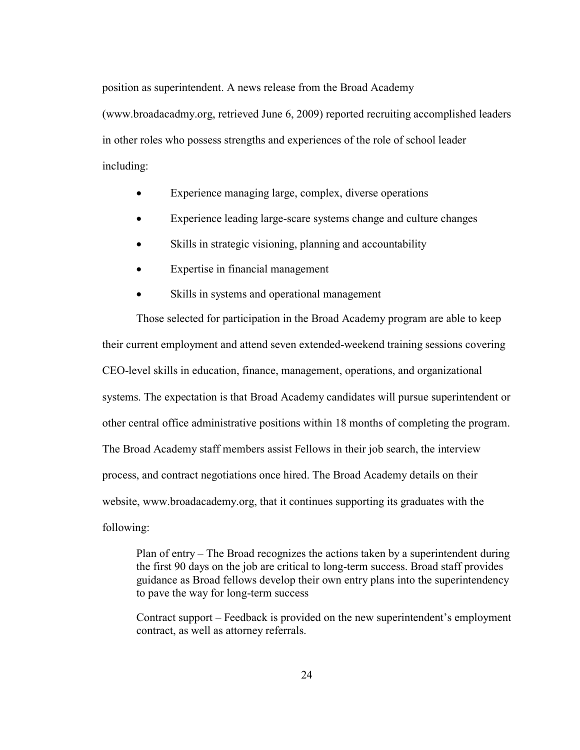position as superintendent. A news release from the Broad Academy (www.broadacadmy.org, retrieved June 6, 2009) reported recruiting accomplished leaders in other roles who possess strengths and experiences of the role of school leader including:

- Experience managing large, complex, diverse operations
- Experience leading large-scare systems change and culture changes
- Skills in strategic visioning, planning and accountability
- Expertise in financial management
- Skills in systems and operational management

Those selected for participation in the Broad Academy program are able to keep their current employment and attend seven extended-weekend training sessions covering CEO-level skills in education, finance, management, operations, and organizational systems. The expectation is that Broad Academy candidates will pursue superintendent or other central office administrative positions within 18 months of completing the program. The Broad Academy staff members assist Fellows in their job search, the interview process, and contract negotiations once hired. The Broad Academy details on their website, www.broadacademy.org, that it continues supporting its graduates with the following:

> Plan of entry – The Broad recognizes the actions taken by a superintendent during the first 90 days on the job are critical to long-term success. Broad staff provides guidance as Broad fellows develop their own entry plans into the superintendency to pave the way for long-term success
>
> Contract support – Feedback is provided on the new superintendent's employment contract, as well as attorney referrals.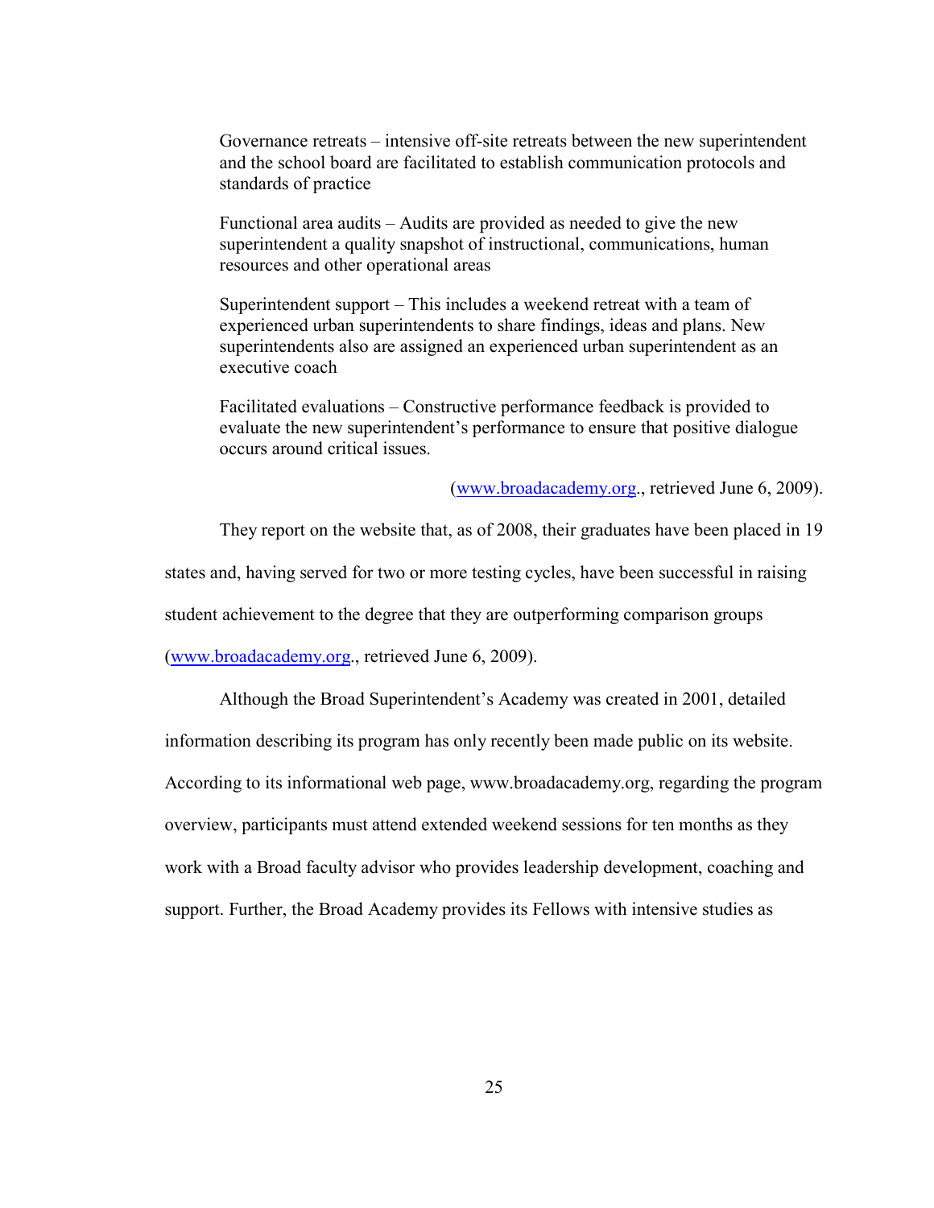> Governance retreats – intensive off-site retreats between the new superintendent and the school board are facilitated to establish communication protocols and standards of practice
>
> Functional area audits – Audits are provided as needed to give the new superintendent a quality snapshot of instructional, communications, human resources and other operational areas
>
> Superintendent support – This includes a weekend retreat with a team of experienced urban superintendents to share findings, ideas and plans. New superintendents also are assigned an experienced urban superintendent as an executive coach
>
> Facilitated evaluations – Constructive performance feedback is provided to evaluate the new superintendent's performance to ensure that positive dialogue occurs around critical issues.
>
> (www.broadacademy.org., retrieved June 6, 2009).

They report on the website that, as of 2008, their graduates have been placed in 19 states and, having served for two or more testing cycles, have been successful in raising student achievement to the degree that they are outperforming comparison groups (www.broadacademy.org., retrieved June 6, 2009).

Although the Broad Superintendent's Academy was created in 2001, detailed information describing its program has only recently been made public on its website. According to its informational web page, www.broadacademy.org, regarding the program overview, participants must attend extended weekend sessions for ten months as they work with a Broad faculty advisor who provides leadership development, coaching and support. Further, the Broad Academy provides its Fellows with intensive studies as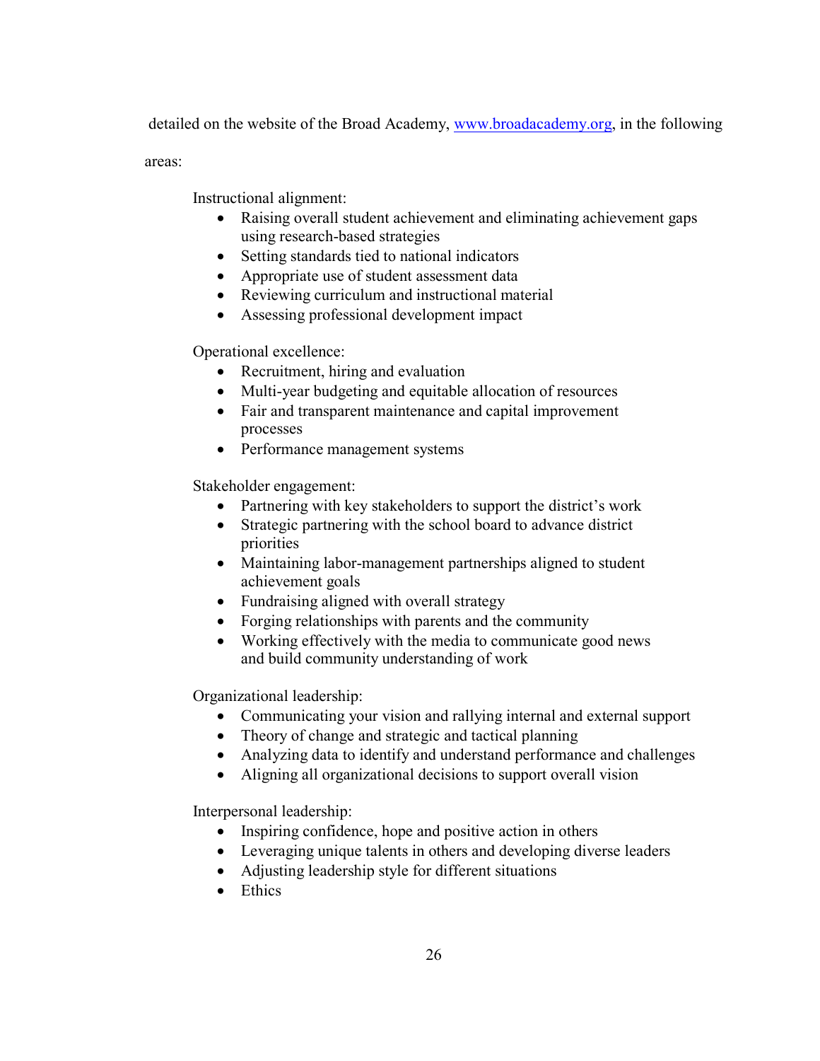detailed on the website of the Broad Academy, [www.broadacademy.org](http://www.broadacademy.org), in the following areas:

Instructional alignment:

- Raising overall student achievement and eliminating achievement gaps using research-based strategies
- Setting standards tied to national indicators
- Appropriate use of student assessment data
- Reviewing curriculum and instructional material
- Assessing professional development impact

Operational excellence:

- Recruitment, hiring and evaluation
- Multi-year budgeting and equitable allocation of resources
- Fair and transparent maintenance and capital improvement processes
- Performance management systems

Stakeholder engagement:

- Partnering with key stakeholders to support the district's work
- Strategic partnering with the school board to advance district priorities
- Maintaining labor-management partnerships aligned to student achievement goals
- Fundraising aligned with overall strategy
- Forging relationships with parents and the community
- Working effectively with the media to communicate good news and build community understanding of work

Organizational leadership:

- Communicating your vision and rallying internal and external support
- Theory of change and strategic and tactical planning
- Analyzing data to identify and understand performance and challenges
- Aligning all organizational decisions to support overall vision

Interpersonal leadership:

- Inspiring confidence, hope and positive action in others
- Leveraging unique talents in others and developing diverse leaders
- Adjusting leadership style for different situations
- Ethics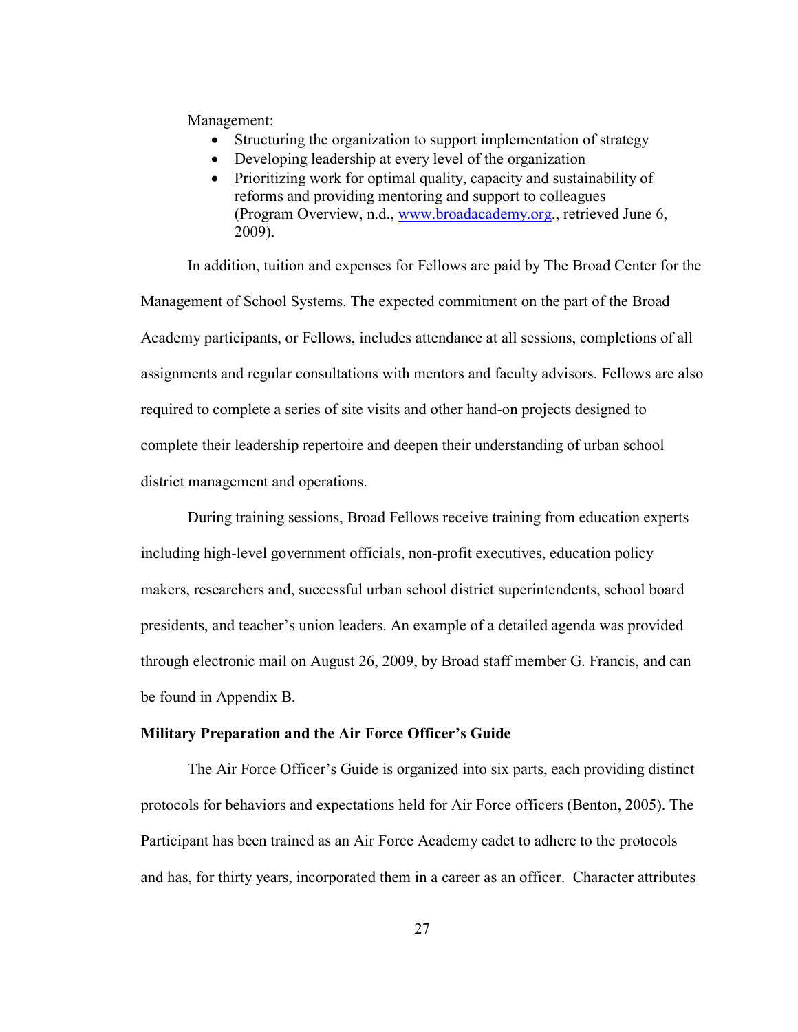Management:

- Structuring the organization to support implementation of strategy
- Developing leadership at every level of the organization
- Prioritizing work for optimal quality, capacity and sustainability of reforms and providing mentoring and support to colleagues (Program Overview, n.d., www.broadacademy.org., retrieved June 6, 2009).

In addition, tuition and expenses for Fellows are paid by The Broad Center for the Management of School Systems. The expected commitment on the part of the Broad Academy participants, or Fellows, includes attendance at all sessions, completions of all assignments and regular consultations with mentors and faculty advisors. Fellows are also required to complete a series of site visits and other hand-on projects designed to complete their leadership repertoire and deepen their understanding of urban school district management and operations.

During training sessions, Broad Fellows receive training from education experts including high-level government officials, non-profit executives, education policy makers, researchers and, successful urban school district superintendents, school board presidents, and teacher's union leaders. An example of a detailed agenda was provided through electronic mail on August 26, 2009, by Broad staff member G. Francis, and can be found in Appendix B.

**Military Preparation and the Air Force Officer's Guide**

The Air Force Officer's Guide is organized into six parts, each providing distinct protocols for behaviors and expectations held for Air Force officers (Benton, 2005). The Participant has been trained as an Air Force Academy cadet to adhere to the protocols and has, for thirty years, incorporated them in a career as an officer. Character attributes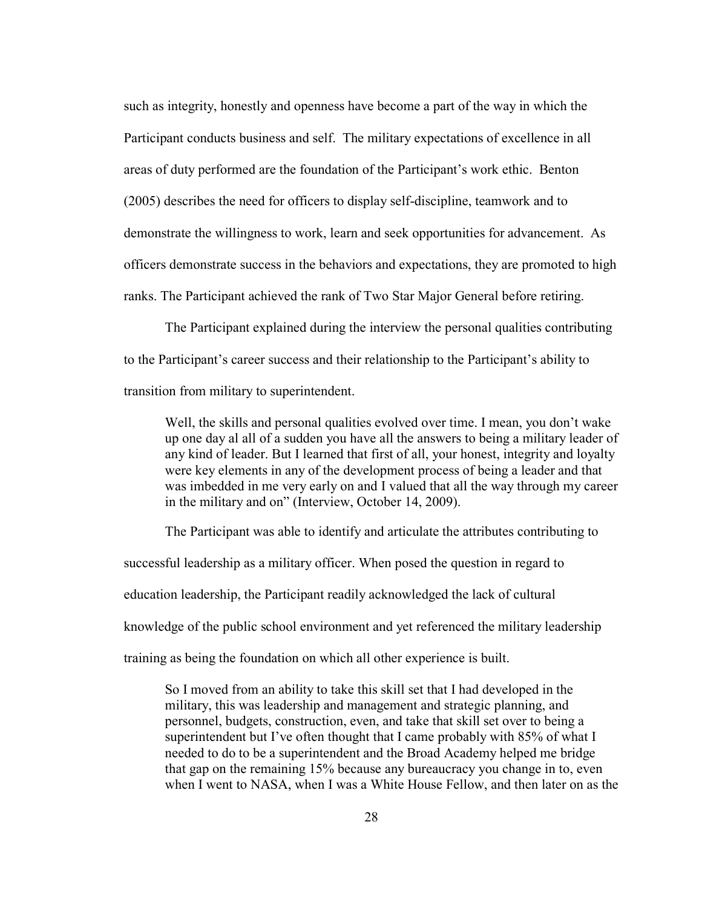such as integrity, honestly and openness have become a part of the way in which the Participant conducts business and self. The military expectations of excellence in all areas of duty performed are the foundation of the Participant's work ethic. Benton (2005) describes the need for officers to display self-discipline, teamwork and to demonstrate the willingness to work, learn and seek opportunities for advancement. As officers demonstrate success in the behaviors and expectations, they are promoted to high ranks. The Participant achieved the rank of Two Star Major General before retiring.

The Participant explained during the interview the personal qualities contributing to the Participant's career success and their relationship to the Participant's ability to transition from military to superintendent.

> Well, the skills and personal qualities evolved over time. I mean, you don't wake up one day al all of a sudden you have all the answers to being a military leader of any kind of leader. But I learned that first of all, your honest, integrity and loyalty were key elements in any of the development process of being a leader and that was imbedded in me very early on and I valued that all the way through my career in the military and on" (Interview, October 14, 2009).

The Participant was able to identify and articulate the attributes contributing to successful leadership as a military officer. When posed the question in regard to education leadership, the Participant readily acknowledged the lack of cultural knowledge of the public school environment and yet referenced the military leadership training as being the foundation on which all other experience is built.

> So I moved from an ability to take this skill set that I had developed in the military, this was leadership and management and strategic planning, and personnel, budgets, construction, even, and take that skill set over to being a superintendent but I've often thought that I came probably with 85% of what I needed to do to be a superintendent and the Broad Academy helped me bridge that gap on the remaining 15% because any bureaucracy you change in to, even when I went to NASA, when I was a White House Fellow, and then later on as the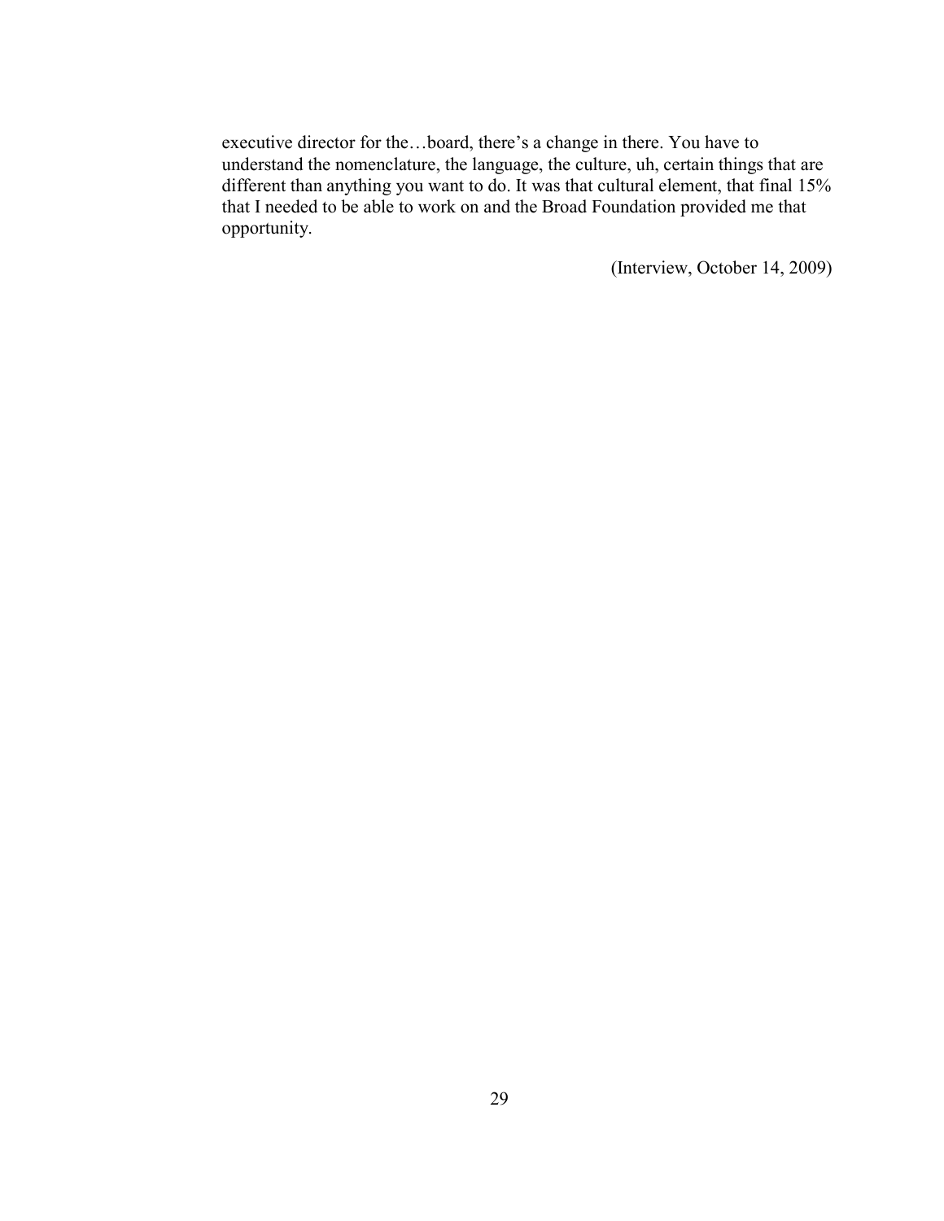> executive director for the…board, there's a change in there. You have to understand the nomenclature, the language, the culture, uh, certain things that are different than anything you want to do. It was that cultural element, that final 15% that I needed to be able to work on and the Broad Foundation provided me that opportunity.
>
> (Interview, October 14, 2009)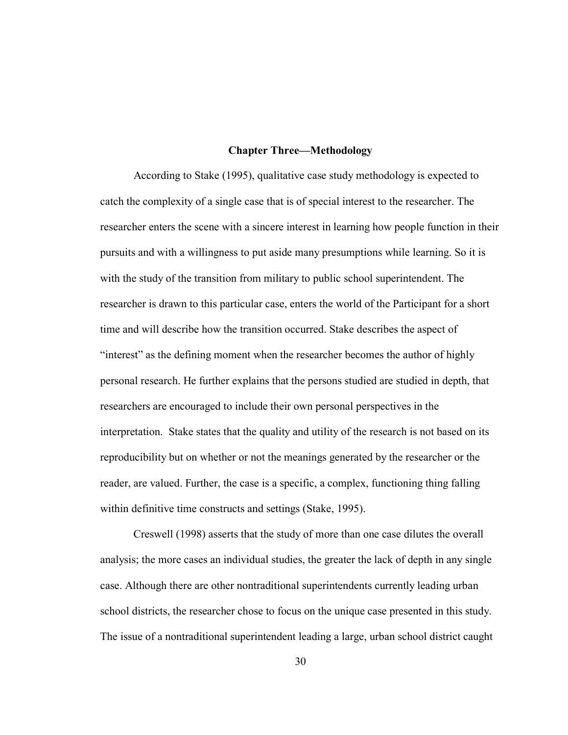# Chapter Three—Methodology

According to Stake (1995), qualitative case study methodology is expected to catch the complexity of a single case that is of special interest to the researcher. The researcher enters the scene with a sincere interest in learning how people function in their pursuits and with a willingness to put aside many presumptions while learning. So it is with the study of the transition from military to public school superintendent. The researcher is drawn to this particular case, enters the world of the Participant for a short time and will describe how the transition occurred. Stake describes the aspect of "interest" as the defining moment when the researcher becomes the author of highly personal research. He further explains that the persons studied are studied in depth, that researchers are encouraged to include their own personal perspectives in the interpretation. Stake states that the quality and utility of the research is not based on its reproducibility but on whether or not the meanings generated by the researcher or the reader, are valued. Further, the case is a specific, a complex, functioning thing falling within definitive time constructs and settings (Stake, 1995).

Creswell (1998) asserts that the study of more than one case dilutes the overall analysis; the more cases an individual studies, the greater the lack of depth in any single case. Although there are other nontraditional superintendents currently leading urban school districts, the researcher chose to focus on the unique case presented in this study. The issue of a nontraditional superintendent leading a large, urban school district caught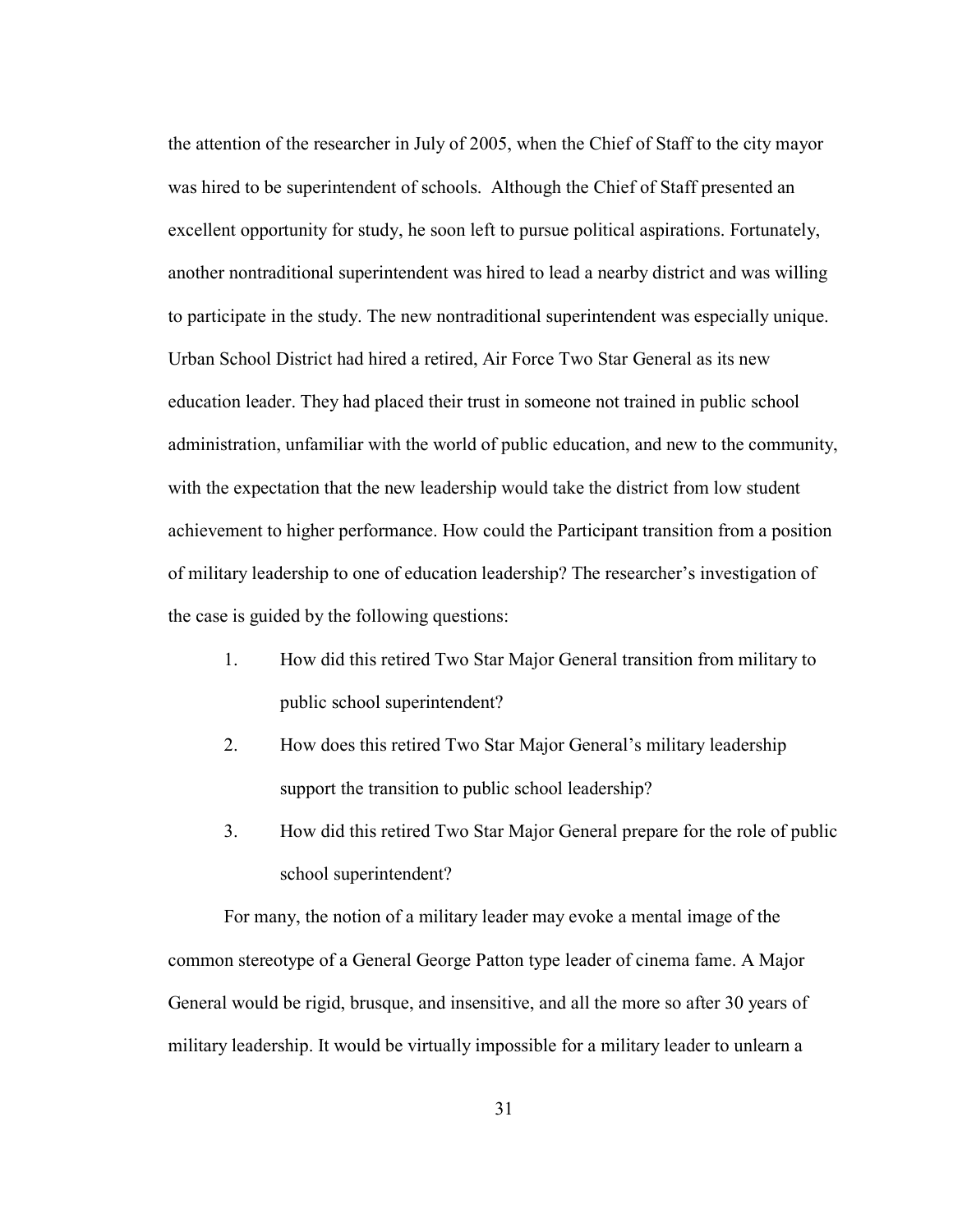the attention of the researcher in July of 2005, when the Chief of Staff to the city mayor was hired to be superintendent of schools. Although the Chief of Staff presented an excellent opportunity for study, he soon left to pursue political aspirations. Fortunately, another nontraditional superintendent was hired to lead a nearby district and was willing to participate in the study. The new nontraditional superintendent was especially unique. Urban School District had hired a retired, Air Force Two Star General as its new education leader. They had placed their trust in someone not trained in public school administration, unfamiliar with the world of public education, and new to the community, with the expectation that the new leadership would take the district from low student achievement to higher performance. How could the Participant transition from a position of military leadership to one of education leadership? The researcher's investigation of the case is guided by the following questions:

1. How did this retired Two Star Major General transition from military to public school superintendent?
2. How does this retired Two Star Major General's military leadership support the transition to public school leadership?
3. How did this retired Two Star Major General prepare for the role of public school superintendent?

For many, the notion of a military leader may evoke a mental image of the common stereotype of a General George Patton type leader of cinema fame. A Major General would be rigid, brusque, and insensitive, and all the more so after 30 years of military leadership. It would be virtually impossible for a military leader to unlearn a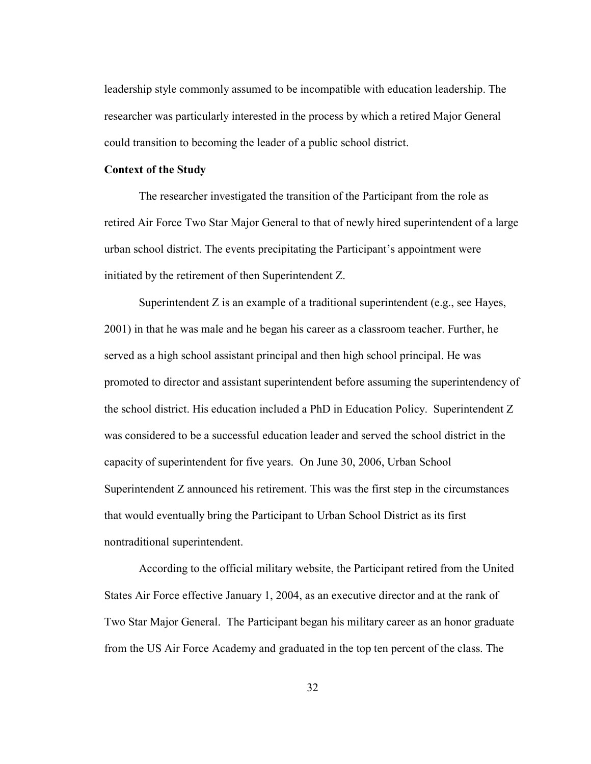leadership style commonly assumed to be incompatible with education leadership. The researcher was particularly interested in the process by which a retired Major General could transition to becoming the leader of a public school district.

**Context of the Study**

The researcher investigated the transition of the Participant from the role as retired Air Force Two Star Major General to that of newly hired superintendent of a large urban school district. The events precipitating the Participant's appointment were initiated by the retirement of then Superintendent Z.

Superintendent Z is an example of a traditional superintendent (e.g., see Hayes, 2001) in that he was male and he began his career as a classroom teacher. Further, he served as a high school assistant principal and then high school principal. He was promoted to director and assistant superintendent before assuming the superintendency of the school district. His education included a PhD in Education Policy. Superintendent Z was considered to be a successful education leader and served the school district in the capacity of superintendent for five years. On June 30, 2006, Urban School Superintendent Z announced his retirement. This was the first step in the circumstances that would eventually bring the Participant to Urban School District as its first nontraditional superintendent.

According to the official military website, the Participant retired from the United States Air Force effective January 1, 2004, as an executive director and at the rank of Two Star Major General. The Participant began his military career as an honor graduate from the US Air Force Academy and graduated in the top ten percent of the class. The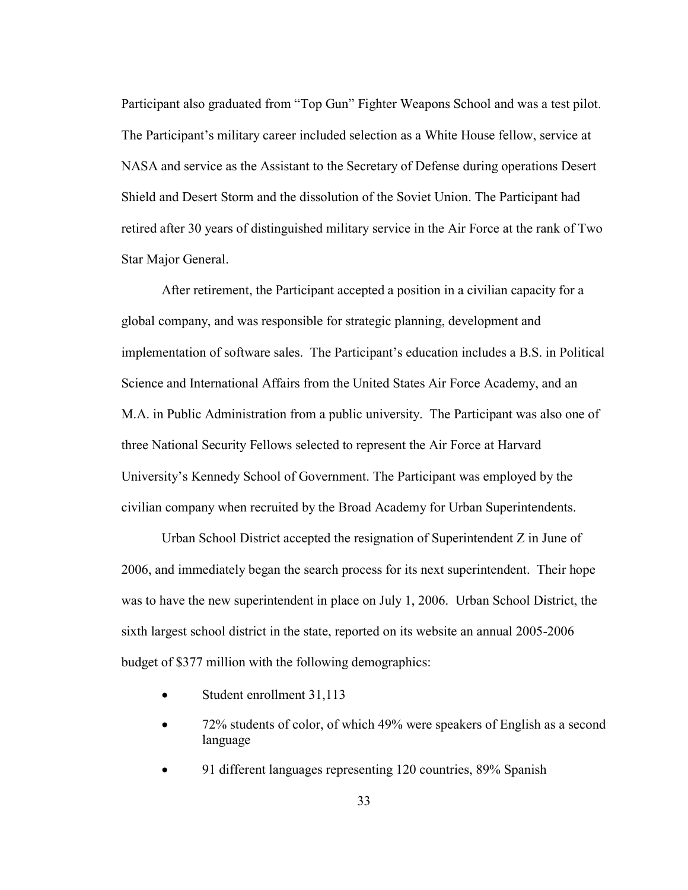Participant also graduated from "Top Gun" Fighter Weapons School and was a test pilot. The Participant's military career included selection as a White House fellow, service at NASA and service as the Assistant to the Secretary of Defense during operations Desert Shield and Desert Storm and the dissolution of the Soviet Union. The Participant had retired after 30 years of distinguished military service in the Air Force at the rank of Two Star Major General.

After retirement, the Participant accepted a position in a civilian capacity for a global company, and was responsible for strategic planning, development and implementation of software sales. The Participant's education includes a B.S. in Political Science and International Affairs from the United States Air Force Academy, and an M.A. in Public Administration from a public university. The Participant was also one of three National Security Fellows selected to represent the Air Force at Harvard University's Kennedy School of Government. The Participant was employed by the civilian company when recruited by the Broad Academy for Urban Superintendents.

Urban School District accepted the resignation of Superintendent Z in June of 2006, and immediately began the search process for its next superintendent. Their hope was to have the new superintendent in place on July 1, 2006. Urban School District, the sixth largest school district in the state, reported on its website an annual 2005-2006 budget of $377 million with the following demographics:

- Student enrollment 31,113
- 72% students of color, of which 49% were speakers of English as a second language
- 91 different languages representing 120 countries, 89% Spanish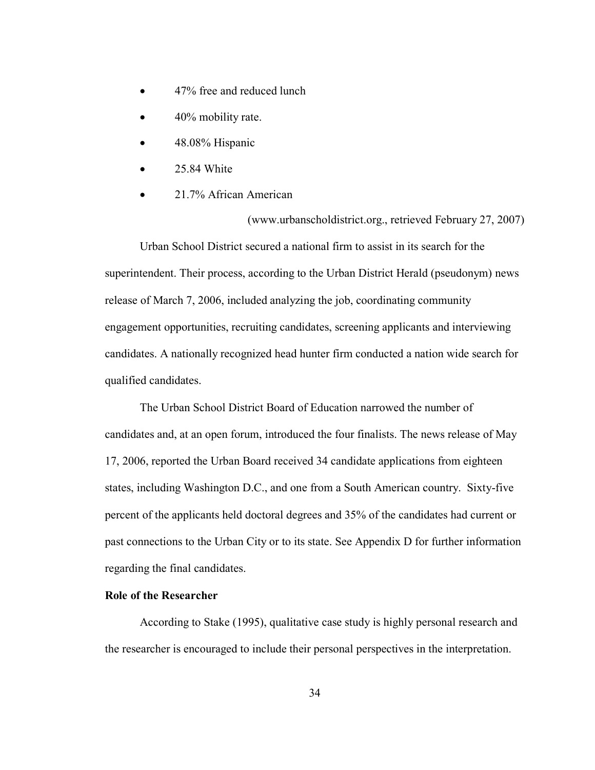- 47% free and reduced lunch
- 40% mobility rate.
- 48.08% Hispanic
- 25.84 White
- 21.7% African American

(www.urbanscholdistrict.org., retrieved February 27, 2007)

Urban School District secured a national firm to assist in its search for the superintendent. Their process, according to the Urban District Herald (pseudonym) news release of March 7, 2006, included analyzing the job, coordinating community engagement opportunities, recruiting candidates, screening applicants and interviewing candidates. A nationally recognized head hunter firm conducted a nation wide search for qualified candidates.

The Urban School District Board of Education narrowed the number of candidates and, at an open forum, introduced the four finalists. The news release of May 17, 2006, reported the Urban Board received 34 candidate applications from eighteen states, including Washington D.C., and one from a South American country. Sixty-five percent of the applicants held doctoral degrees and 35% of the candidates had current or past connections to the Urban City or to its state. See Appendix D for further information regarding the final candidates.

**Role of the Researcher**

According to Stake (1995), qualitative case study is highly personal research and the researcher is encouraged to include their personal perspectives in the interpretation.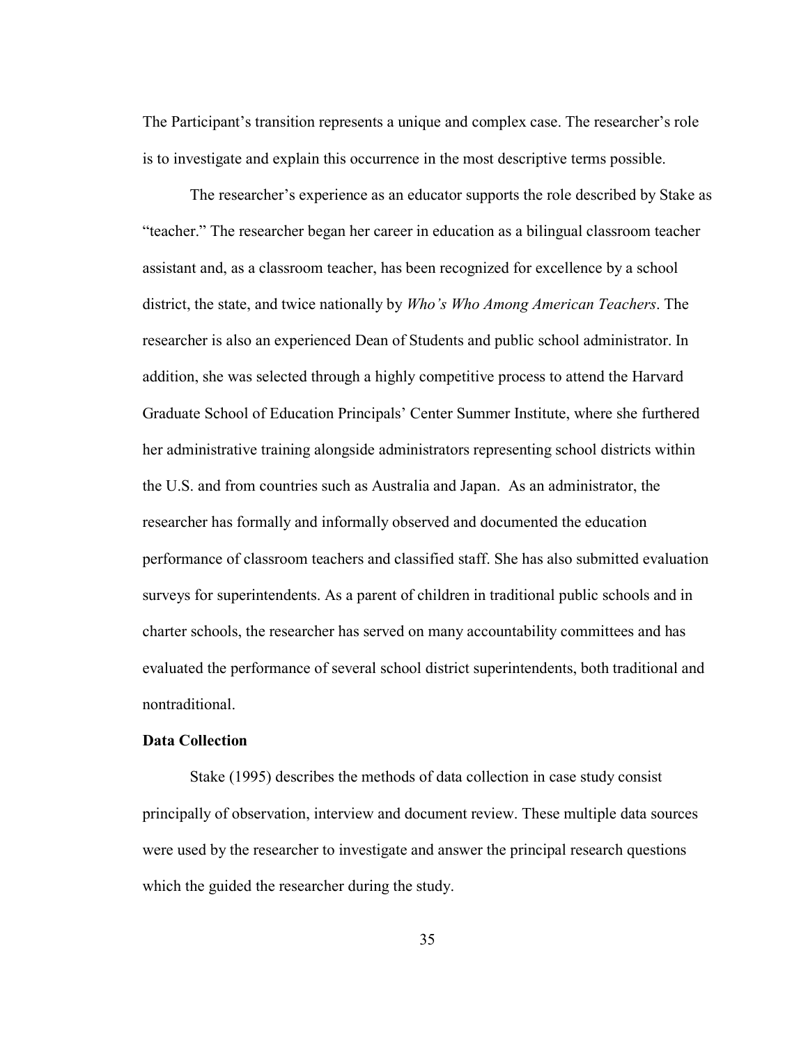The Participant's transition represents a unique and complex case. The researcher's role is to investigate and explain this occurrence in the most descriptive terms possible.

The researcher's experience as an educator supports the role described by Stake as "teacher." The researcher began her career in education as a bilingual classroom teacher assistant and, as a classroom teacher, has been recognized for excellence by a school district, the state, and twice nationally by *Who's Who Among American Teachers*. The researcher is also an experienced Dean of Students and public school administrator. In addition, she was selected through a highly competitive process to attend the Harvard Graduate School of Education Principals' Center Summer Institute, where she furthered her administrative training alongside administrators representing school districts within the U.S. and from countries such as Australia and Japan.  As an administrator, the researcher has formally and informally observed and documented the education performance of classroom teachers and classified staff. She has also submitted evaluation surveys for superintendents. As a parent of children in traditional public schools and in charter schools, the researcher has served on many accountability committees and has evaluated the performance of several school district superintendents, both traditional and nontraditional.

**Data Collection**

Stake (1995) describes the methods of data collection in case study consist principally of observation, interview and document review. These multiple data sources were used by the researcher to investigate and answer the principal research questions which the guided the researcher during the study.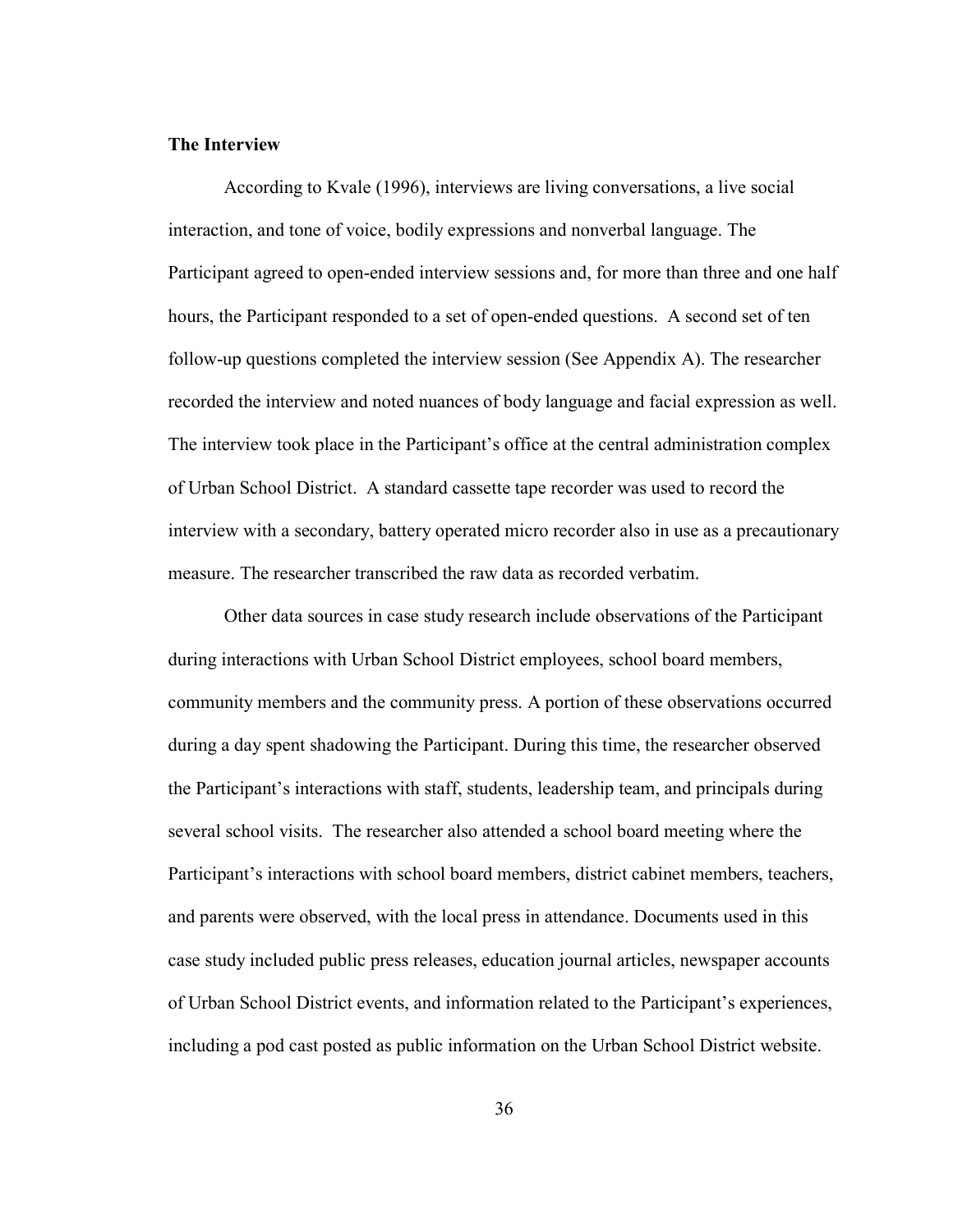**The Interview**

According to Kvale (1996), interviews are living conversations, a live social interaction, and tone of voice, bodily expressions and nonverbal language. The Participant agreed to open-ended interview sessions and, for more than three and one half hours, the Participant responded to a set of open-ended questions. A second set of ten follow-up questions completed the interview session (See Appendix A). The researcher recorded the interview and noted nuances of body language and facial expression as well. The interview took place in the Participant's office at the central administration complex of Urban School District. A standard cassette tape recorder was used to record the interview with a secondary, battery operated micro recorder also in use as a precautionary measure. The researcher transcribed the raw data as recorded verbatim.

Other data sources in case study research include observations of the Participant during interactions with Urban School District employees, school board members, community members and the community press. A portion of these observations occurred during a day spent shadowing the Participant. During this time, the researcher observed the Participant's interactions with staff, students, leadership team, and principals during several school visits. The researcher also attended a school board meeting where the Participant's interactions with school board members, district cabinet members, teachers, and parents were observed, with the local press in attendance. Documents used in this case study included public press releases, education journal articles, newspaper accounts of Urban School District events, and information related to the Participant's experiences, including a pod cast posted as public information on the Urban School District website.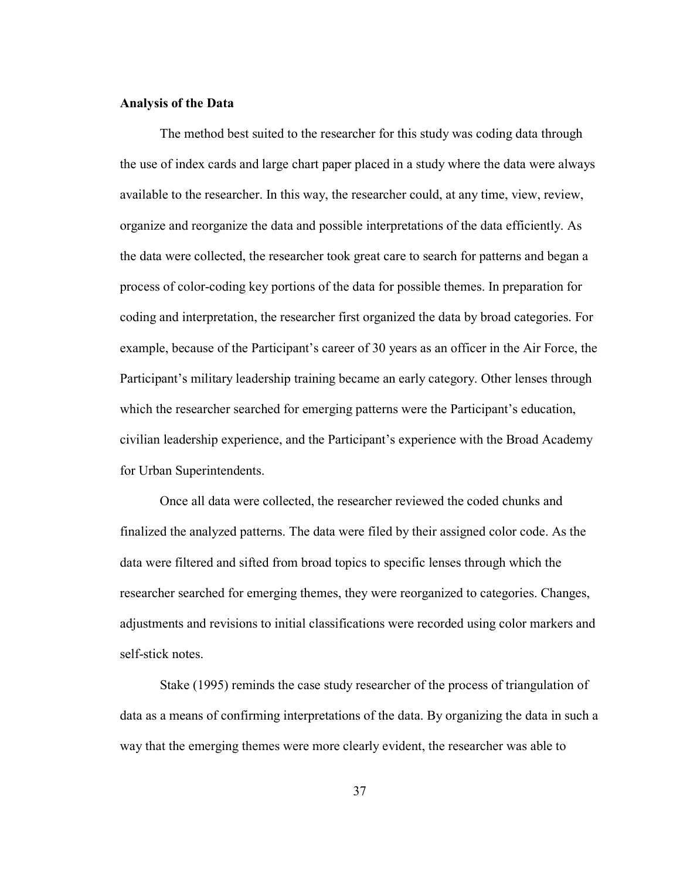**Analysis of the Data**

The method best suited to the researcher for this study was coding data through the use of index cards and large chart paper placed in a study where the data were always available to the researcher. In this way, the researcher could, at any time, view, review, organize and reorganize the data and possible interpretations of the data efficiently. As the data were collected, the researcher took great care to search for patterns and began a process of color-coding key portions of the data for possible themes. In preparation for coding and interpretation, the researcher first organized the data by broad categories. For example, because of the Participant's career of 30 years as an officer in the Air Force, the Participant's military leadership training became an early category. Other lenses through which the researcher searched for emerging patterns were the Participant's education, civilian leadership experience, and the Participant's experience with the Broad Academy for Urban Superintendents.

Once all data were collected, the researcher reviewed the coded chunks and finalized the analyzed patterns. The data were filed by their assigned color code. As the data were filtered and sifted from broad topics to specific lenses through which the researcher searched for emerging themes, they were reorganized to categories. Changes, adjustments and revisions to initial classifications were recorded using color markers and self-stick notes.

Stake (1995) reminds the case study researcher of the process of triangulation of data as a means of confirming interpretations of the data. By organizing the data in such a way that the emerging themes were more clearly evident, the researcher was able to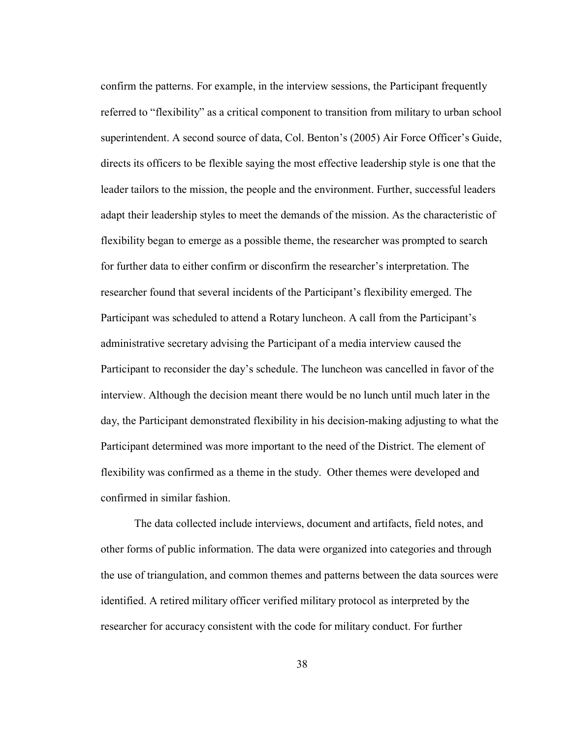confirm the patterns. For example, in the interview sessions, the Participant frequently referred to "flexibility" as a critical component to transition from military to urban school superintendent. A second source of data, Col. Benton's (2005) Air Force Officer's Guide, directs its officers to be flexible saying the most effective leadership style is one that the leader tailors to the mission, the people and the environment. Further, successful leaders adapt their leadership styles to meet the demands of the mission. As the characteristic of flexibility began to emerge as a possible theme, the researcher was prompted to search for further data to either confirm or disconfirm the researcher's interpretation. The researcher found that several incidents of the Participant's flexibility emerged. The Participant was scheduled to attend a Rotary luncheon. A call from the Participant's administrative secretary advising the Participant of a media interview caused the Participant to reconsider the day's schedule. The luncheon was cancelled in favor of the interview. Although the decision meant there would be no lunch until much later in the day, the Participant demonstrated flexibility in his decision-making adjusting to what the Participant determined was more important to the need of the District. The element of flexibility was confirmed as a theme in the study. Other themes were developed and confirmed in similar fashion.

The data collected include interviews, document and artifacts, field notes, and other forms of public information. The data were organized into categories and through the use of triangulation, and common themes and patterns between the data sources were identified. A retired military officer verified military protocol as interpreted by the researcher for accuracy consistent with the code for military conduct. For further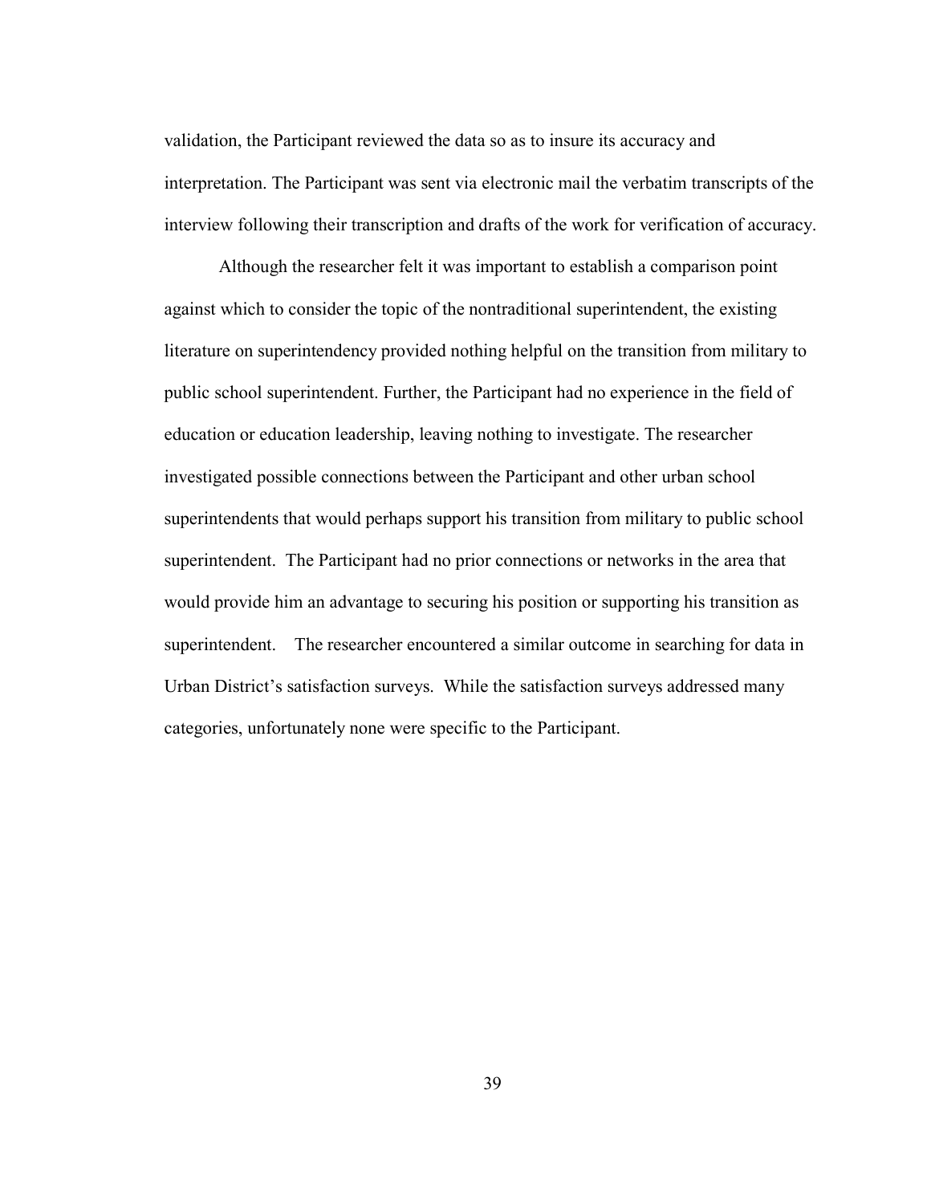validation, the Participant reviewed the data so as to insure its accuracy and interpretation. The Participant was sent via electronic mail the verbatim transcripts of the interview following their transcription and drafts of the work for verification of accuracy.

Although the researcher felt it was important to establish a comparison point against which to consider the topic of the nontraditional superintendent, the existing literature on superintendency provided nothing helpful on the transition from military to public school superintendent. Further, the Participant had no experience in the field of education or education leadership, leaving nothing to investigate. The researcher investigated possible connections between the Participant and other urban school superintendents that would perhaps support his transition from military to public school superintendent. The Participant had no prior connections or networks in the area that would provide him an advantage to securing his position or supporting his transition as superintendent. The researcher encountered a similar outcome in searching for data in Urban District's satisfaction surveys. While the satisfaction surveys addressed many categories, unfortunately none were specific to the Participant.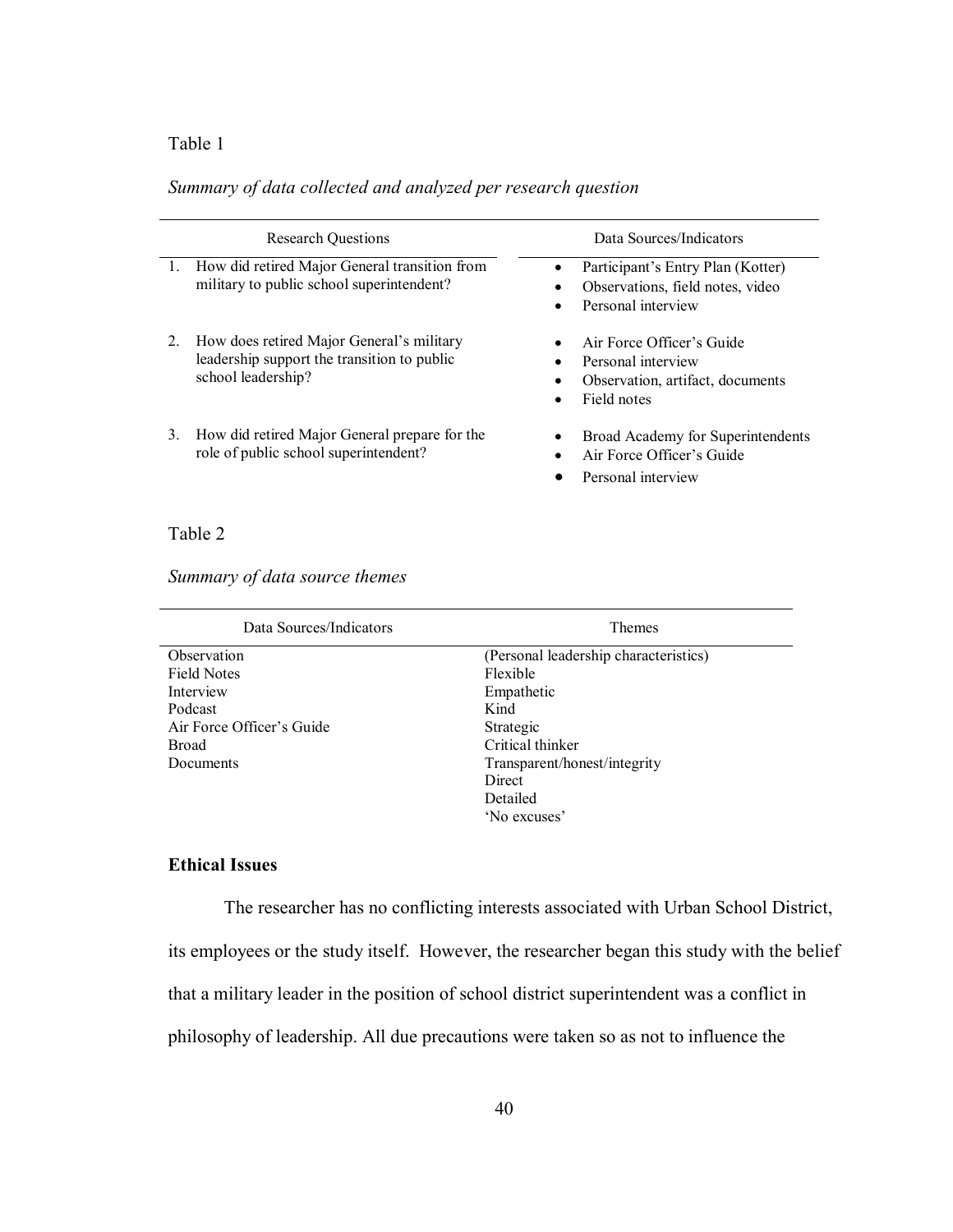Table 1

*Summary of data collected and analyzed per research question*

| Research Questions | Data Sources/Indicators |
| --- | --- |
| 1. How did retired Major General transition from military to public school superintendent? | • Participant's Entry Plan (Kotter)<br>• Observations, field notes, video<br>• Personal interview |
| 2. How does retired Major General's military leadership support the transition to public school leadership? | • Air Force Officer's Guide<br>• Personal interview<br>• Observation, artifact, documents<br>• Field notes |
| 3. How did retired Major General prepare for the role of public school superintendent? | • Broad Academy for Superintendents<br>• Air Force Officer's Guide<br>• Personal interview |

Table 2

*Summary of data source themes*

| Data Sources/Indicators | Themes |
| --- | --- |
| Observation | (Personal leadership characteristics) |
| Field Notes | Flexible |
| Interview | Empathetic |
| Podcast | Kind |
| Air Force Officer's Guide | Strategic |
| Broad | Critical thinker |
| Documents | Transparent/honest/integrity |
| | Direct |
| | Detailed |
| | 'No excuses' |

**Ethical Issues**

The researcher has no conflicting interests associated with Urban School District, its employees or the study itself. However, the researcher began this study with the belief that a military leader in the position of school district superintendent was a conflict in philosophy of leadership. All due precautions were taken so as not to influence the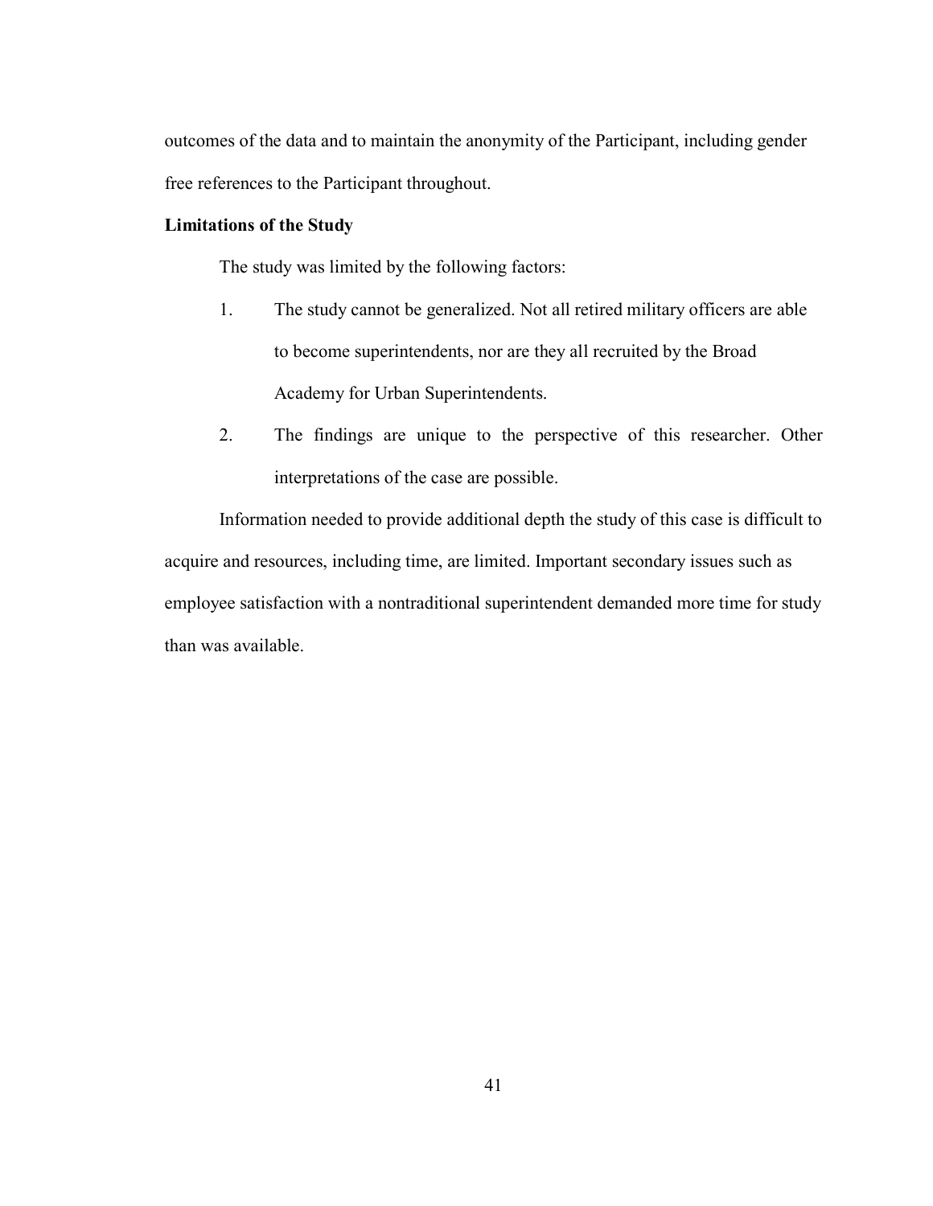outcomes of the data and to maintain the anonymity of the Participant, including gender free references to the Participant throughout.

**Limitations of the Study**

The study was limited by the following factors:

1. The study cannot be generalized. Not all retired military officers are able to become superintendents, nor are they all recruited by the Broad Academy for Urban Superintendents.
2. The findings are unique to the perspective of this researcher. Other interpretations of the case are possible.

Information needed to provide additional depth the study of this case is difficult to acquire and resources, including time, are limited. Important secondary issues such as employee satisfaction with a nontraditional superintendent demanded more time for study than was available.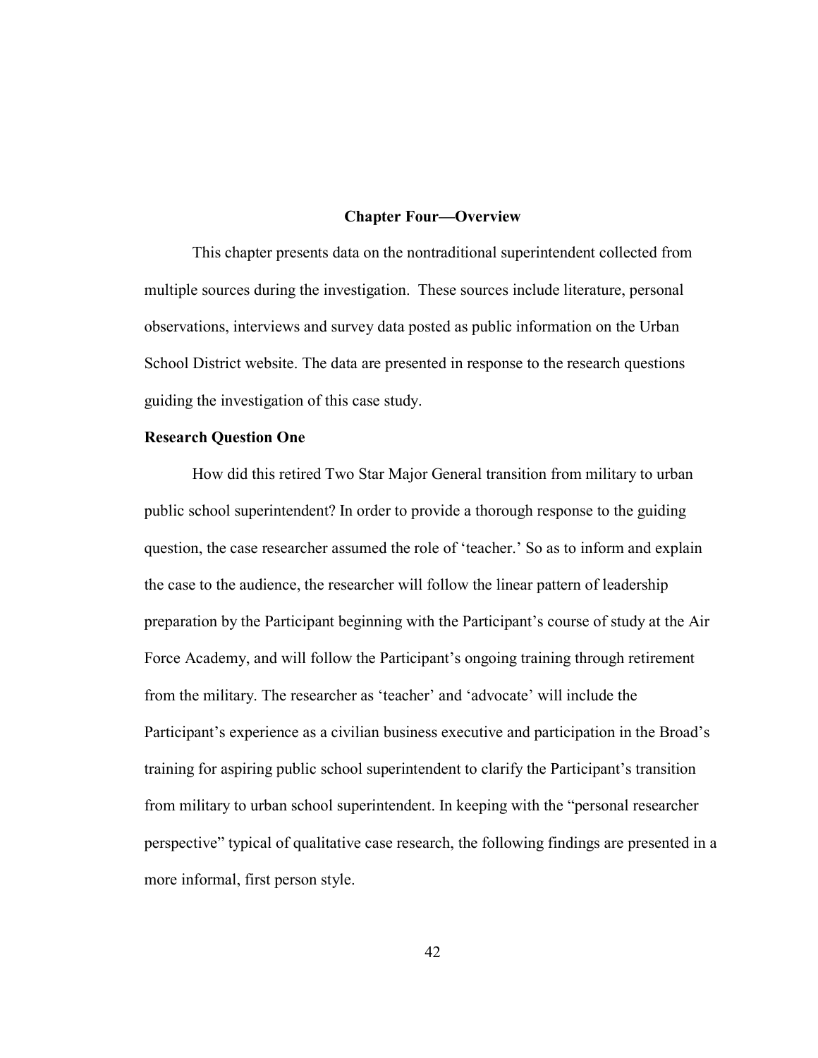## Chapter Four—Overview

This chapter presents data on the nontraditional superintendent collected from multiple sources during the investigation. These sources include literature, personal observations, interviews and survey data posted as public information on the Urban School District website. The data are presented in response to the research questions guiding the investigation of this case study.

### Research Question One

How did this retired Two Star Major General transition from military to urban public school superintendent? In order to provide a thorough response to the guiding question, the case researcher assumed the role of 'teacher.' So as to inform and explain the case to the audience, the researcher will follow the linear pattern of leadership preparation by the Participant beginning with the Participant's course of study at the Air Force Academy, and will follow the Participant's ongoing training through retirement from the military. The researcher as 'teacher' and 'advocate' will include the Participant's experience as a civilian business executive and participation in the Broad's training for aspiring public school superintendent to clarify the Participant's transition from military to urban school superintendent. In keeping with the "personal researcher perspective" typical of qualitative case research, the following findings are presented in a more informal, first person style.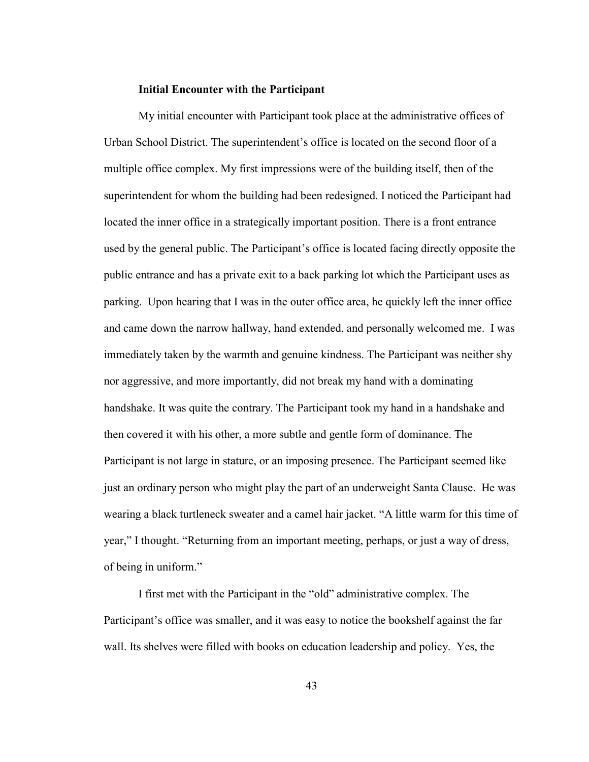### Initial Encounter with the Participant

My initial encounter with Participant took place at the administrative offices of Urban School District. The superintendent's office is located on the second floor of a multiple office complex. My first impressions were of the building itself, then of the superintendent for whom the building had been redesigned. I noticed the Participant had located the inner office in a strategically important position. There is a front entrance used by the general public. The Participant's office is located facing directly opposite the public entrance and has a private exit to a back parking lot which the Participant uses as parking. Upon hearing that I was in the outer office area, he quickly left the inner office and came down the narrow hallway, hand extended, and personally welcomed me. I was immediately taken by the warmth and genuine kindness. The Participant was neither shy nor aggressive, and more importantly, did not break my hand with a dominating handshake. It was quite the contrary. The Participant took my hand in a handshake and then covered it with his other, a more subtle and gentle form of dominance. The Participant is not large in stature, or an imposing presence. The Participant seemed like just an ordinary person who might play the part of an underweight Santa Clause. He was wearing a black turtleneck sweater and a camel hair jacket. "A little warm for this time of year," I thought. "Returning from an important meeting, perhaps, or just a way of dress, of being in uniform."

I first met with the Participant in the "old" administrative complex. The Participant's office was smaller, and it was easy to notice the bookshelf against the far wall. Its shelves were filled with books on education leadership and policy. Yes, the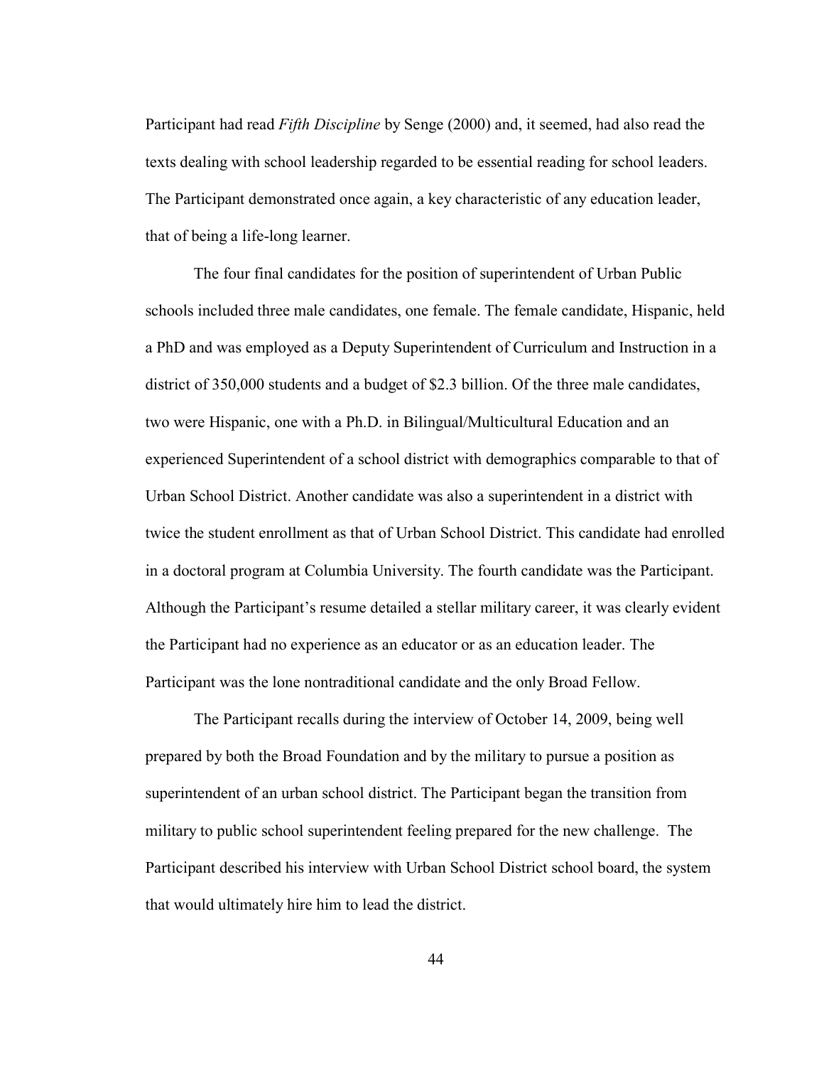Participant had read *Fifth Discipline* by Senge (2000) and, it seemed, had also read the texts dealing with school leadership regarded to be essential reading for school leaders. The Participant demonstrated once again, a key characteristic of any education leader, that of being a life-long learner.

The four final candidates for the position of superintendent of Urban Public schools included three male candidates, one female. The female candidate, Hispanic, held a PhD and was employed as a Deputy Superintendent of Curriculum and Instruction in a district of 350,000 students and a budget of $2.3 billion. Of the three male candidates, two were Hispanic, one with a Ph.D. in Bilingual/Multicultural Education and an experienced Superintendent of a school district with demographics comparable to that of Urban School District. Another candidate was also a superintendent in a district with twice the student enrollment as that of Urban School District. This candidate had enrolled in a doctoral program at Columbia University. The fourth candidate was the Participant. Although the Participant's resume detailed a stellar military career, it was clearly evident the Participant had no experience as an educator or as an education leader. The Participant was the lone nontraditional candidate and the only Broad Fellow.

The Participant recalls during the interview of October 14, 2009, being well prepared by both the Broad Foundation and by the military to pursue a position as superintendent of an urban school district. The Participant began the transition from military to public school superintendent feeling prepared for the new challenge. The Participant described his interview with Urban School District school board, the system that would ultimately hire him to lead the district.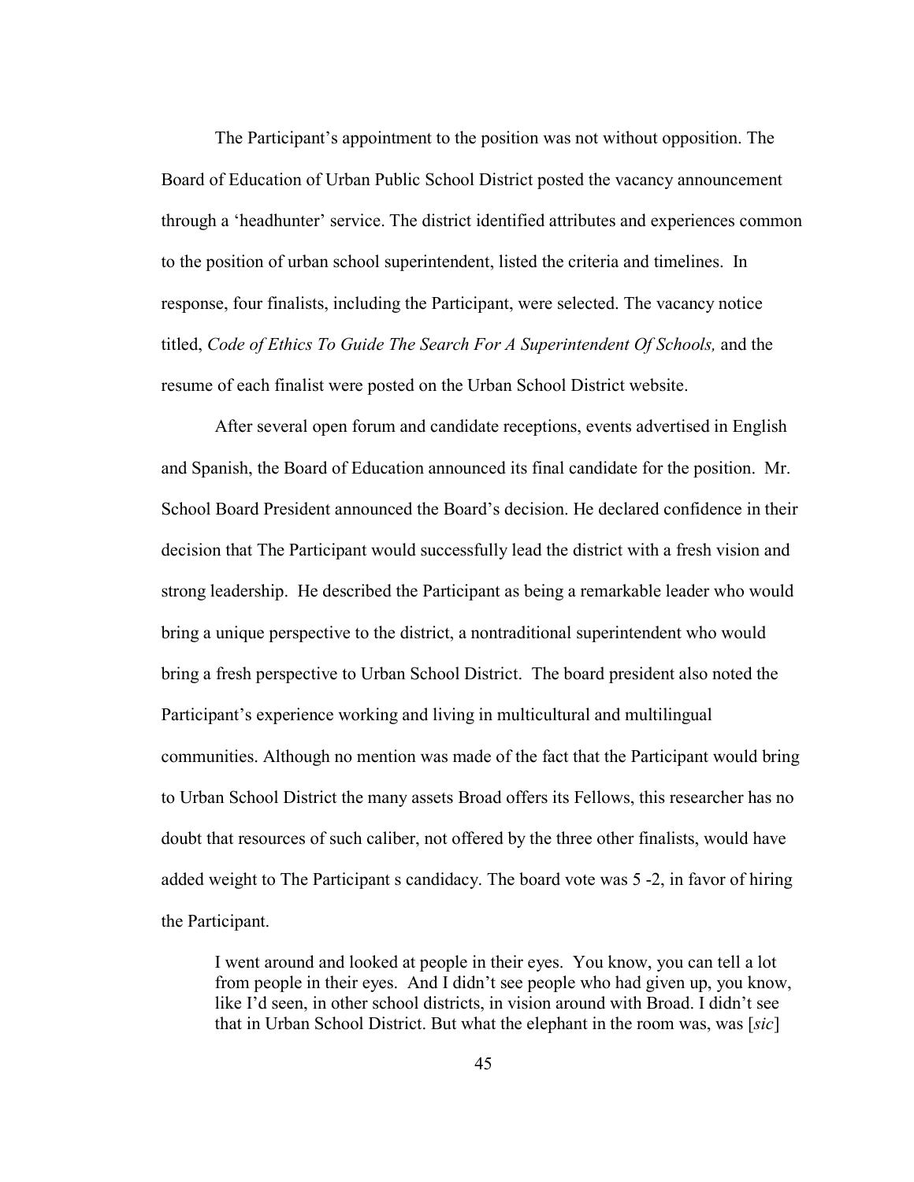The Participant's appointment to the position was not without opposition. The Board of Education of Urban Public School District posted the vacancy announcement through a 'headhunter' service. The district identified attributes and experiences common to the position of urban school superintendent, listed the criteria and timelines. In response, four finalists, including the Participant, were selected. The vacancy notice titled, *Code of Ethics To Guide The Search For A Superintendent Of Schools,* and the resume of each finalist were posted on the Urban School District website.

After several open forum and candidate receptions, events advertised in English and Spanish, the Board of Education announced its final candidate for the position. Mr. School Board President announced the Board's decision. He declared confidence in their decision that The Participant would successfully lead the district with a fresh vision and strong leadership. He described the Participant as being a remarkable leader who would bring a unique perspective to the district, a nontraditional superintendent who would bring a fresh perspective to Urban School District. The board president also noted the Participant's experience working and living in multicultural and multilingual communities. Although no mention was made of the fact that the Participant would bring to Urban School District the many assets Broad offers its Fellows, this researcher has no doubt that resources of such caliber, not offered by the three other finalists, would have added weight to The Participant s candidacy. The board vote was 5 -2, in favor of hiring the Participant.

> I went around and looked at people in their eyes. You know, you can tell a lot from people in their eyes. And I didn't see people who had given up, you know, like I'd seen, in other school districts, in vision around with Broad. I didn't see that in Urban School District. But what the elephant in the room was, was [*sic*]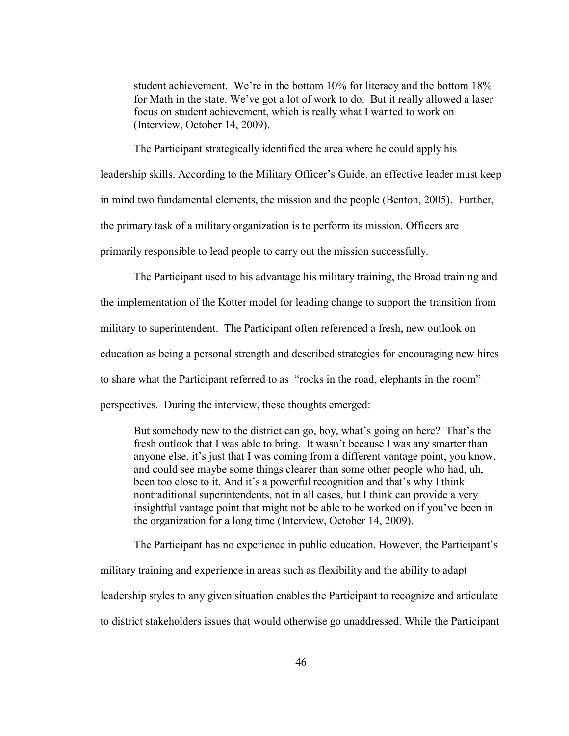> student achievement. We're in the bottom 10% for literacy and the bottom 18% for Math in the state. We've got a lot of work to do. But it really allowed a laser focus on student achievement, which is really what I wanted to work on (Interview, October 14, 2009).

The Participant strategically identified the area where he could apply his leadership skills. According to the Military Officer's Guide, an effective leader must keep in mind two fundamental elements, the mission and the people (Benton, 2005). Further, the primary task of a military organization is to perform its mission. Officers are primarily responsible to lead people to carry out the mission successfully.

The Participant used to his advantage his military training, the Broad training and the implementation of the Kotter model for leading change to support the transition from military to superintendent. The Participant often referenced a fresh, new outlook on education as being a personal strength and described strategies for encouraging new hires to share what the Participant referred to as "rocks in the road, elephants in the room" perspectives. During the interview, these thoughts emerged:

> But somebody new to the district can go, boy, what's going on here? That's the fresh outlook that I was able to bring. It wasn't because I was any smarter than anyone else, it's just that I was coming from a different vantage point, you know, and could see maybe some things clearer than some other people who had, uh, been too close to it. And it's a powerful recognition and that's why I think nontraditional superintendents, not in all cases, but I think can provide a very insightful vantage point that might not be able to be worked on if you've been in the organization for a long time (Interview, October 14, 2009).

The Participant has no experience in public education. However, the Participant's military training and experience in areas such as flexibility and the ability to adapt leadership styles to any given situation enables the Participant to recognize and articulate to district stakeholders issues that would otherwise go unaddressed. While the Participant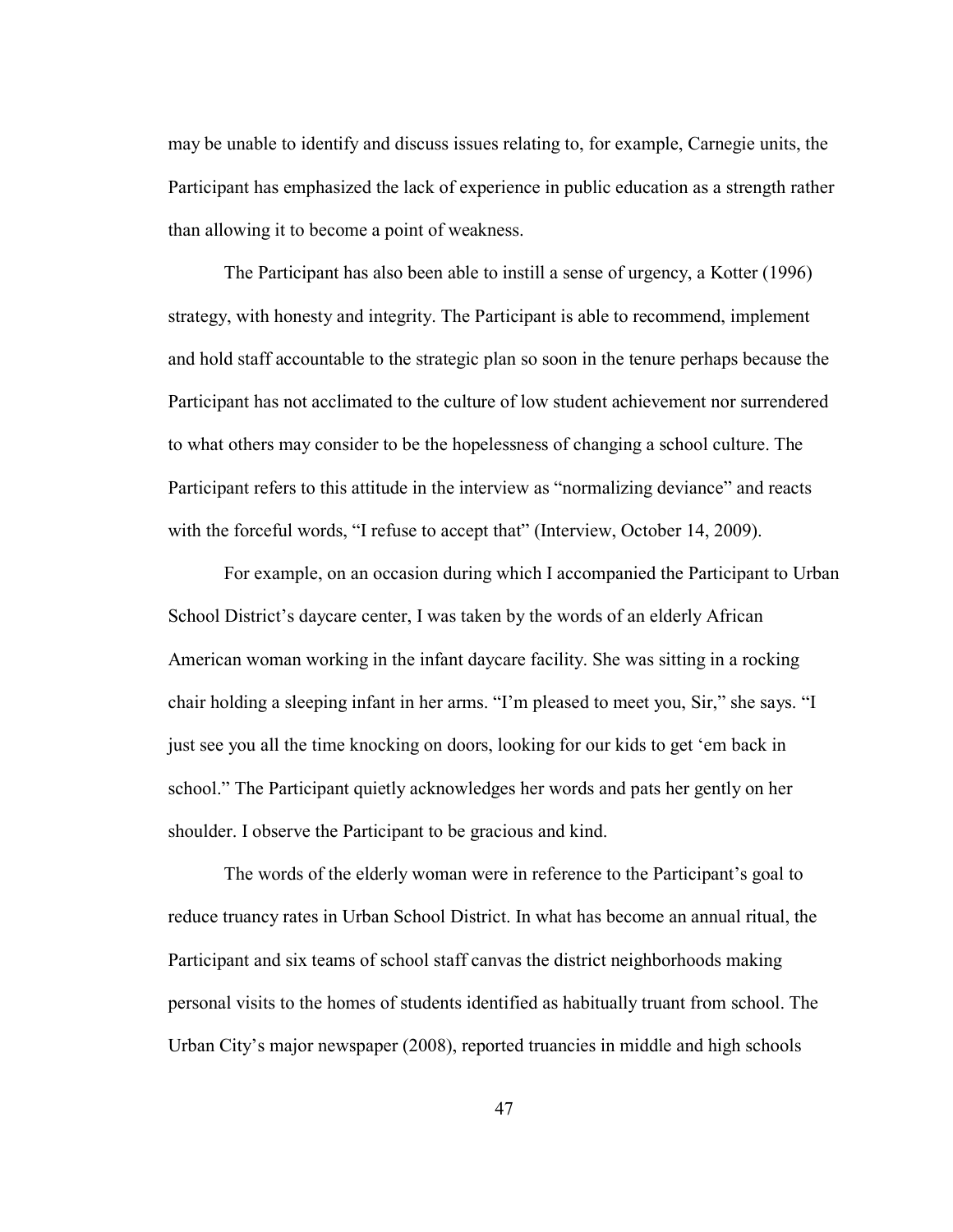may be unable to identify and discuss issues relating to, for example, Carnegie units, the Participant has emphasized the lack of experience in public education as a strength rather than allowing it to become a point of weakness.

The Participant has also been able to instill a sense of urgency, a Kotter (1996) strategy, with honesty and integrity. The Participant is able to recommend, implement and hold staff accountable to the strategic plan so soon in the tenure perhaps because the Participant has not acclimated to the culture of low student achievement nor surrendered to what others may consider to be the hopelessness of changing a school culture. The Participant refers to this attitude in the interview as "normalizing deviance" and reacts with the forceful words, "I refuse to accept that" (Interview, October 14, 2009).

For example, on an occasion during which I accompanied the Participant to Urban School District's daycare center, I was taken by the words of an elderly African American woman working in the infant daycare facility. She was sitting in a rocking chair holding a sleeping infant in her arms. "I'm pleased to meet you, Sir," she says. "I just see you all the time knocking on doors, looking for our kids to get 'em back in school." The Participant quietly acknowledges her words and pats her gently on her shoulder. I observe the Participant to be gracious and kind.

The words of the elderly woman were in reference to the Participant's goal to reduce truancy rates in Urban School District. In what has become an annual ritual, the Participant and six teams of school staff canvas the district neighborhoods making personal visits to the homes of students identified as habitually truant from school. The Urban City's major newspaper (2008), reported truancies in middle and high schools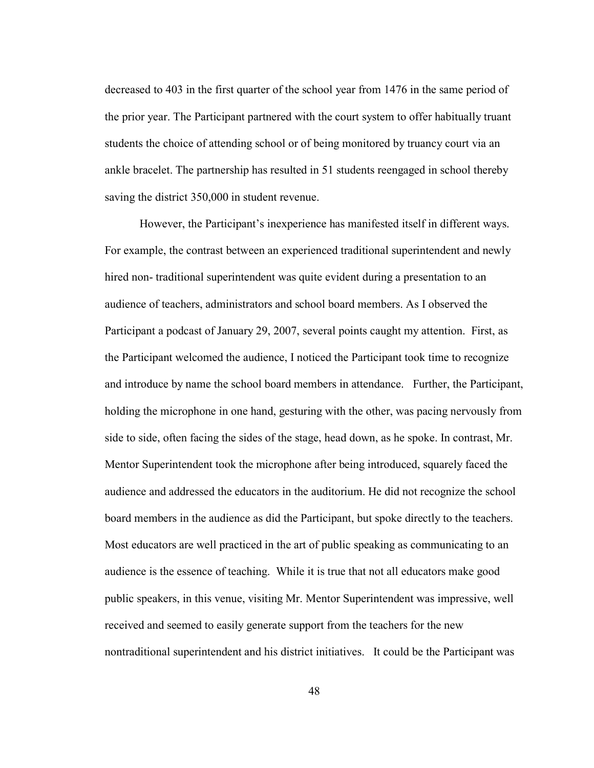decreased to 403 in the first quarter of the school year from 1476 in the same period of the prior year. The Participant partnered with the court system to offer habitually truant students the choice of attending school or of being monitored by truancy court via an ankle bracelet. The partnership has resulted in 51 students reengaged in school thereby saving the district 350,000 in student revenue.

However, the Participant's inexperience has manifested itself in different ways. For example, the contrast between an experienced traditional superintendent and newly hired non- traditional superintendent was quite evident during a presentation to an audience of teachers, administrators and school board members. As I observed the Participant a podcast of January 29, 2007, several points caught my attention. First, as the Participant welcomed the audience, I noticed the Participant took time to recognize and introduce by name the school board members in attendance. Further, the Participant, holding the microphone in one hand, gesturing with the other, was pacing nervously from side to side, often facing the sides of the stage, head down, as he spoke. In contrast, Mr. Mentor Superintendent took the microphone after being introduced, squarely faced the audience and addressed the educators in the auditorium. He did not recognize the school board members in the audience as did the Participant, but spoke directly to the teachers. Most educators are well practiced in the art of public speaking as communicating to an audience is the essence of teaching. While it is true that not all educators make good public speakers, in this venue, visiting Mr. Mentor Superintendent was impressive, well received and seemed to easily generate support from the teachers for the new nontraditional superintendent and his district initiatives. It could be the Participant was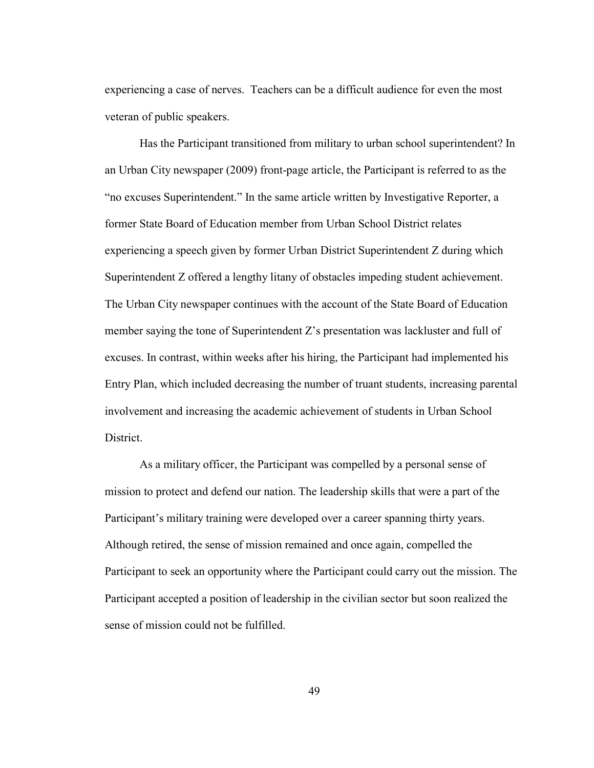experiencing a case of nerves.  Teachers can be a difficult audience for even the most veteran of public speakers.

Has the Participant transitioned from military to urban school superintendent? In an Urban City newspaper (2009) front-page article, the Participant is referred to as the "no excuses Superintendent." In the same article written by Investigative Reporter, a former State Board of Education member from Urban School District relates experiencing a speech given by former Urban District Superintendent Z during which Superintendent Z offered a lengthy litany of obstacles impeding student achievement. The Urban City newspaper continues with the account of the State Board of Education member saying the tone of Superintendent Z's presentation was lackluster and full of excuses. In contrast, within weeks after his hiring, the Participant had implemented his Entry Plan, which included decreasing the number of truant students, increasing parental involvement and increasing the academic achievement of students in Urban School District.

As a military officer, the Participant was compelled by a personal sense of mission to protect and defend our nation. The leadership skills that were a part of the Participant's military training were developed over a career spanning thirty years. Although retired, the sense of mission remained and once again, compelled the Participant to seek an opportunity where the Participant could carry out the mission. The Participant accepted a position of leadership in the civilian sector but soon realized the sense of mission could not be fulfilled.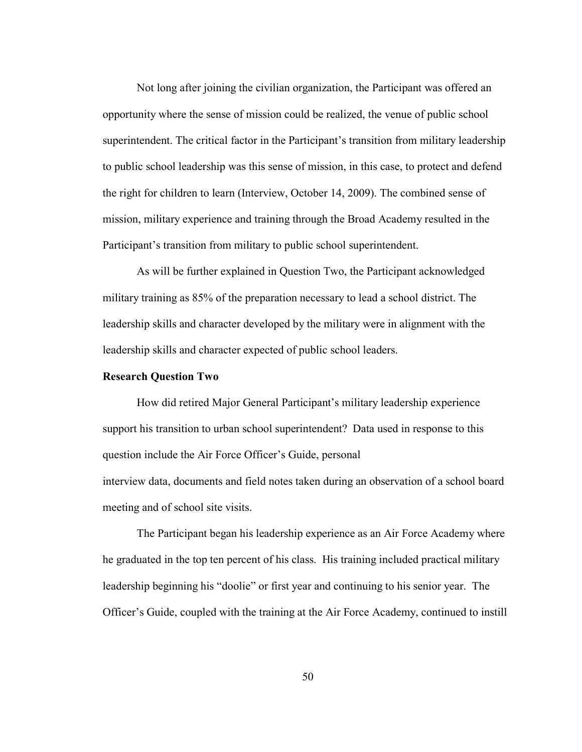Not long after joining the civilian organization, the Participant was offered an opportunity where the sense of mission could be realized, the venue of public school superintendent. The critical factor in the Participant's transition from military leadership to public school leadership was this sense of mission, in this case, to protect and defend the right for children to learn (Interview, October 14, 2009). The combined sense of mission, military experience and training through the Broad Academy resulted in the Participant's transition from military to public school superintendent.

As will be further explained in Question Two, the Participant acknowledged military training as 85% of the preparation necessary to lead a school district. The leadership skills and character developed by the military were in alignment with the leadership skills and character expected of public school leaders.

**Research Question Two**

How did retired Major General Participant's military leadership experience support his transition to urban school superintendent? Data used in response to this question include the Air Force Officer's Guide, personal interview data, documents and field notes taken during an observation of a school board meeting and of school site visits.

The Participant began his leadership experience as an Air Force Academy where he graduated in the top ten percent of his class. His training included practical military leadership beginning his "doolie" or first year and continuing to his senior year. The Officer's Guide, coupled with the training at the Air Force Academy, continued to instill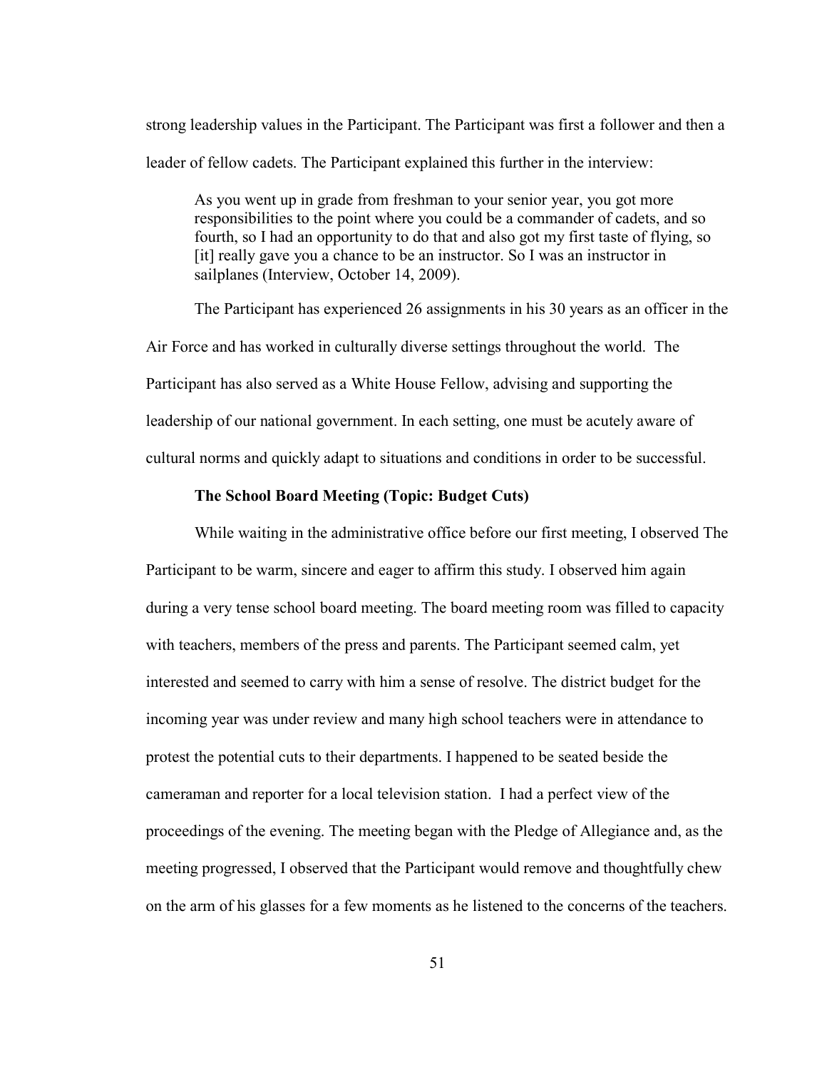strong leadership values in the Participant. The Participant was first a follower and then a leader of fellow cadets. The Participant explained this further in the interview:

> As you went up in grade from freshman to your senior year, you got more responsibilities to the point where you could be a commander of cadets, and so fourth, so I had an opportunity to do that and also got my first taste of flying, so [it] really gave you a chance to be an instructor. So I was an instructor in sailplanes (Interview, October 14, 2009).

The Participant has experienced 26 assignments in his 30 years as an officer in the Air Force and has worked in culturally diverse settings throughout the world. The Participant has also served as a White House Fellow, advising and supporting the leadership of our national government. In each setting, one must be acutely aware of cultural norms and quickly adapt to situations and conditions in order to be successful.

**The School Board Meeting (Topic: Budget Cuts)**

While waiting in the administrative office before our first meeting, I observed The Participant to be warm, sincere and eager to affirm this study. I observed him again during a very tense school board meeting. The board meeting room was filled to capacity with teachers, members of the press and parents. The Participant seemed calm, yet interested and seemed to carry with him a sense of resolve. The district budget for the incoming year was under review and many high school teachers were in attendance to protest the potential cuts to their departments. I happened to be seated beside the cameraman and reporter for a local television station. I had a perfect view of the proceedings of the evening. The meeting began with the Pledge of Allegiance and, as the meeting progressed, I observed that the Participant would remove and thoughtfully chew on the arm of his glasses for a few moments as he listened to the concerns of the teachers.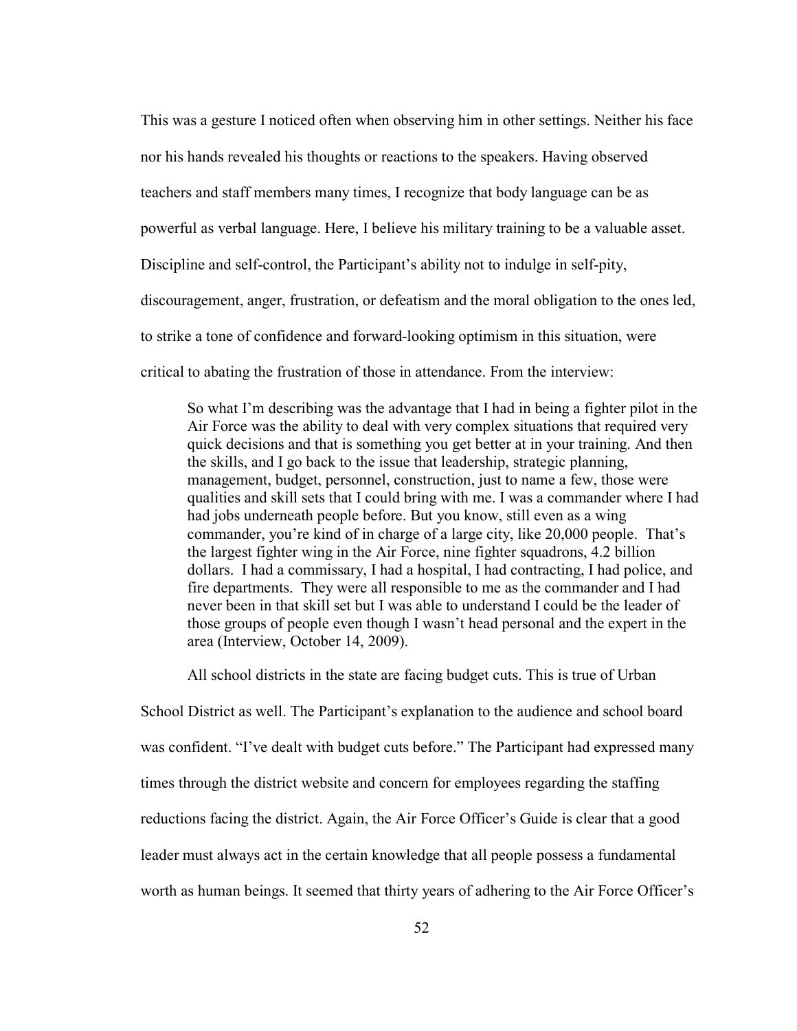This was a gesture I noticed often when observing him in other settings. Neither his face nor his hands revealed his thoughts or reactions to the speakers. Having observed teachers and staff members many times, I recognize that body language can be as powerful as verbal language. Here, I believe his military training to be a valuable asset. Discipline and self-control, the Participant's ability not to indulge in self-pity, discouragement, anger, frustration, or defeatism and the moral obligation to the ones led, to strike a tone of confidence and forward-looking optimism in this situation, were critical to abating the frustration of those in attendance. From the interview:

> So what I'm describing was the advantage that I had in being a fighter pilot in the Air Force was the ability to deal with very complex situations that required very quick decisions and that is something you get better at in your training. And then the skills, and I go back to the issue that leadership, strategic planning, management, budget, personnel, construction, just to name a few, those were qualities and skill sets that I could bring with me. I was a commander where I had had jobs underneath people before. But you know, still even as a wing commander, you're kind of in charge of a large city, like 20,000 people. That's the largest fighter wing in the Air Force, nine fighter squadrons, 4.2 billion dollars. I had a commissary, I had a hospital, I had contracting, I had police, and fire departments. They were all responsible to me as the commander and I had never been in that skill set but I was able to understand I could be the leader of those groups of people even though I wasn't head personal and the expert in the area (Interview, October 14, 2009).

All school districts in the state are facing budget cuts. This is true of Urban School District as well. The Participant's explanation to the audience and school board was confident. "I've dealt with budget cuts before." The Participant had expressed many times through the district website and concern for employees regarding the staffing reductions facing the district. Again, the Air Force Officer's Guide is clear that a good leader must always act in the certain knowledge that all people possess a fundamental worth as human beings. It seemed that thirty years of adhering to the Air Force Officer's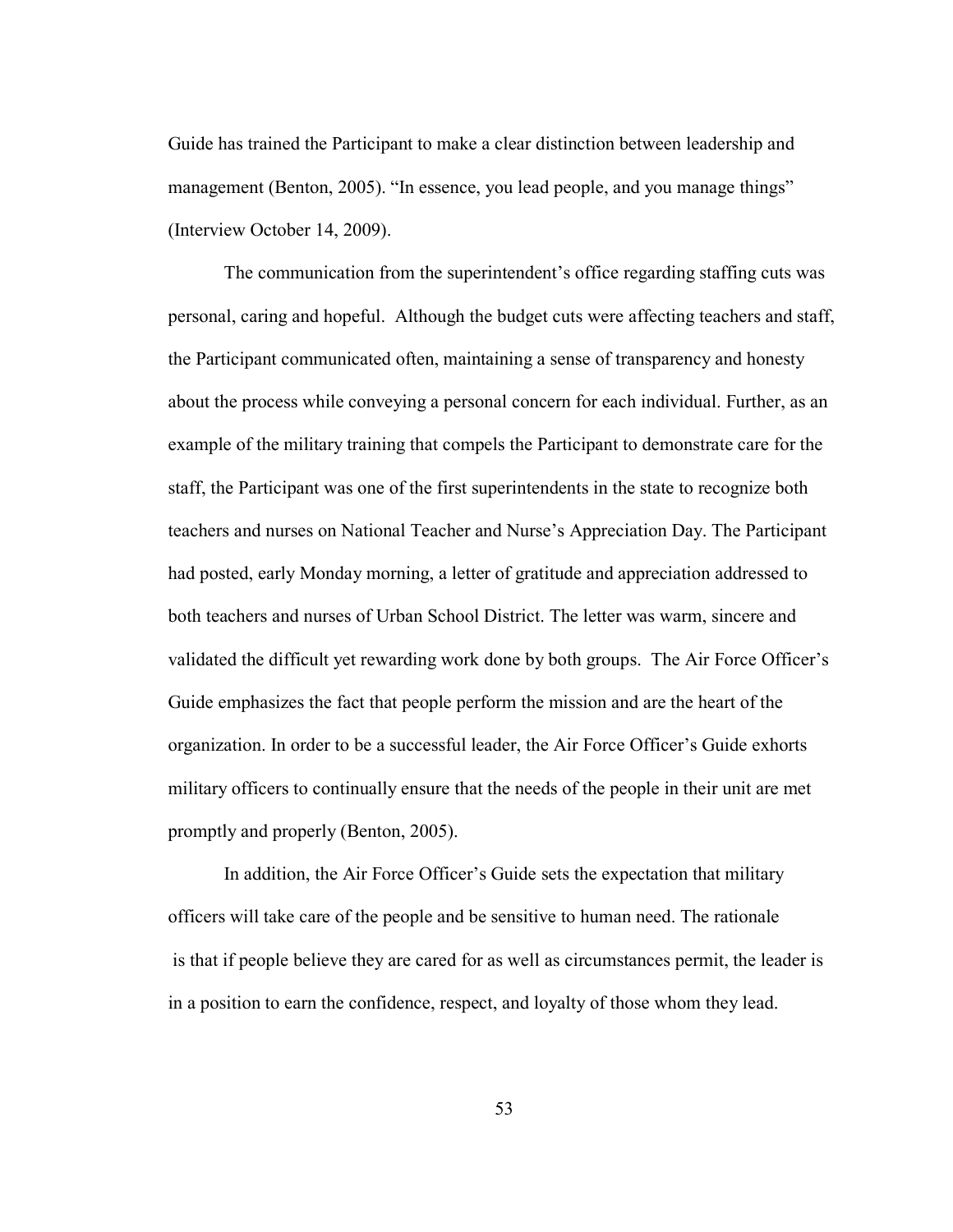Guide has trained the Participant to make a clear distinction between leadership and management (Benton, 2005). "In essence, you lead people, and you manage things" (Interview October 14, 2009).

The communication from the superintendent's office regarding staffing cuts was personal, caring and hopeful. Although the budget cuts were affecting teachers and staff, the Participant communicated often, maintaining a sense of transparency and honesty about the process while conveying a personal concern for each individual. Further, as an example of the military training that compels the Participant to demonstrate care for the staff, the Participant was one of the first superintendents in the state to recognize both teachers and nurses on National Teacher and Nurse's Appreciation Day. The Participant had posted, early Monday morning, a letter of gratitude and appreciation addressed to both teachers and nurses of Urban School District. The letter was warm, sincere and validated the difficult yet rewarding work done by both groups. The Air Force Officer's Guide emphasizes the fact that people perform the mission and are the heart of the organization. In order to be a successful leader, the Air Force Officer's Guide exhorts military officers to continually ensure that the needs of the people in their unit are met promptly and properly (Benton, 2005).

In addition, the Air Force Officer's Guide sets the expectation that military officers will take care of the people and be sensitive to human need. The rationale is that if people believe they are cared for as well as circumstances permit, the leader is in a position to earn the confidence, respect, and loyalty of those whom they lead.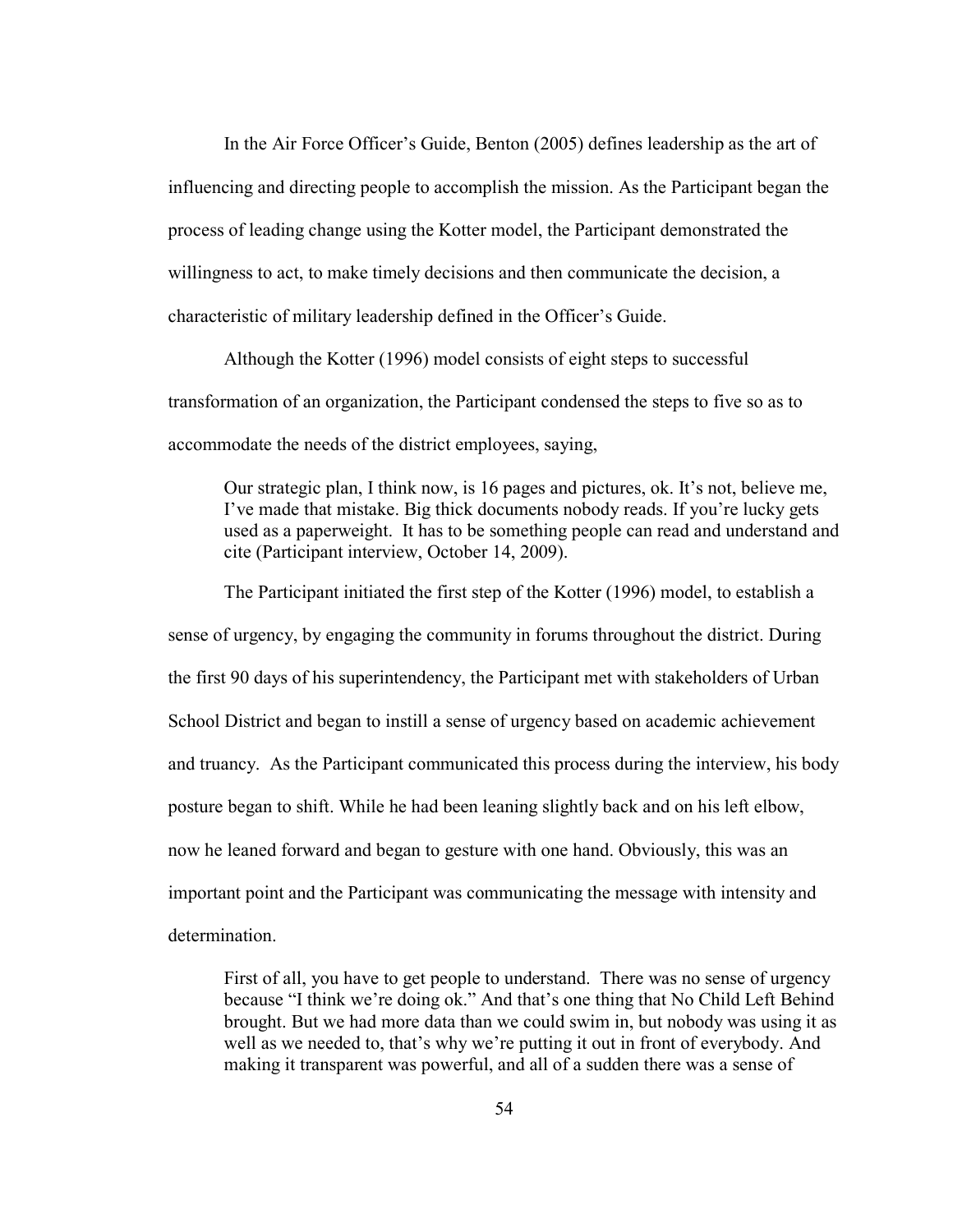In the Air Force Officer's Guide, Benton (2005) defines leadership as the art of influencing and directing people to accomplish the mission. As the Participant began the process of leading change using the Kotter model, the Participant demonstrated the willingness to act, to make timely decisions and then communicate the decision, a characteristic of military leadership defined in the Officer's Guide.

Although the Kotter (1996) model consists of eight steps to successful transformation of an organization, the Participant condensed the steps to five so as to accommodate the needs of the district employees, saying,

> Our strategic plan, I think now, is 16 pages and pictures, ok. It's not, believe me, I've made that mistake. Big thick documents nobody reads. If you're lucky gets used as a paperweight. It has to be something people can read and understand and cite (Participant interview, October 14, 2009).

The Participant initiated the first step of the Kotter (1996) model, to establish a sense of urgency, by engaging the community in forums throughout the district. During the first 90 days of his superintendency, the Participant met with stakeholders of Urban School District and began to instill a sense of urgency based on academic achievement and truancy. As the Participant communicated this process during the interview, his body posture began to shift. While he had been leaning slightly back and on his left elbow, now he leaned forward and began to gesture with one hand. Obviously, this was an important point and the Participant was communicating the message with intensity and determination.

> First of all, you have to get people to understand. There was no sense of urgency because "I think we're doing ok." And that's one thing that No Child Left Behind brought. But we had more data than we could swim in, but nobody was using it as well as we needed to, that's why we're putting it out in front of everybody. And making it transparent was powerful, and all of a sudden there was a sense of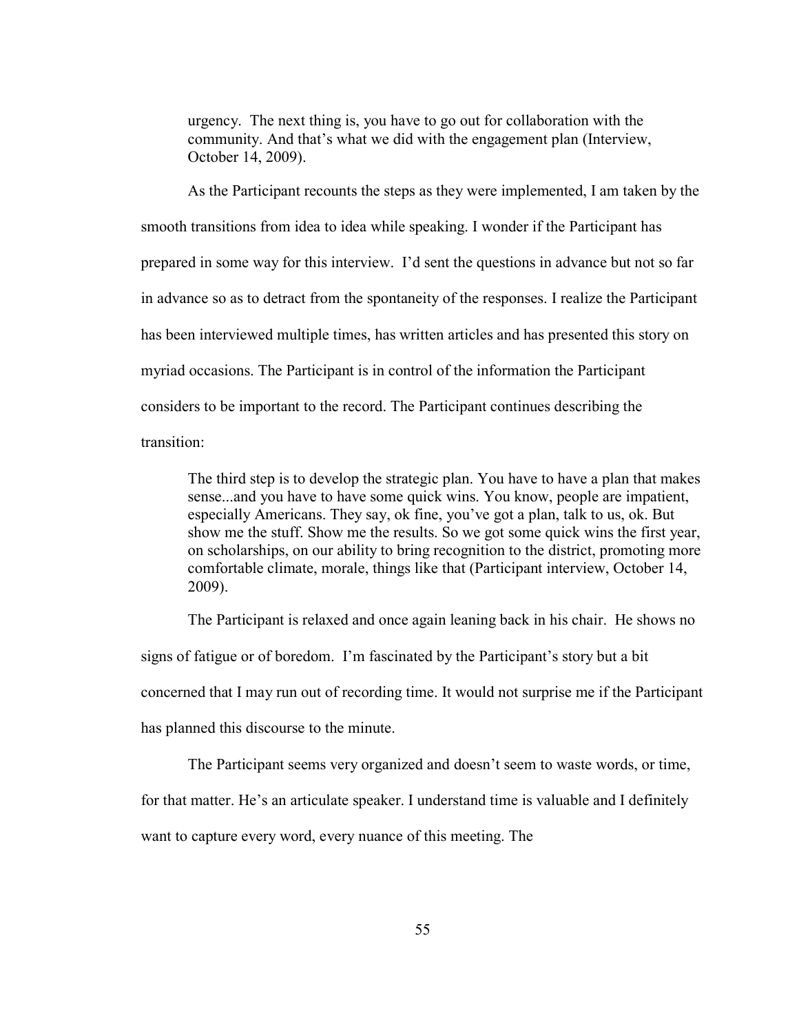> urgency. The next thing is, you have to go out for collaboration with the community. And that's what we did with the engagement plan (Interview, October 14, 2009).

As the Participant recounts the steps as they were implemented, I am taken by the smooth transitions from idea to idea while speaking. I wonder if the Participant has prepared in some way for this interview. I'd sent the questions in advance but not so far in advance so as to detract from the spontaneity of the responses. I realize the Participant has been interviewed multiple times, has written articles and has presented this story on myriad occasions. The Participant is in control of the information the Participant considers to be important to the record. The Participant continues describing the transition:

> The third step is to develop the strategic plan. You have to have a plan that makes sense...and you have to have some quick wins. You know, people are impatient, especially Americans. They say, ok fine, you've got a plan, talk to us, ok. But show me the stuff. Show me the results. So we got some quick wins the first year, on scholarships, on our ability to bring recognition to the district, promoting more comfortable climate, morale, things like that (Participant interview, October 14, 2009).

The Participant is relaxed and once again leaning back in his chair. He shows no signs of fatigue or of boredom. I'm fascinated by the Participant's story but a bit concerned that I may run out of recording time. It would not surprise me if the Participant has planned this discourse to the minute.

The Participant seems very organized and doesn't seem to waste words, or time, for that matter. He's an articulate speaker. I understand time is valuable and I definitely want to capture every word, every nuance of this meeting. The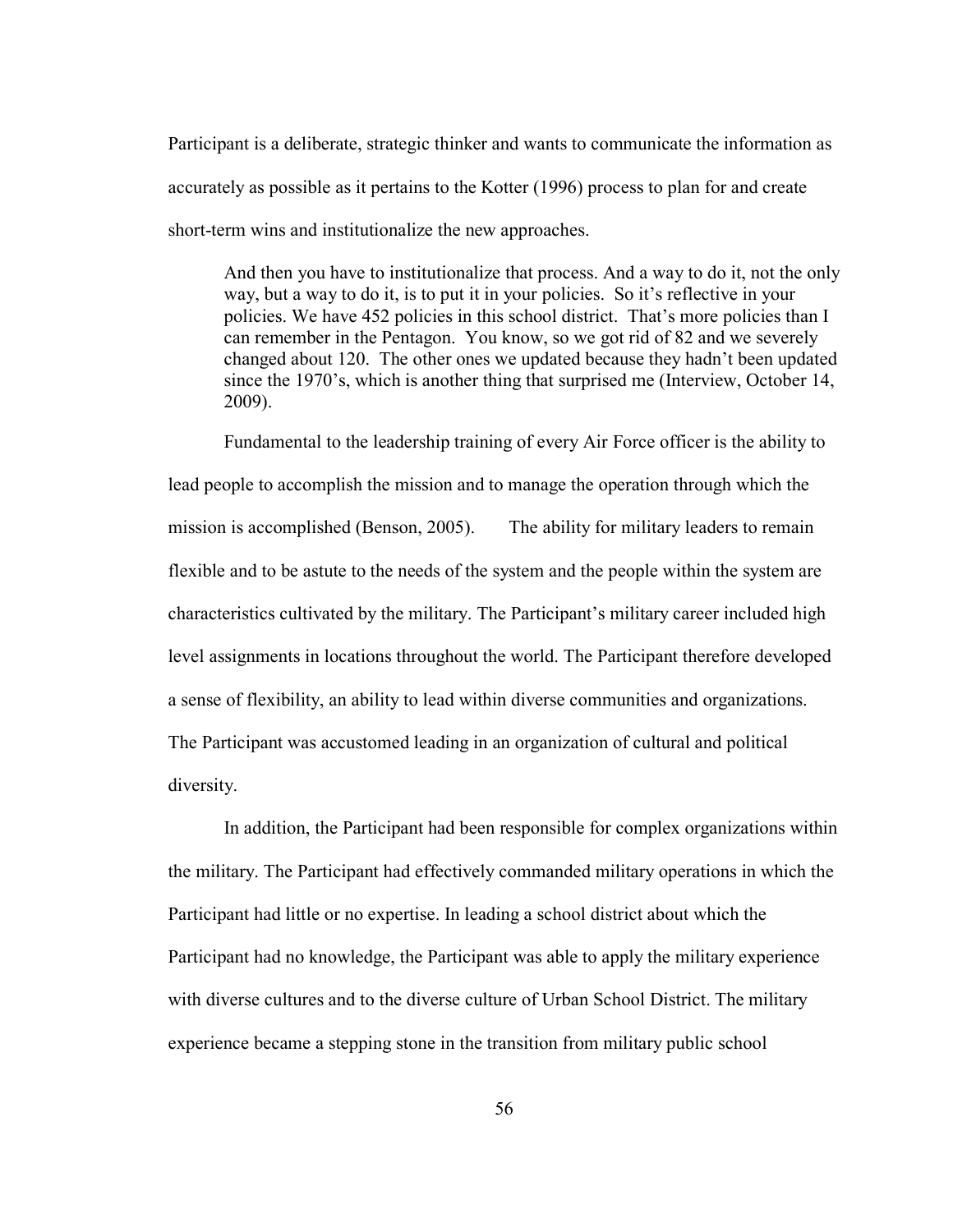Participant is a deliberate, strategic thinker and wants to communicate the information as accurately as possible as it pertains to the Kotter (1996) process to plan for and create short-term wins and institutionalize the new approaches.

> And then you have to institutionalize that process. And a way to do it, not the only way, but a way to do it, is to put it in your policies. So it's reflective in your policies. We have 452 policies in this school district. That's more policies than I can remember in the Pentagon. You know, so we got rid of 82 and we severely changed about 120. The other ones we updated because they hadn't been updated since the 1970's, which is another thing that surprised me (Interview, October 14, 2009).

Fundamental to the leadership training of every Air Force officer is the ability to lead people to accomplish the mission and to manage the operation through which the mission is accomplished (Benson, 2005). The ability for military leaders to remain flexible and to be astute to the needs of the system and the people within the system are characteristics cultivated by the military. The Participant's military career included high level assignments in locations throughout the world. The Participant therefore developed a sense of flexibility, an ability to lead within diverse communities and organizations. The Participant was accustomed leading in an organization of cultural and political diversity.

In addition, the Participant had been responsible for complex organizations within the military. The Participant had effectively commanded military operations in which the Participant had little or no expertise. In leading a school district about which the Participant had no knowledge, the Participant was able to apply the military experience with diverse cultures and to the diverse culture of Urban School District. The military experience became a stepping stone in the transition from military public school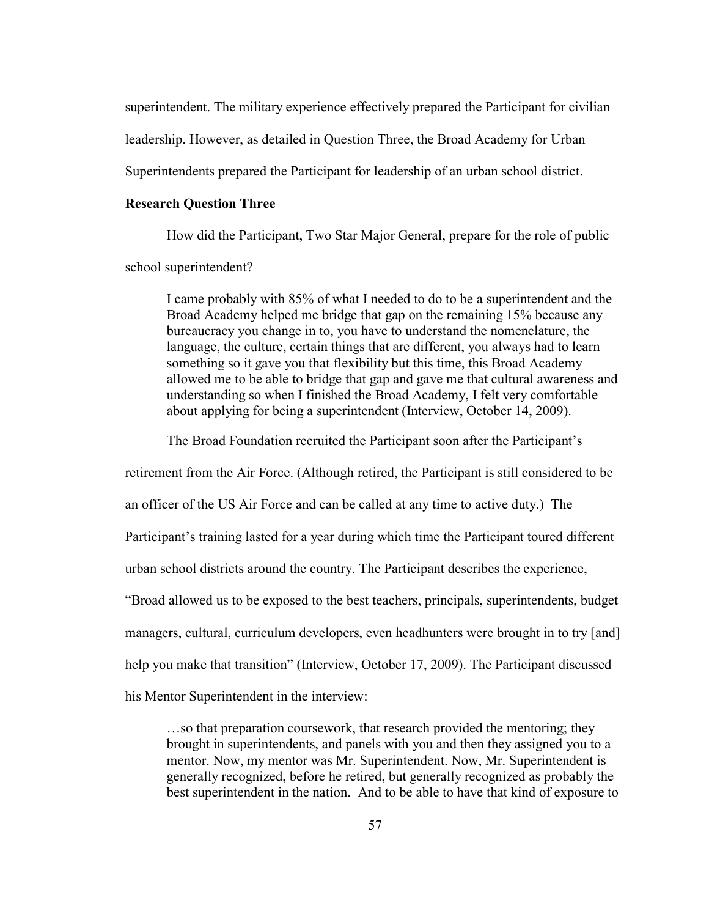superintendent. The military experience effectively prepared the Participant for civilian leadership. However, as detailed in Question Three, the Broad Academy for Urban Superintendents prepared the Participant for leadership of an urban school district.

**Research Question Three**

How did the Participant, Two Star Major General, prepare for the role of public school superintendent?

> I came probably with 85% of what I needed to do to be a superintendent and the Broad Academy helped me bridge that gap on the remaining 15% because any bureaucracy you change in to, you have to understand the nomenclature, the language, the culture, certain things that are different, you always had to learn something so it gave you that flexibility but this time, this Broad Academy allowed me to be able to bridge that gap and gave me that cultural awareness and understanding so when I finished the Broad Academy, I felt very comfortable about applying for being a superintendent (Interview, October 14, 2009).

The Broad Foundation recruited the Participant soon after the Participant's retirement from the Air Force. (Although retired, the Participant is still considered to be an officer of the US Air Force and can be called at any time to active duty.) The Participant's training lasted for a year during which time the Participant toured different urban school districts around the country. The Participant describes the experience, "Broad allowed us to be exposed to the best teachers, principals, superintendents, budget managers, cultural, curriculum developers, even headhunters were brought in to try [and] help you make that transition" (Interview, October 17, 2009). The Participant discussed his Mentor Superintendent in the interview:

> …so that preparation coursework, that research provided the mentoring; they brought in superintendents, and panels with you and then they assigned you to a mentor. Now, my mentor was Mr. Superintendent. Now, Mr. Superintendent is generally recognized, before he retired, but generally recognized as probably the best superintendent in the nation. And to be able to have that kind of exposure to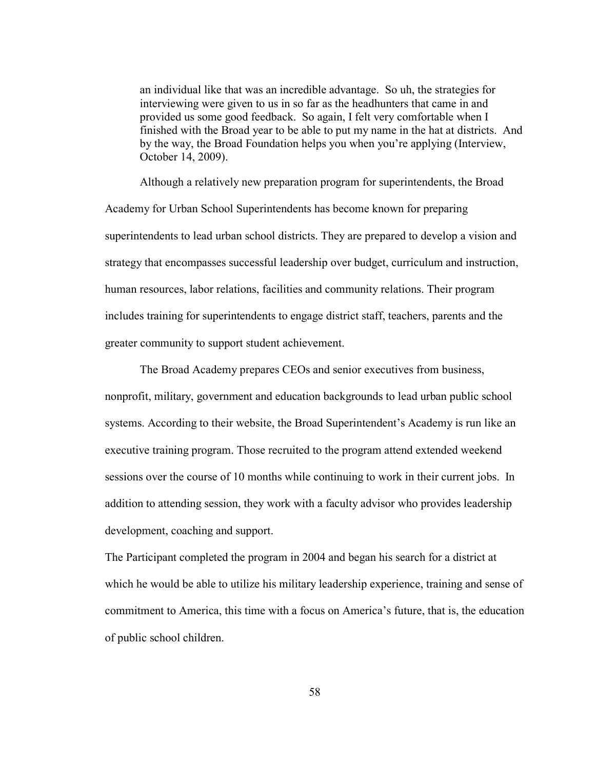> an individual like that was an incredible advantage. So uh, the strategies for interviewing were given to us in so far as the headhunters that came in and provided us some good feedback. So again, I felt very comfortable when I finished with the Broad year to be able to put my name in the hat at districts. And by the way, the Broad Foundation helps you when you're applying (Interview, October 14, 2009).

Although a relatively new preparation program for superintendents, the Broad Academy for Urban School Superintendents has become known for preparing superintendents to lead urban school districts. They are prepared to develop a vision and strategy that encompasses successful leadership over budget, curriculum and instruction, human resources, labor relations, facilities and community relations. Their program includes training for superintendents to engage district staff, teachers, parents and the greater community to support student achievement.

The Broad Academy prepares CEOs and senior executives from business, nonprofit, military, government and education backgrounds to lead urban public school systems. According to their website, the Broad Superintendent's Academy is run like an executive training program. Those recruited to the program attend extended weekend sessions over the course of 10 months while continuing to work in their current jobs. In addition to attending session, they work with a faculty advisor who provides leadership development, coaching and support.

The Participant completed the program in 2004 and began his search for a district at which he would be able to utilize his military leadership experience, training and sense of commitment to America, this time with a focus on America's future, that is, the education of public school children.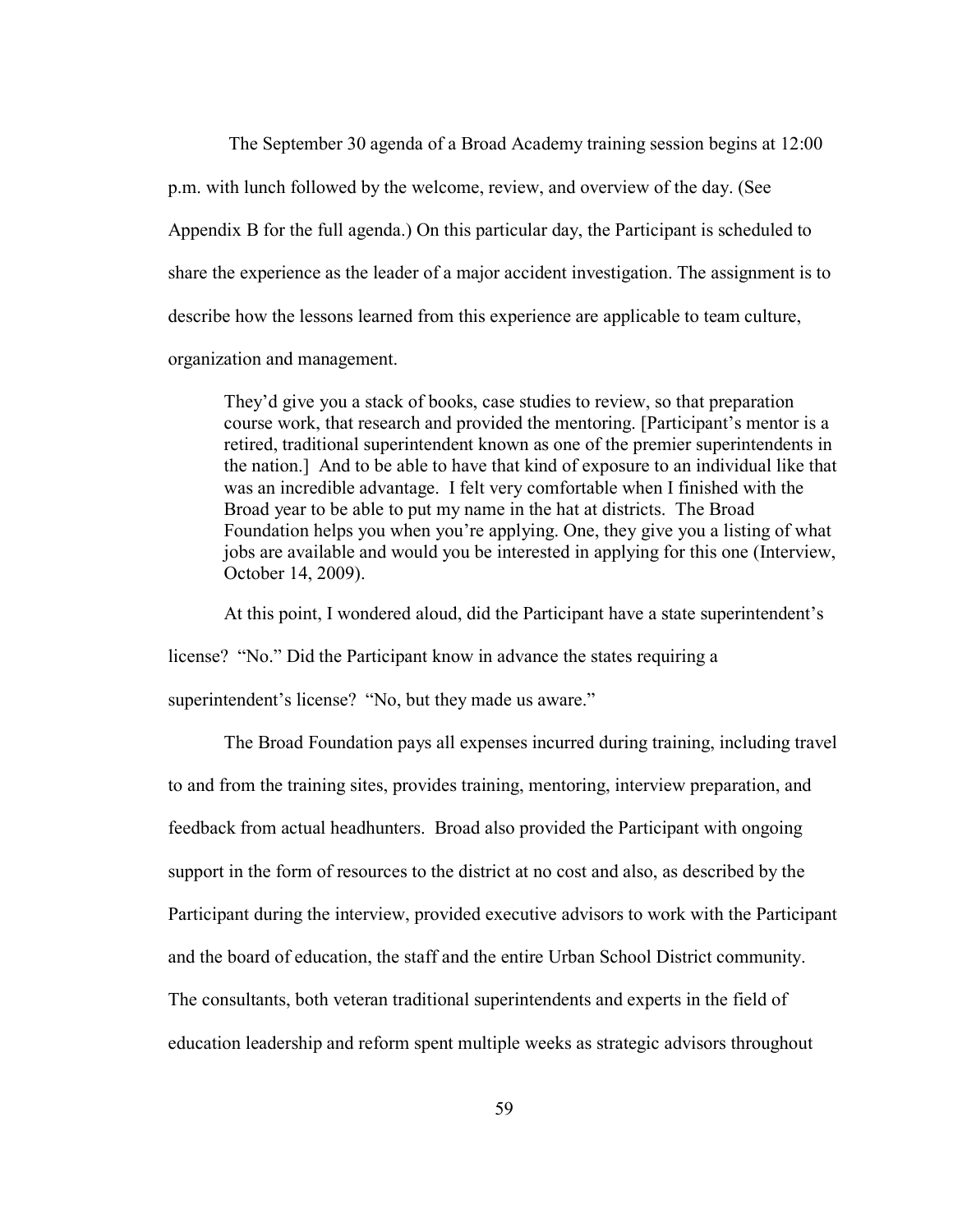The September 30 agenda of a Broad Academy training session begins at 12:00 p.m. with lunch followed by the welcome, review, and overview of the day. (See Appendix B for the full agenda.) On this particular day, the Participant is scheduled to share the experience as the leader of a major accident investigation. The assignment is to describe how the lessons learned from this experience are applicable to team culture, organization and management.

> They'd give you a stack of books, case studies to review, so that preparation course work, that research and provided the mentoring. [Participant's mentor is a retired, traditional superintendent known as one of the premier superintendents in the nation.] And to be able to have that kind of exposure to an individual like that was an incredible advantage. I felt very comfortable when I finished with the Broad year to be able to put my name in the hat at districts. The Broad Foundation helps you when you're applying. One, they give you a listing of what jobs are available and would you be interested in applying for this one (Interview, October 14, 2009).

At this point, I wondered aloud, did the Participant have a state superintendent's license? "No." Did the Participant know in advance the states requiring a superintendent's license? "No, but they made us aware."

The Broad Foundation pays all expenses incurred during training, including travel to and from the training sites, provides training, mentoring, interview preparation, and feedback from actual headhunters. Broad also provided the Participant with ongoing support in the form of resources to the district at no cost and also, as described by the Participant during the interview, provided executive advisors to work with the Participant and the board of education, the staff and the entire Urban School District community. The consultants, both veteran traditional superintendents and experts in the field of education leadership and reform spent multiple weeks as strategic advisors throughout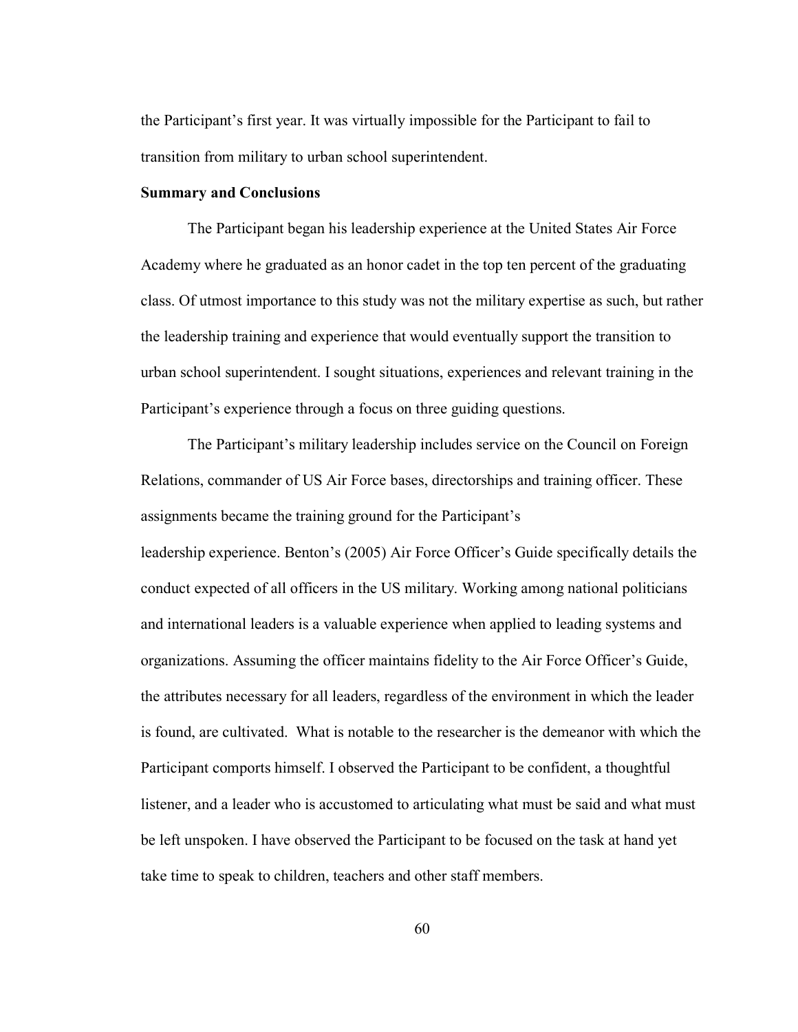the Participant's first year. It was virtually impossible for the Participant to fail to transition from military to urban school superintendent.

**Summary and Conclusions**

The Participant began his leadership experience at the United States Air Force Academy where he graduated as an honor cadet in the top ten percent of the graduating class. Of utmost importance to this study was not the military expertise as such, but rather the leadership training and experience that would eventually support the transition to urban school superintendent. I sought situations, experiences and relevant training in the Participant's experience through a focus on three guiding questions.

The Participant's military leadership includes service on the Council on Foreign Relations, commander of US Air Force bases, directorships and training officer. These assignments became the training ground for the Participant's leadership experience. Benton's (2005) Air Force Officer's Guide specifically details the conduct expected of all officers in the US military. Working among national politicians and international leaders is a valuable experience when applied to leading systems and organizations. Assuming the officer maintains fidelity to the Air Force Officer's Guide, the attributes necessary for all leaders, regardless of the environment in which the leader is found, are cultivated. What is notable to the researcher is the demeanor with which the Participant comports himself. I observed the Participant to be confident, a thoughtful listener, and a leader who is accustomed to articulating what must be said and what must be left unspoken. I have observed the Participant to be focused on the task at hand yet take time to speak to children, teachers and other staff members.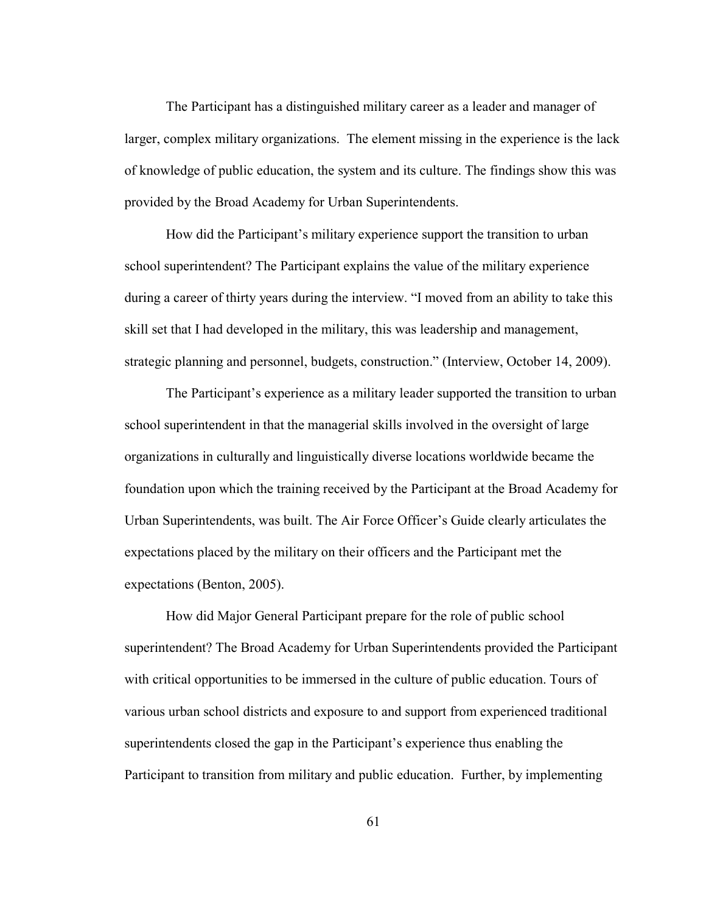The Participant has a distinguished military career as a leader and manager of larger, complex military organizations. The element missing in the experience is the lack of knowledge of public education, the system and its culture. The findings show this was provided by the Broad Academy for Urban Superintendents.

How did the Participant's military experience support the transition to urban school superintendent? The Participant explains the value of the military experience during a career of thirty years during the interview. "I moved from an ability to take this skill set that I had developed in the military, this was leadership and management, strategic planning and personnel, budgets, construction." (Interview, October 14, 2009).

The Participant's experience as a military leader supported the transition to urban school superintendent in that the managerial skills involved in the oversight of large organizations in culturally and linguistically diverse locations worldwide became the foundation upon which the training received by the Participant at the Broad Academy for Urban Superintendents, was built. The Air Force Officer's Guide clearly articulates the expectations placed by the military on their officers and the Participant met the expectations (Benton, 2005).

How did Major General Participant prepare for the role of public school superintendent? The Broad Academy for Urban Superintendents provided the Participant with critical opportunities to be immersed in the culture of public education. Tours of various urban school districts and exposure to and support from experienced traditional superintendents closed the gap in the Participant's experience thus enabling the Participant to transition from military and public education. Further, by implementing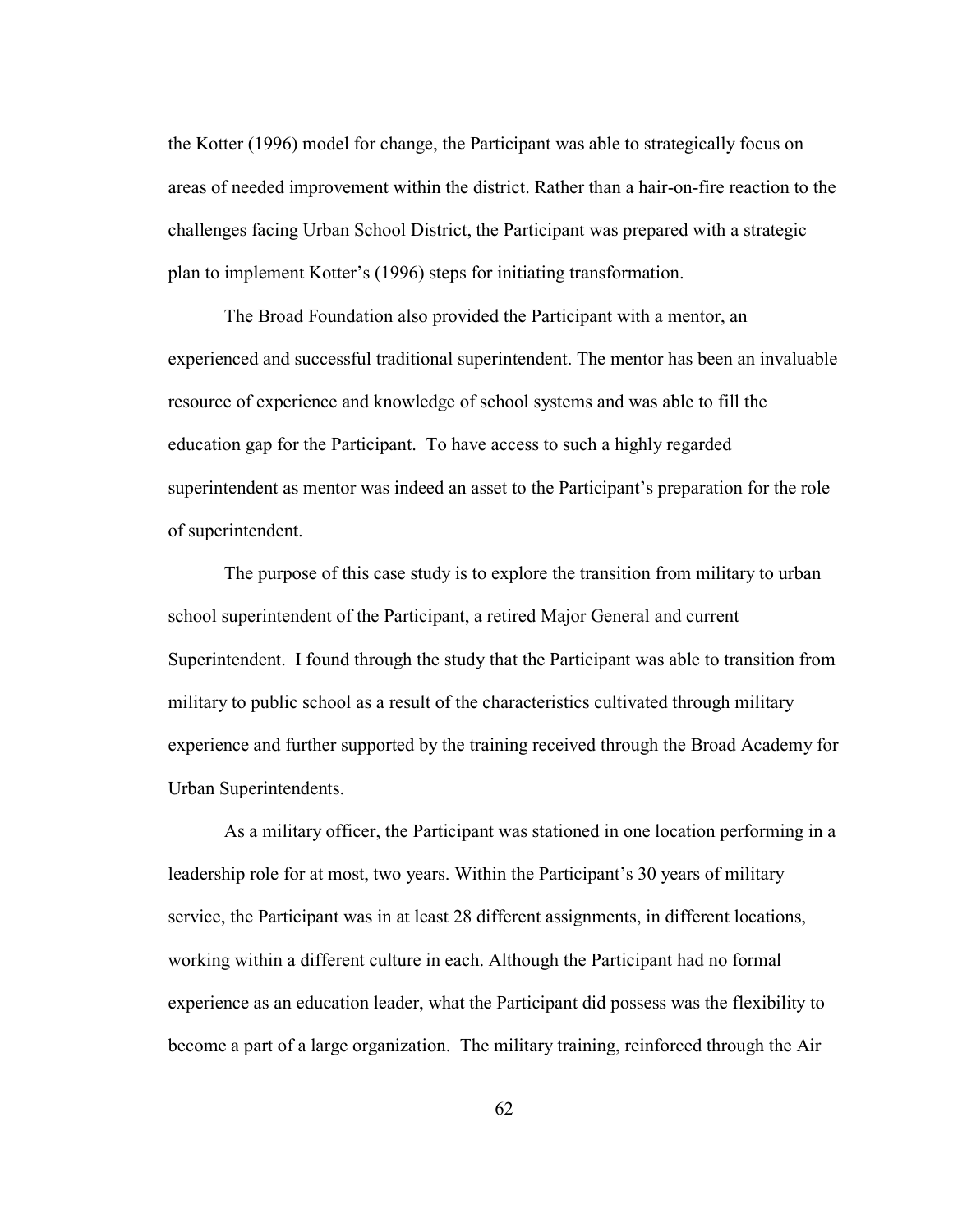the Kotter (1996) model for change, the Participant was able to strategically focus on areas of needed improvement within the district. Rather than a hair-on-fire reaction to the challenges facing Urban School District, the Participant was prepared with a strategic plan to implement Kotter's (1996) steps for initiating transformation.

The Broad Foundation also provided the Participant with a mentor, an experienced and successful traditional superintendent. The mentor has been an invaluable resource of experience and knowledge of school systems and was able to fill the education gap for the Participant. To have access to such a highly regarded superintendent as mentor was indeed an asset to the Participant's preparation for the role of superintendent.

The purpose of this case study is to explore the transition from military to urban school superintendent of the Participant, a retired Major General and current Superintendent. I found through the study that the Participant was able to transition from military to public school as a result of the characteristics cultivated through military experience and further supported by the training received through the Broad Academy for Urban Superintendents.

As a military officer, the Participant was stationed in one location performing in a leadership role for at most, two years. Within the Participant's 30 years of military service, the Participant was in at least 28 different assignments, in different locations, working within a different culture in each. Although the Participant had no formal experience as an education leader, what the Participant did possess was the flexibility to become a part of a large organization. The military training, reinforced through the Air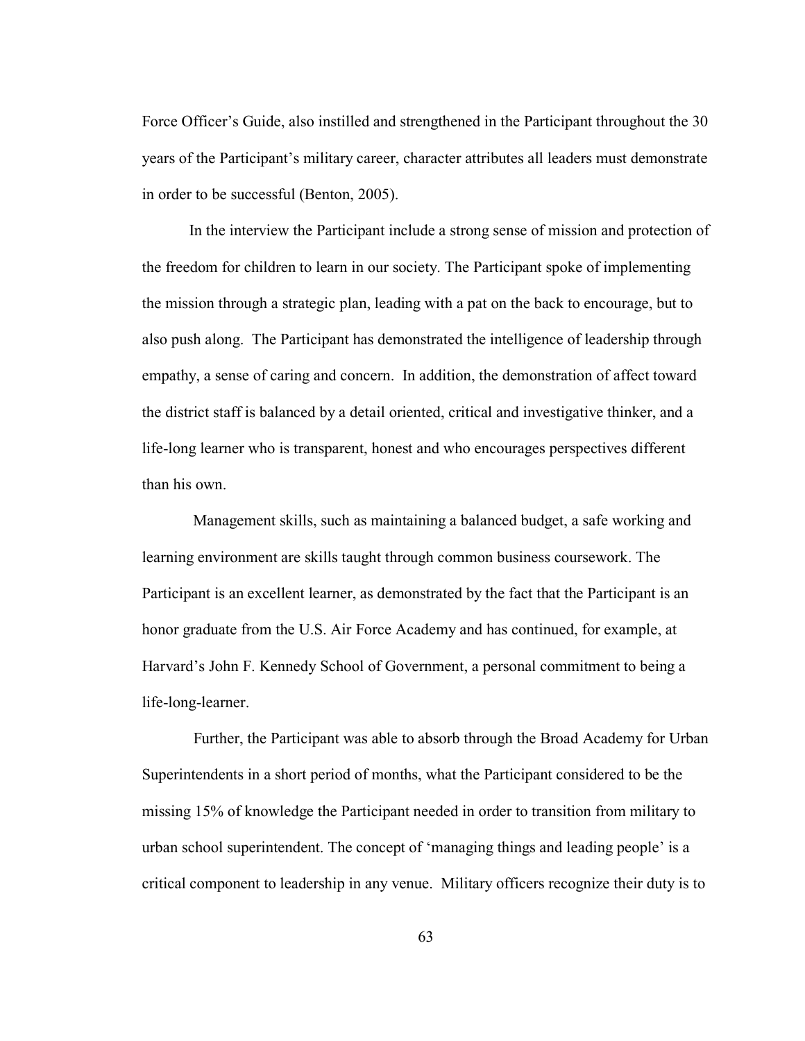Force Officer's Guide, also instilled and strengthened in the Participant throughout the 30 years of the Participant's military career, character attributes all leaders must demonstrate in order to be successful (Benton, 2005).

In the interview the Participant include a strong sense of mission and protection of the freedom for children to learn in our society. The Participant spoke of implementing the mission through a strategic plan, leading with a pat on the back to encourage, but to also push along. The Participant has demonstrated the intelligence of leadership through empathy, a sense of caring and concern. In addition, the demonstration of affect toward the district staff is balanced by a detail oriented, critical and investigative thinker, and a life-long learner who is transparent, honest and who encourages perspectives different than his own.

Management skills, such as maintaining a balanced budget, a safe working and learning environment are skills taught through common business coursework. The Participant is an excellent learner, as demonstrated by the fact that the Participant is an honor graduate from the U.S. Air Force Academy and has continued, for example, at Harvard's John F. Kennedy School of Government, a personal commitment to being a life-long-learner.

Further, the Participant was able to absorb through the Broad Academy for Urban Superintendents in a short period of months, what the Participant considered to be the missing 15% of knowledge the Participant needed in order to transition from military to urban school superintendent. The concept of 'managing things and leading people' is a critical component to leadership in any venue. Military officers recognize their duty is to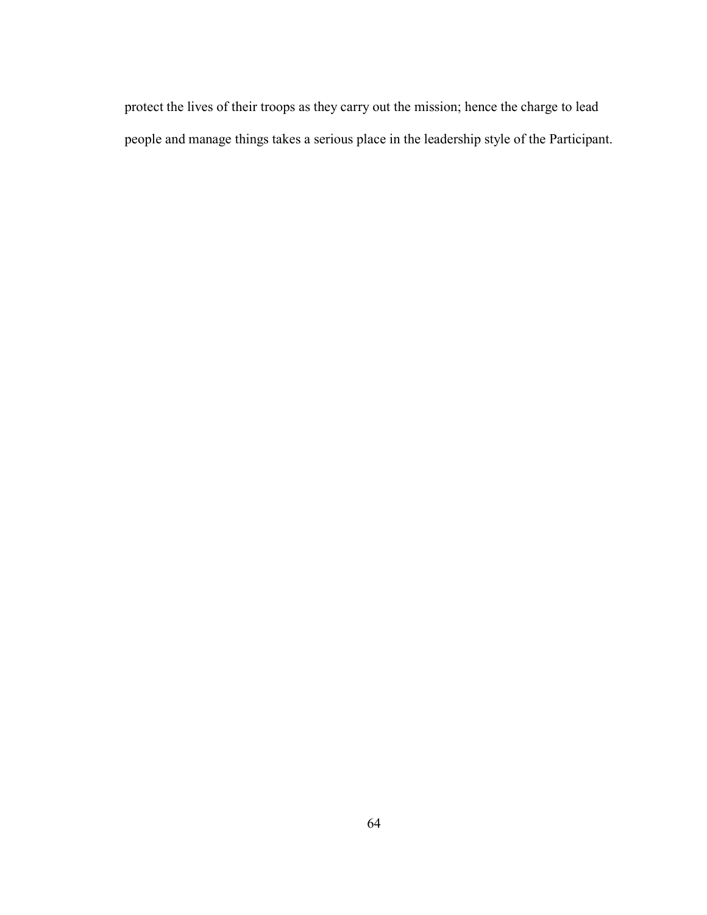protect the lives of their troops as they carry out the mission; hence the charge to lead people and manage things takes a serious place in the leadership style of the Participant.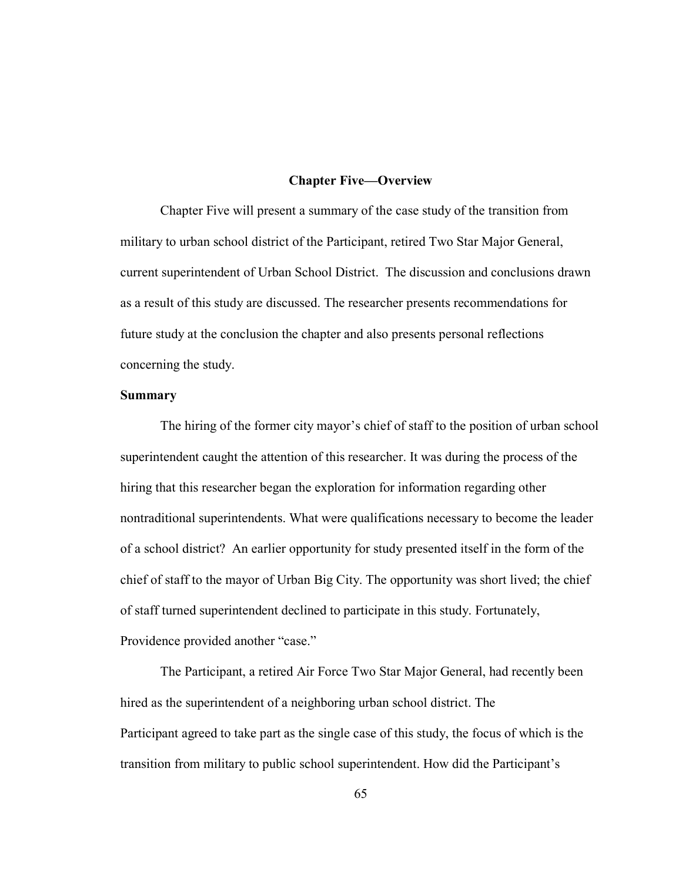# Chapter Five—Overview

Chapter Five will present a summary of the case study of the transition from military to urban school district of the Participant, retired Two Star Major General, current superintendent of Urban School District. The discussion and conclusions drawn as a result of this study are discussed. The researcher presents recommendations for future study at the conclusion the chapter and also presents personal reflections concerning the study.

## Summary

The hiring of the former city mayor's chief of staff to the position of urban school superintendent caught the attention of this researcher. It was during the process of the hiring that this researcher began the exploration for information regarding other nontraditional superintendents. What were qualifications necessary to become the leader of a school district? An earlier opportunity for study presented itself in the form of the chief of staff to the mayor of Urban Big City. The opportunity was short lived; the chief of staff turned superintendent declined to participate in this study. Fortunately, Providence provided another "case."

The Participant, a retired Air Force Two Star Major General, had recently been hired as the superintendent of a neighboring urban school district. The Participant agreed to take part as the single case of this study, the focus of which is the transition from military to public school superintendent. How did the Participant's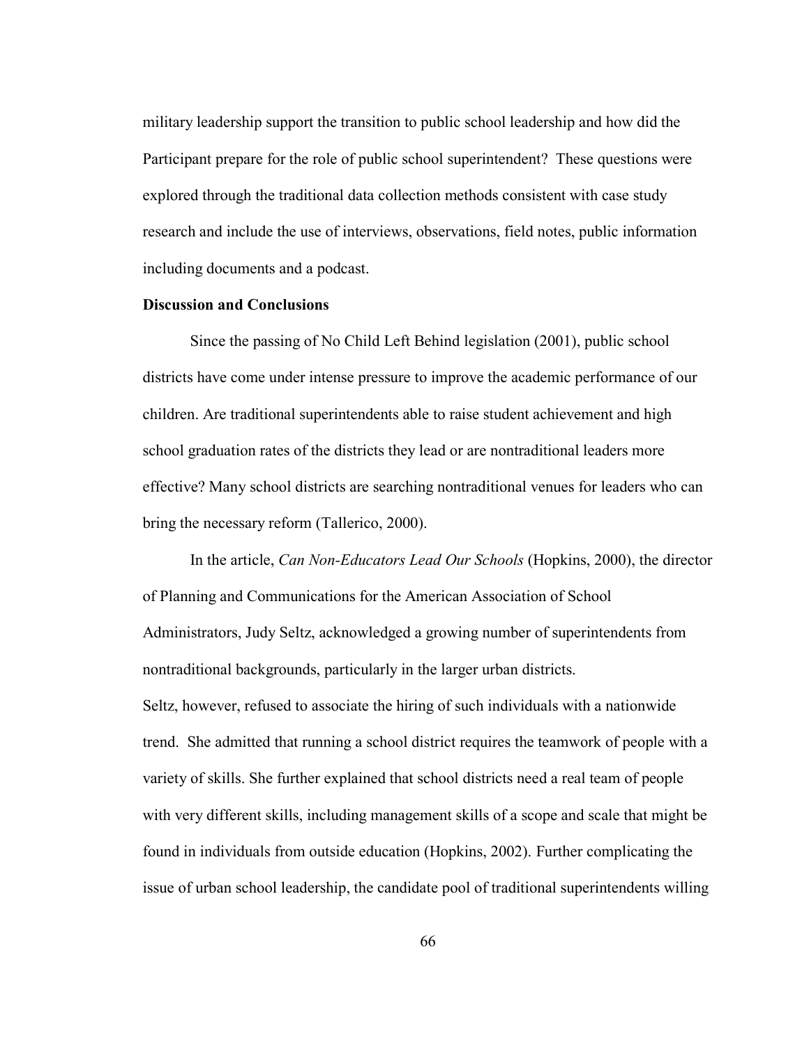military leadership support the transition to public school leadership and how did the Participant prepare for the role of public school superintendent? These questions were explored through the traditional data collection methods consistent with case study research and include the use of interviews, observations, field notes, public information including documents and a podcast.

**Discussion and Conclusions**

Since the passing of No Child Left Behind legislation (2001), public school districts have come under intense pressure to improve the academic performance of our children. Are traditional superintendents able to raise student achievement and high school graduation rates of the districts they lead or are nontraditional leaders more effective? Many school districts are searching nontraditional venues for leaders who can bring the necessary reform (Tallerico, 2000).

In the article, *Can Non-Educators Lead Our Schools* (Hopkins, 2000), the director of Planning and Communications for the American Association of School Administrators, Judy Seltz, acknowledged a growing number of superintendents from nontraditional backgrounds, particularly in the larger urban districts.

Seltz, however, refused to associate the hiring of such individuals with a nationwide trend. She admitted that running a school district requires the teamwork of people with a variety of skills. She further explained that school districts need a real team of people with very different skills, including management skills of a scope and scale that might be found in individuals from outside education (Hopkins, 2002). Further complicating the issue of urban school leadership, the candidate pool of traditional superintendents willing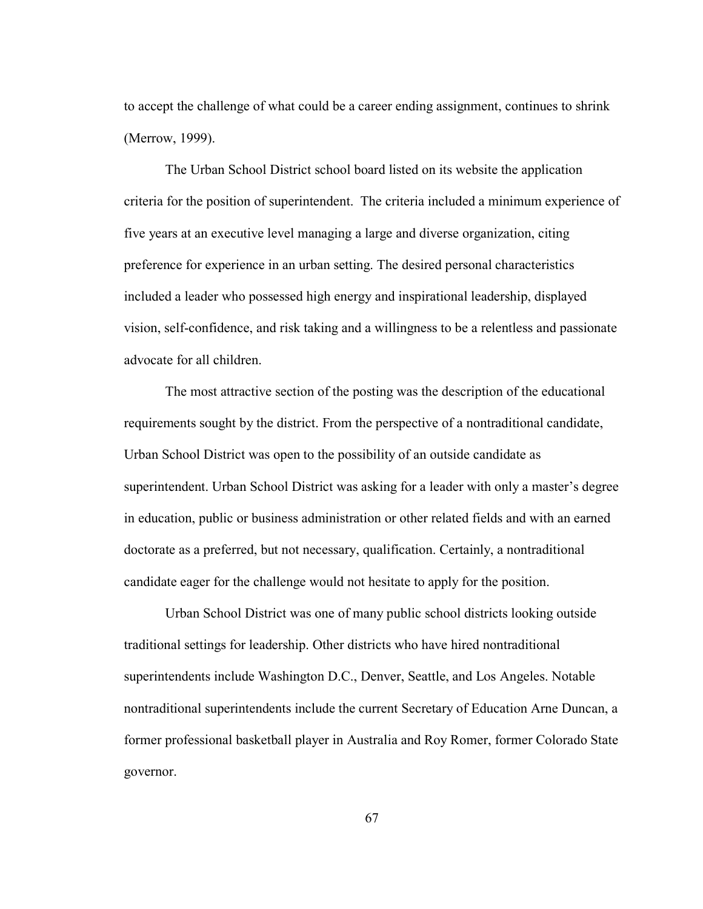to accept the challenge of what could be a career ending assignment, continues to shrink (Merrow, 1999).

The Urban School District school board listed on its website the application criteria for the position of superintendent. The criteria included a minimum experience of five years at an executive level managing a large and diverse organization, citing preference for experience in an urban setting. The desired personal characteristics included a leader who possessed high energy and inspirational leadership, displayed vision, self-confidence, and risk taking and a willingness to be a relentless and passionate advocate for all children.

The most attractive section of the posting was the description of the educational requirements sought by the district. From the perspective of a nontraditional candidate, Urban School District was open to the possibility of an outside candidate as superintendent. Urban School District was asking for a leader with only a master's degree in education, public or business administration or other related fields and with an earned doctorate as a preferred, but not necessary, qualification. Certainly, a nontraditional candidate eager for the challenge would not hesitate to apply for the position.

Urban School District was one of many public school districts looking outside traditional settings for leadership. Other districts who have hired nontraditional superintendents include Washington D.C., Denver, Seattle, and Los Angeles. Notable nontraditional superintendents include the current Secretary of Education Arne Duncan, a former professional basketball player in Australia and Roy Romer, former Colorado State governor.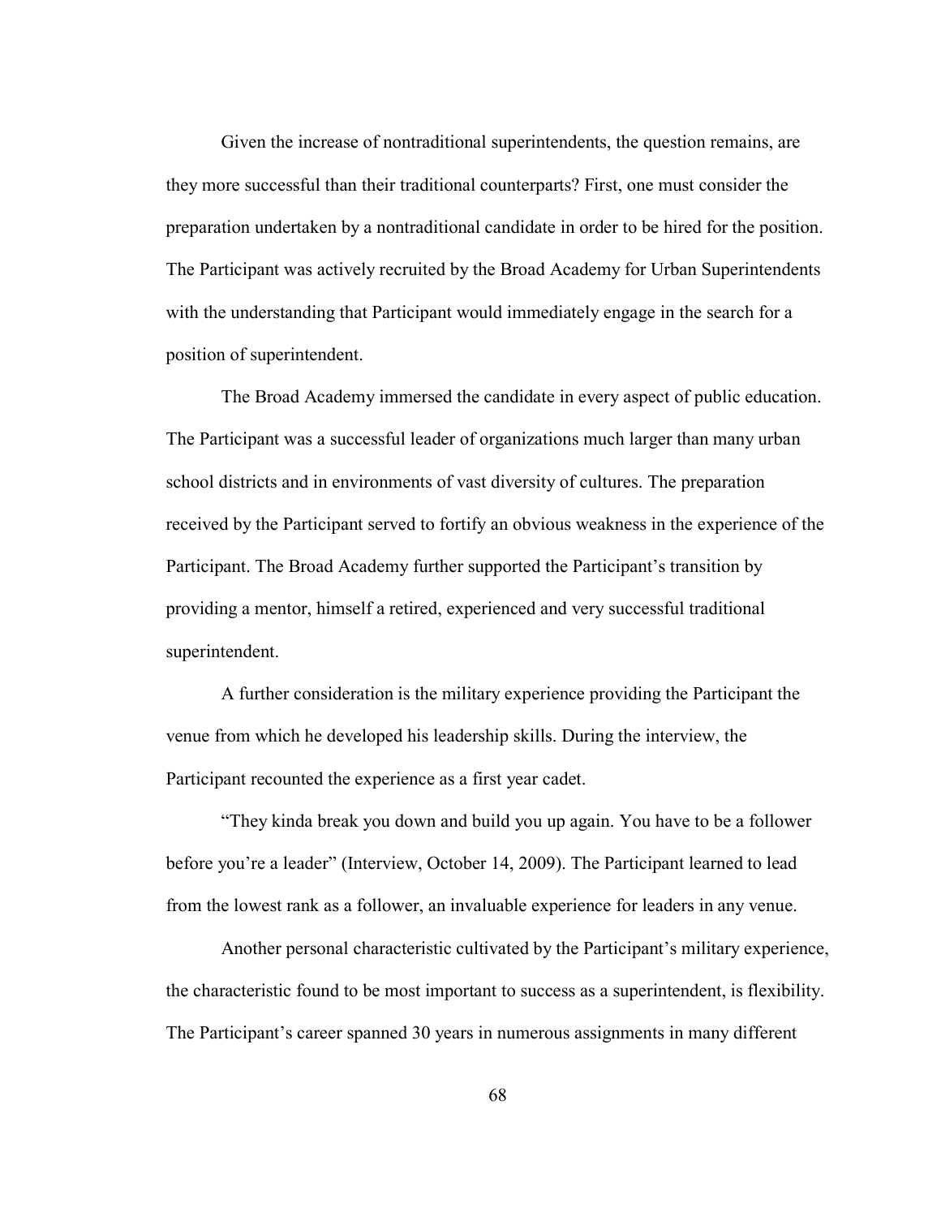Given the increase of nontraditional superintendents, the question remains, are they more successful than their traditional counterparts? First, one must consider the preparation undertaken by a nontraditional candidate in order to be hired for the position. The Participant was actively recruited by the Broad Academy for Urban Superintendents with the understanding that Participant would immediately engage in the search for a position of superintendent.

The Broad Academy immersed the candidate in every aspect of public education. The Participant was a successful leader of organizations much larger than many urban school districts and in environments of vast diversity of cultures. The preparation received by the Participant served to fortify an obvious weakness in the experience of the Participant. The Broad Academy further supported the Participant's transition by providing a mentor, himself a retired, experienced and very successful traditional superintendent.

A further consideration is the military experience providing the Participant the venue from which he developed his leadership skills. During the interview, the Participant recounted the experience as a first year cadet.

"They kinda break you down and build you up again. You have to be a follower before you're a leader" (Interview, October 14, 2009). The Participant learned to lead from the lowest rank as a follower, an invaluable experience for leaders in any venue.

Another personal characteristic cultivated by the Participant's military experience, the characteristic found to be most important to success as a superintendent, is flexibility. The Participant's career spanned 30 years in numerous assignments in many different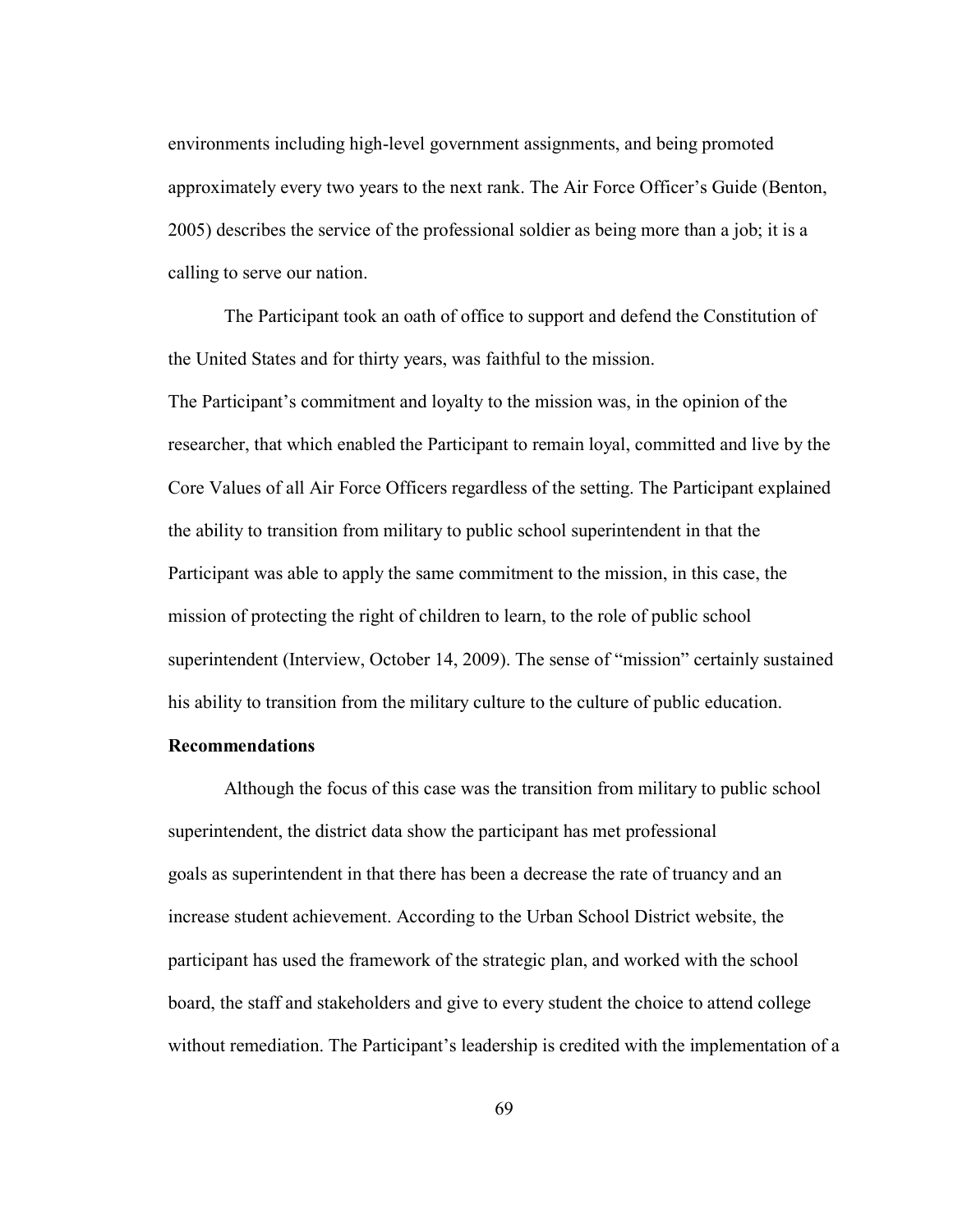environments including high-level government assignments, and being promoted approximately every two years to the next rank. The Air Force Officer's Guide (Benton, 2005) describes the service of the professional soldier as being more than a job; it is a calling to serve our nation.

The Participant took an oath of office to support and defend the Constitution of the United States and for thirty years, was faithful to the mission.
The Participant's commitment and loyalty to the mission was, in the opinion of the researcher, that which enabled the Participant to remain loyal, committed and live by the Core Values of all Air Force Officers regardless of the setting. The Participant explained the ability to transition from military to public school superintendent in that the Participant was able to apply the same commitment to the mission, in this case, the mission of protecting the right of children to learn, to the role of public school superintendent (Interview, October 14, 2009). The sense of "mission" certainly sustained his ability to transition from the military culture to the culture of public education.

**Recommendations**

Although the focus of this case was the transition from military to public school superintendent, the district data show the participant has met professional goals as superintendent in that there has been a decrease the rate of truancy and an increase student achievement. According to the Urban School District website, the participant has used the framework of the strategic plan, and worked with the school board, the staff and stakeholders and give to every student the choice to attend college without remediation. The Participant's leadership is credited with the implementation of a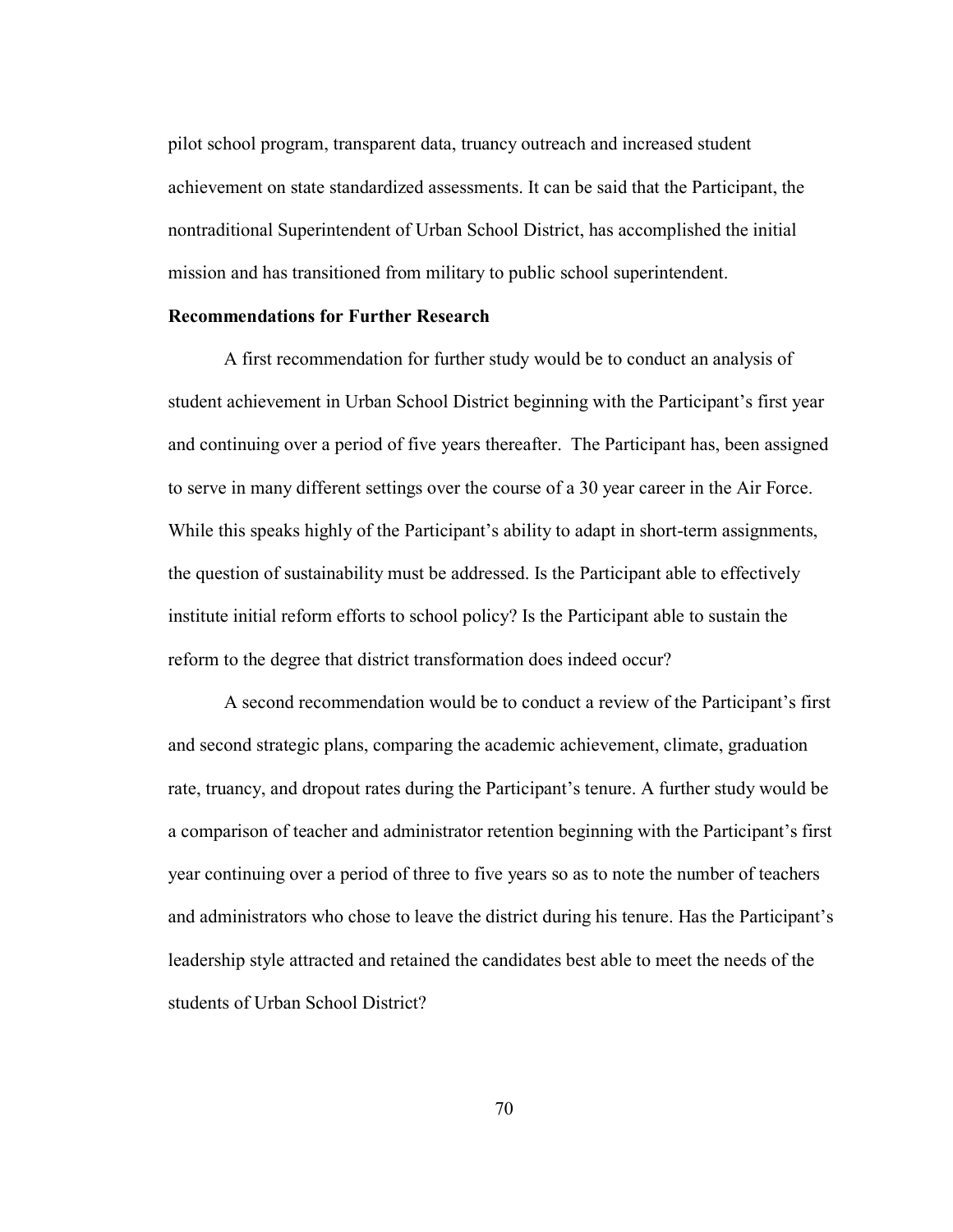pilot school program, transparent data, truancy outreach and increased student achievement on state standardized assessments. It can be said that the Participant, the nontraditional Superintendent of Urban School District, has accomplished the initial mission and has transitioned from military to public school superintendent.

**Recommendations for Further Research**

A first recommendation for further study would be to conduct an analysis of student achievement in Urban School District beginning with the Participant's first year and continuing over a period of five years thereafter. The Participant has, been assigned to serve in many different settings over the course of a 30 year career in the Air Force. While this speaks highly of the Participant's ability to adapt in short-term assignments, the question of sustainability must be addressed. Is the Participant able to effectively institute initial reform efforts to school policy? Is the Participant able to sustain the reform to the degree that district transformation does indeed occur?

A second recommendation would be to conduct a review of the Participant's first and second strategic plans, comparing the academic achievement, climate, graduation rate, truancy, and dropout rates during the Participant's tenure. A further study would be a comparison of teacher and administrator retention beginning with the Participant's first year continuing over a period of three to five years so as to note the number of teachers and administrators who chose to leave the district during his tenure. Has the Participant's leadership style attracted and retained the candidates best able to meet the needs of the students of Urban School District?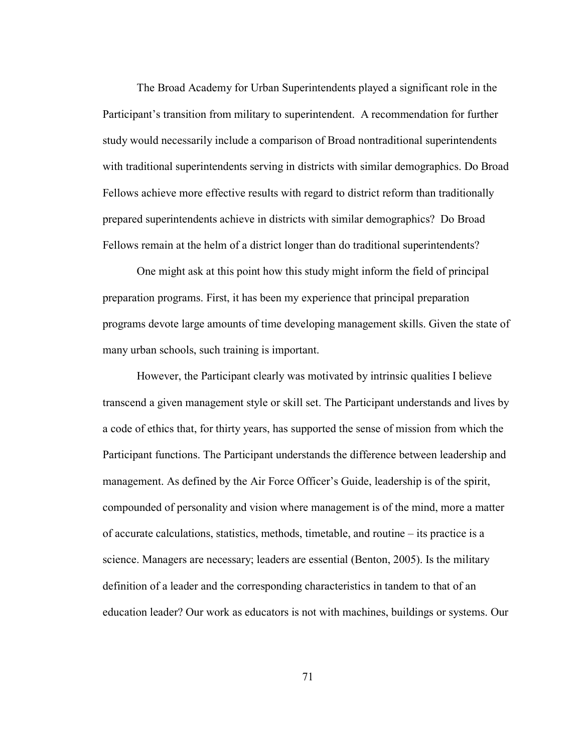The Broad Academy for Urban Superintendents played a significant role in the Participant's transition from military to superintendent. A recommendation for further study would necessarily include a comparison of Broad nontraditional superintendents with traditional superintendents serving in districts with similar demographics. Do Broad Fellows achieve more effective results with regard to district reform than traditionally prepared superintendents achieve in districts with similar demographics? Do Broad Fellows remain at the helm of a district longer than do traditional superintendents?

One might ask at this point how this study might inform the field of principal preparation programs. First, it has been my experience that principal preparation programs devote large amounts of time developing management skills. Given the state of many urban schools, such training is important.

However, the Participant clearly was motivated by intrinsic qualities I believe transcend a given management style or skill set. The Participant understands and lives by a code of ethics that, for thirty years, has supported the sense of mission from which the Participant functions. The Participant understands the difference between leadership and management. As defined by the Air Force Officer's Guide, leadership is of the spirit, compounded of personality and vision where management is of the mind, more a matter of accurate calculations, statistics, methods, timetable, and routine – its practice is a science. Managers are necessary; leaders are essential (Benton, 2005). Is the military definition of a leader and the corresponding characteristics in tandem to that of an education leader? Our work as educators is not with machines, buildings or systems. Our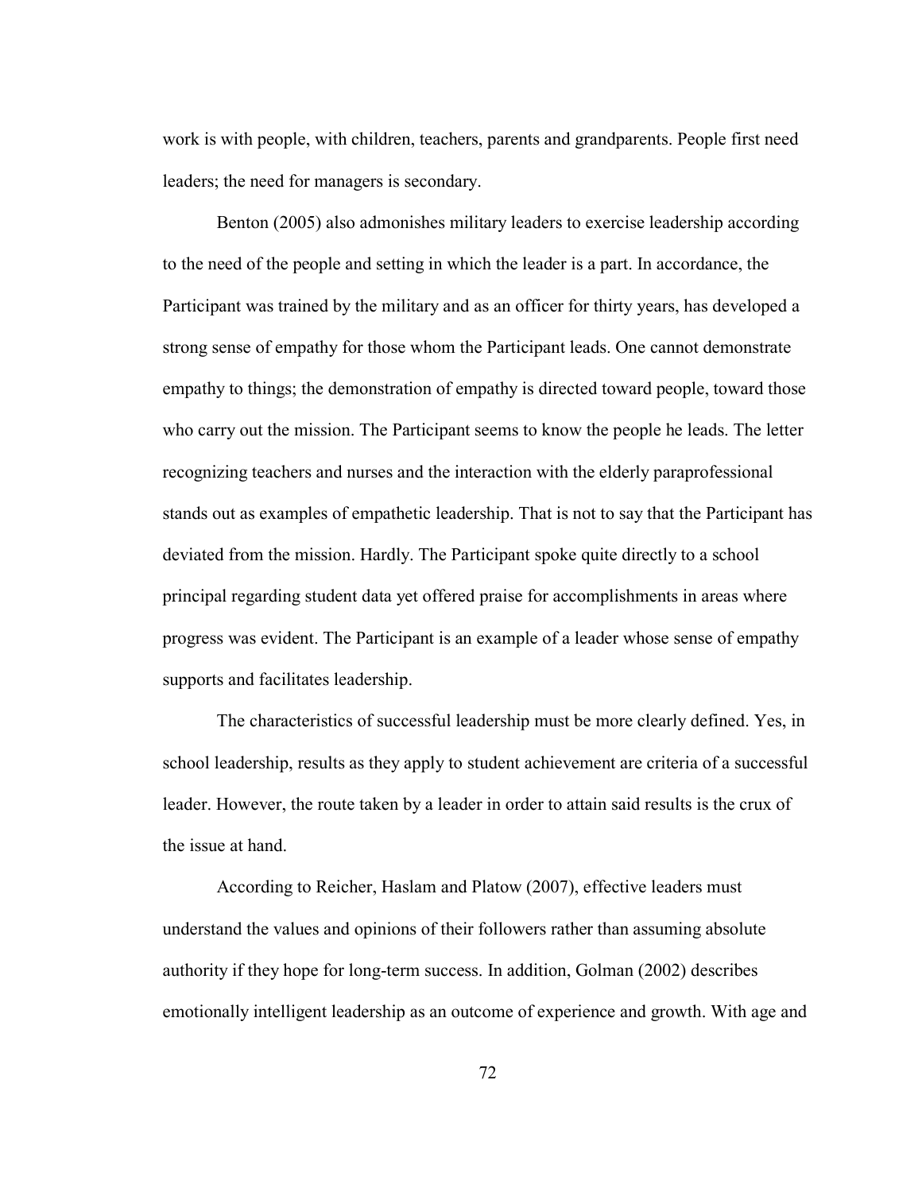work is with people, with children, teachers, parents and grandparents. People first need leaders; the need for managers is secondary.

Benton (2005) also admonishes military leaders to exercise leadership according to the need of the people and setting in which the leader is a part. In accordance, the Participant was trained by the military and as an officer for thirty years, has developed a strong sense of empathy for those whom the Participant leads. One cannot demonstrate empathy to things; the demonstration of empathy is directed toward people, toward those who carry out the mission. The Participant seems to know the people he leads. The letter recognizing teachers and nurses and the interaction with the elderly paraprofessional stands out as examples of empathetic leadership. That is not to say that the Participant has deviated from the mission. Hardly. The Participant spoke quite directly to a school principal regarding student data yet offered praise for accomplishments in areas where progress was evident. The Participant is an example of a leader whose sense of empathy supports and facilitates leadership.

The characteristics of successful leadership must be more clearly defined. Yes, in school leadership, results as they apply to student achievement are criteria of a successful leader. However, the route taken by a leader in order to attain said results is the crux of the issue at hand.

According to Reicher, Haslam and Platow (2007), effective leaders must understand the values and opinions of their followers rather than assuming absolute authority if they hope for long-term success. In addition, Golman (2002) describes emotionally intelligent leadership as an outcome of experience and growth. With age and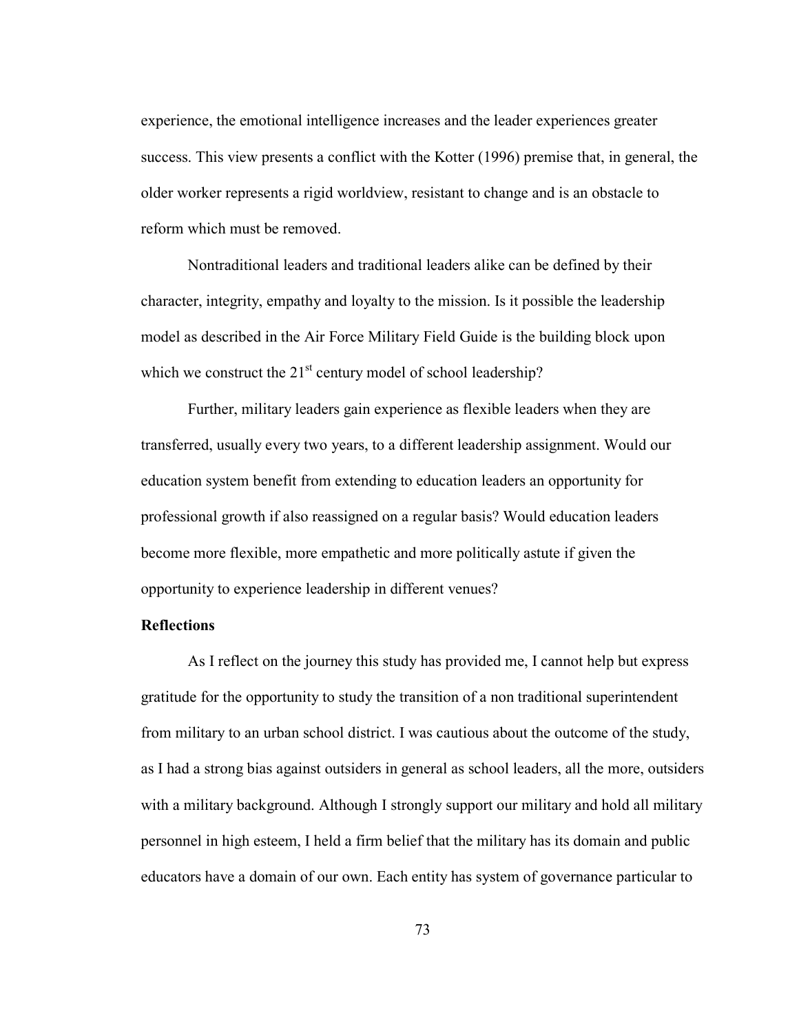experience, the emotional intelligence increases and the leader experiences greater success. This view presents a conflict with the Kotter (1996) premise that, in general, the older worker represents a rigid worldview, resistant to change and is an obstacle to reform which must be removed.

Nontraditional leaders and traditional leaders alike can be defined by their character, integrity, empathy and loyalty to the mission. Is it possible the leadership model as described in the Air Force Military Field Guide is the building block upon which we construct the 21st century model of school leadership?

Further, military leaders gain experience as flexible leaders when they are transferred, usually every two years, to a different leadership assignment. Would our education system benefit from extending to education leaders an opportunity for professional growth if also reassigned on a regular basis? Would education leaders become more flexible, more empathetic and more politically astute if given the opportunity to experience leadership in different venues?

**Reflections**

As I reflect on the journey this study has provided me, I cannot help but express gratitude for the opportunity to study the transition of a non traditional superintendent from military to an urban school district. I was cautious about the outcome of the study, as I had a strong bias against outsiders in general as school leaders, all the more, outsiders with a military background. Although I strongly support our military and hold all military personnel in high esteem, I held a firm belief that the military has its domain and public educators have a domain of our own. Each entity has system of governance particular to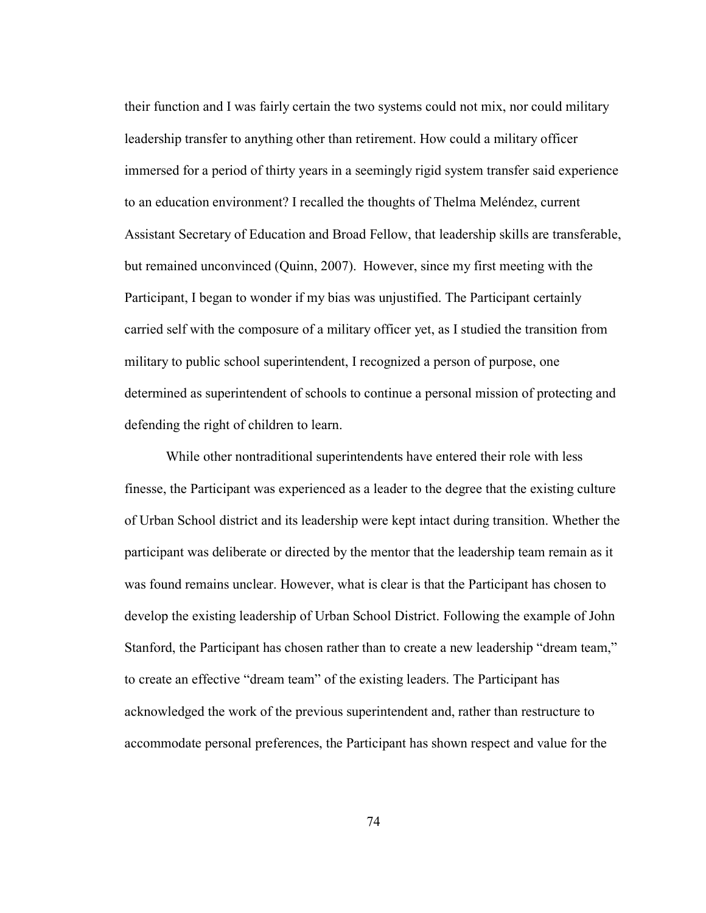their function and I was fairly certain the two systems could not mix, nor could military leadership transfer to anything other than retirement. How could a military officer immersed for a period of thirty years in a seemingly rigid system transfer said experience to an education environment? I recalled the thoughts of Thelma Meléndez, current Assistant Secretary of Education and Broad Fellow, that leadership skills are transferable, but remained unconvinced (Quinn, 2007). However, since my first meeting with the Participant, I began to wonder if my bias was unjustified. The Participant certainly carried self with the composure of a military officer yet, as I studied the transition from military to public school superintendent, I recognized a person of purpose, one determined as superintendent of schools to continue a personal mission of protecting and defending the right of children to learn.

While other nontraditional superintendents have entered their role with less finesse, the Participant was experienced as a leader to the degree that the existing culture of Urban School district and its leadership were kept intact during transition. Whether the participant was deliberate or directed by the mentor that the leadership team remain as it was found remains unclear. However, what is clear is that the Participant has chosen to develop the existing leadership of Urban School District. Following the example of John Stanford, the Participant has chosen rather than to create a new leadership "dream team," to create an effective "dream team" of the existing leaders. The Participant has acknowledged the work of the previous superintendent and, rather than restructure to accommodate personal preferences, the Participant has shown respect and value for the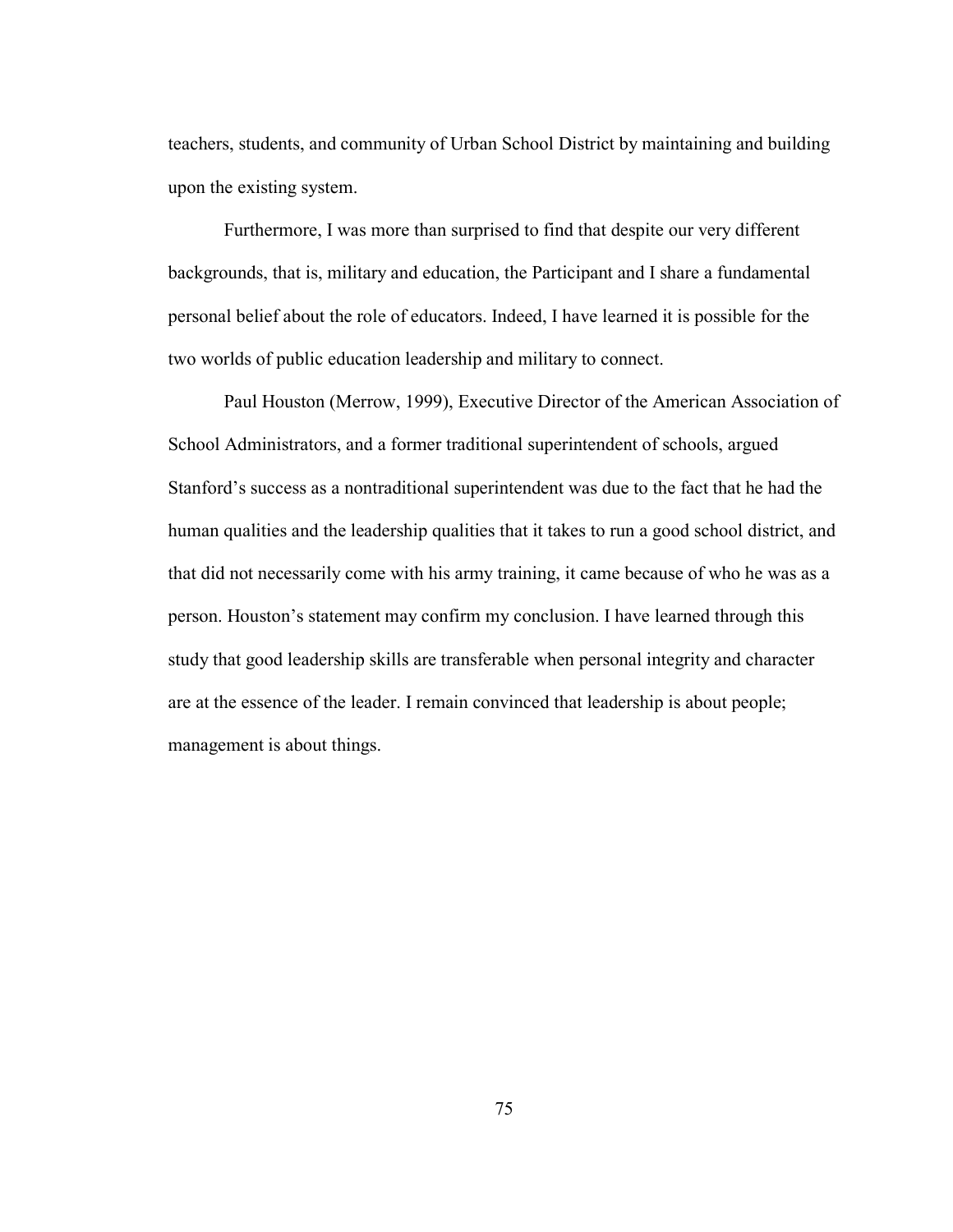teachers, students, and community of Urban School District by maintaining and building upon the existing system.

Furthermore, I was more than surprised to find that despite our very different backgrounds, that is, military and education, the Participant and I share a fundamental personal belief about the role of educators. Indeed, I have learned it is possible for the two worlds of public education leadership and military to connect.

Paul Houston (Merrow, 1999), Executive Director of the American Association of School Administrators, and a former traditional superintendent of schools, argued Stanford's success as a nontraditional superintendent was due to the fact that he had the human qualities and the leadership qualities that it takes to run a good school district, and that did not necessarily come with his army training, it came because of who he was as a person. Houston's statement may confirm my conclusion. I have learned through this study that good leadership skills are transferable when personal integrity and character are at the essence of the leader. I remain convinced that leadership is about people; management is about things.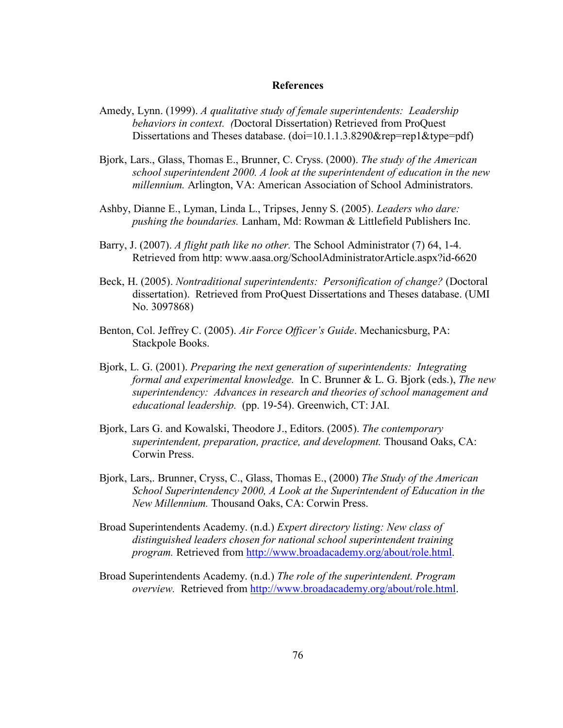# References

Amedy, Lynn. (1999). *A qualitative study of female superintendents: Leadership behaviors in context. (*Doctoral Dissertation) Retrieved from ProQuest Dissertations and Theses database. (doi=10.1.1.3.8290&rep=rep1&type=pdf)

Bjork, Lars., Glass, Thomas E., Brunner, C. Cryss. (2000). *The study of the American school superintendent 2000. A look at the superintendent of education in the new millennium.* Arlington, VA: American Association of School Administrators.

Ashby, Dianne E., Lyman, Linda L., Tripses, Jenny S. (2005). *Leaders who dare: pushing the boundaries.* Lanham, Md: Rowman & Littlefield Publishers Inc.

Barry, J. (2007). *A flight path like no other.* The School Administrator (7) 64, 1-4. Retrieved from http: www.aasa.org/SchoolAdministratorArticle.aspx?id-6620

Beck, H. (2005). *Nontraditional superintendents: Personification of change?* (Doctoral dissertation). Retrieved from ProQuest Dissertations and Theses database. (UMI No. 3097868)

Benton, Col. Jeffrey C. (2005). *Air Force Officer's Guide*. Mechanicsburg, PA: Stackpole Books.

Bjork, L. G. (2001). *Preparing the next generation of superintendents: Integrating formal and experimental knowledge.* In C. Brunner & L. G. Bjork (eds.), *The new superintendency: Advances in research and theories of school management and educational leadership.* (pp. 19-54). Greenwich, CT: JAI.

Bjork, Lars G. and Kowalski, Theodore J., Editors. (2005). *The contemporary superintendent, preparation, practice, and development.* Thousand Oaks, CA: Corwin Press.

Bjork, Lars,. Brunner, Cryss, C., Glass, Thomas E., (2000) *The Study of the American School Superintendency 2000, A Look at the Superintendent of Education in the New Millennium.* Thousand Oaks, CA: Corwin Press.

Broad Superintendents Academy. (n.d.) *Expert directory listing: New class of distinguished leaders chosen for national school superintendent training program.* Retrieved from http://www.broadacademy.org/about/role.html.

Broad Superintendents Academy. (n.d.) *The role of the superintendent. Program overview.* Retrieved from http://www.broadacademy.org/about/role.html.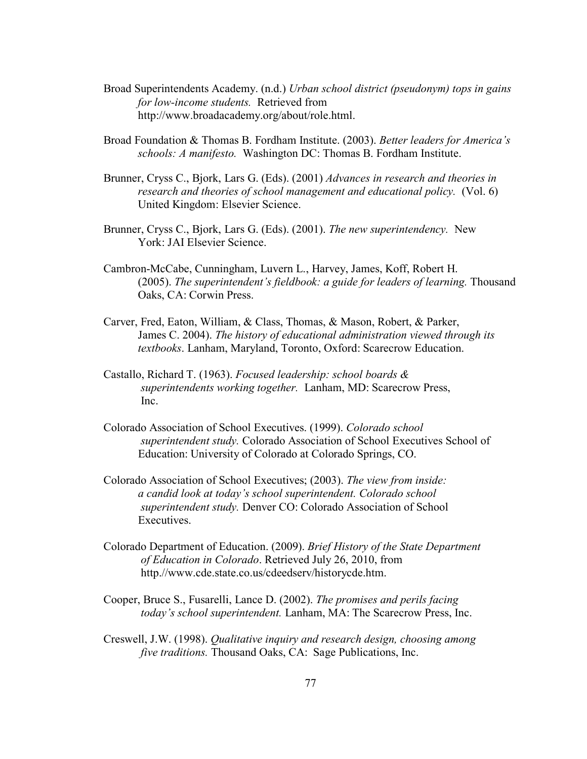Broad Superintendents Academy. (n.d.) *Urban school district (pseudonym) tops in gains for low-income students.* Retrieved from http://www.broadacademy.org/about/role.html.

Broad Foundation & Thomas B. Fordham Institute. (2003). *Better leaders for America's schools: A manifesto.* Washington DC: Thomas B. Fordham Institute.

Brunner, Cryss C., Bjork, Lars G. (Eds). (2001) *Advances in research and theories in research and theories of school management and educational policy.* (Vol. 6) United Kingdom: Elsevier Science.

Brunner, Cryss C., Bjork, Lars G. (Eds). (2001). *The new superintendency.* New York: JAI Elsevier Science.

Cambron-McCabe, Cunningham, Luvern L., Harvey, James, Koff, Robert H. (2005). *The superintendent's fieldbook: a guide for leaders of learning.* Thousand Oaks, CA: Corwin Press.

Carver, Fred, Eaton, William, & Class, Thomas, & Mason, Robert, & Parker, James C. 2004). *The history of educational administration viewed through its textbooks*. Lanham, Maryland, Toronto, Oxford: Scarecrow Education.

Castallo, Richard T. (1963). *Focused leadership: school boards & superintendents working together.* Lanham, MD: Scarecrow Press, Inc.

Colorado Association of School Executives. (1999). *Colorado school superintendent study.* Colorado Association of School Executives School of Education: University of Colorado at Colorado Springs, CO.

Colorado Association of School Executives; (2003). *The view from inside: a candid look at today's school superintendent. Colorado school superintendent study.* Denver CO: Colorado Association of School Executives.

Colorado Department of Education. (2009). *Brief History of the State Department of Education in Colorado*. Retrieved July 26, 2010, from http.//www.cde.state.co.us/cdeedserv/historycde.htm.

Cooper, Bruce S., Fusarelli, Lance D. (2002). *The promises and perils facing today's school superintendent.* Lanham, MA: The Scarecrow Press, Inc.

Creswell, J.W. (1998). *Qualitative inquiry and research design, choosing among five traditions.* Thousand Oaks, CA: Sage Publications, Inc.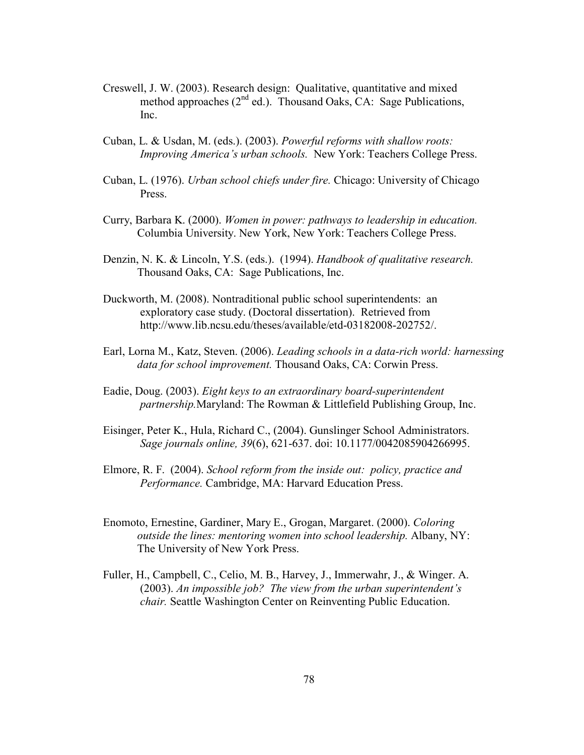Creswell, J. W. (2003). Research design: Qualitative, quantitative and mixed method approaches ($2^{nd}$ ed.). Thousand Oaks, CA: Sage Publications, Inc.

Cuban, L. & Usdan, M. (eds.). (2003). *Powerful reforms with shallow roots: Improving America's urban schools.* New York: Teachers College Press.

Cuban, L. (1976). *Urban school chiefs under fire.* Chicago: University of Chicago Press.

Curry, Barbara K. (2000). *Women in power: pathways to leadership in education.* Columbia University. New York, New York: Teachers College Press.

Denzin, N. K. & Lincoln, Y.S. (eds.). (1994). *Handbook of qualitative research.* Thousand Oaks, CA: Sage Publications, Inc.

Duckworth, M. (2008). Nontraditional public school superintendents: an exploratory case study. (Doctoral dissertation). Retrieved from http://www.lib.ncsu.edu/theses/available/etd-03182008-202752/.

Earl, Lorna M., Katz, Steven. (2006). *Leading schools in a data-rich world: harnessing data for school improvement.* Thousand Oaks, CA: Corwin Press.

Eadie, Doug. (2003). *Eight keys to an extraordinary board-superintendent partnership.*Maryland: The Rowman & Littlefield Publishing Group, Inc.

Eisinger, Peter K., Hula, Richard C., (2004). Gunslinger School Administrators. *Sage journals online, 39*(6), 621-637. doi: 10.1177/0042085904266995.

Elmore, R. F. (2004). *School reform from the inside out: policy, practice and Performance.* Cambridge, MA: Harvard Education Press.

Enomoto, Ernestine, Gardiner, Mary E., Grogan, Margaret. (2000). *Coloring outside the lines: mentoring women into school leadership.* Albany, NY: The University of New York Press.

Fuller, H., Campbell, C., Celio, M. B., Harvey, J., Immerwahr, J., & Winger. A. (2003). *An impossible job? The view from the urban superintendent's chair.* Seattle Washington Center on Reinventing Public Education.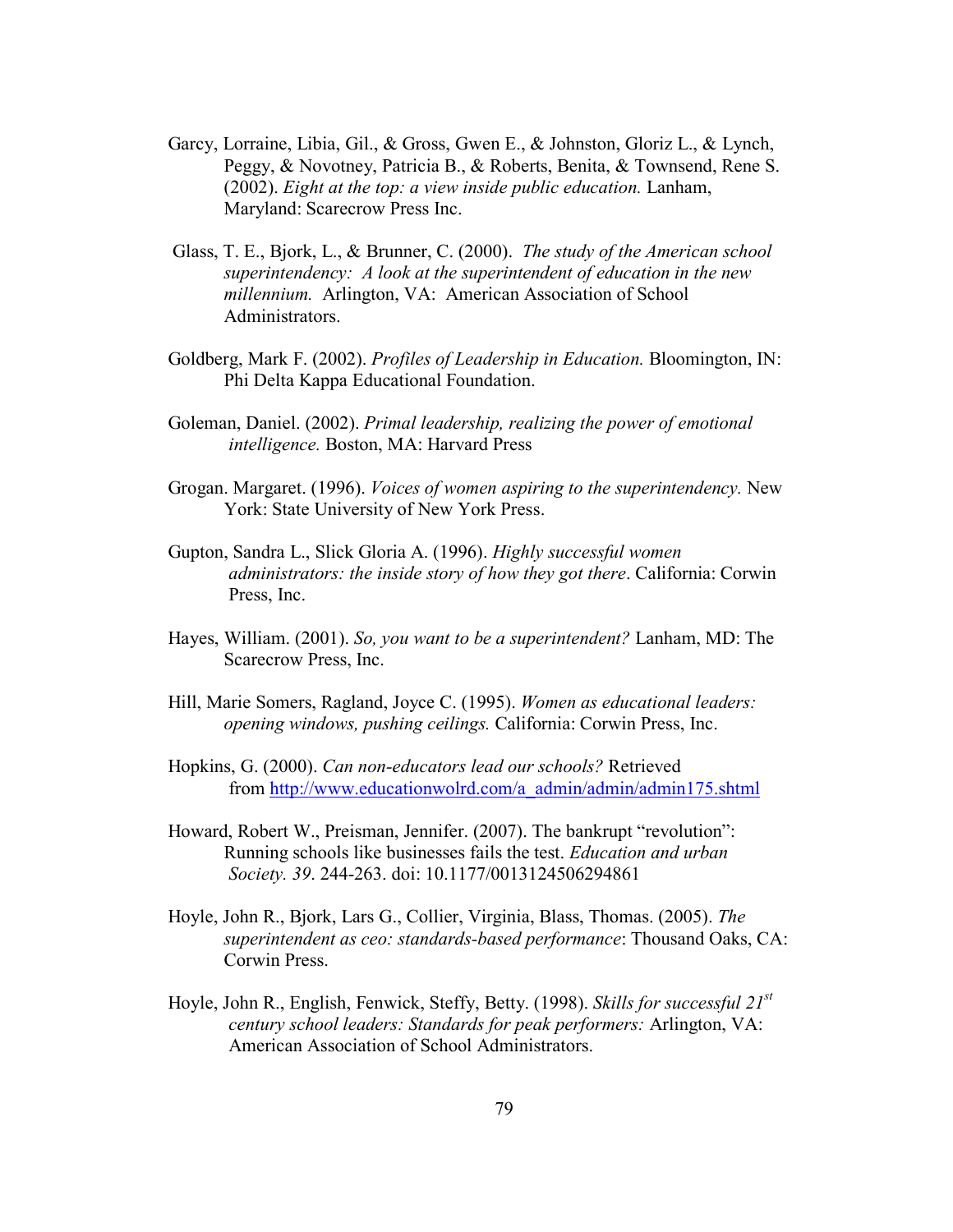Garcy, Lorraine, Libia, Gil., & Gross, Gwen E., & Johnston, Gloriz L., & Lynch, Peggy, & Novotney, Patricia B., & Roberts, Benita, & Townsend, Rene S. (2002). *Eight at the top: a view inside public education.* Lanham, Maryland: Scarecrow Press Inc.

Glass, T. E., Bjork, L., & Brunner, C. (2000). *The study of the American school superintendency: A look at the superintendent of education in the new millennium.* Arlington, VA: American Association of School Administrators.

Goldberg, Mark F. (2002). *Profiles of Leadership in Education.* Bloomington, IN: Phi Delta Kappa Educational Foundation.

Goleman, Daniel. (2002). *Primal leadership, realizing the power of emotional intelligence.* Boston, MA: Harvard Press

Grogan. Margaret. (1996). *Voices of women aspiring to the superintendency.* New York: State University of New York Press.

Gupton, Sandra L., Slick Gloria A. (1996). *Highly successful women administrators: the inside story of how they got there*. California: Corwin Press, Inc.

Hayes, William. (2001). *So, you want to be a superintendent?* Lanham, MD: The Scarecrow Press, Inc.

Hill, Marie Somers, Ragland, Joyce C. (1995). *Women as educational leaders: opening windows, pushing ceilings.* California: Corwin Press, Inc.

Hopkins, G. (2000). *Can non-educators lead our schools?* Retrieved from http://www.educationwolrd.com/a_admin/admin/admin175.shtml

Howard, Robert W., Preisman, Jennifer. (2007). The bankrupt "revolution": Running schools like businesses fails the test. *Education and urban Society. 39*. 244-263. doi: 10.1177/0013124506294861

Hoyle, John R., Bjork, Lars G., Collier, Virginia, Blass, Thomas. (2005). *The superintendent as ceo: standards-based performance*: Thousand Oaks, CA: Corwin Press.

Hoyle, John R., English, Fenwick, Steffy, Betty. (1998). *Skills for successful 21st century school leaders: Standards for peak performers:* Arlington, VA: American Association of School Administrators.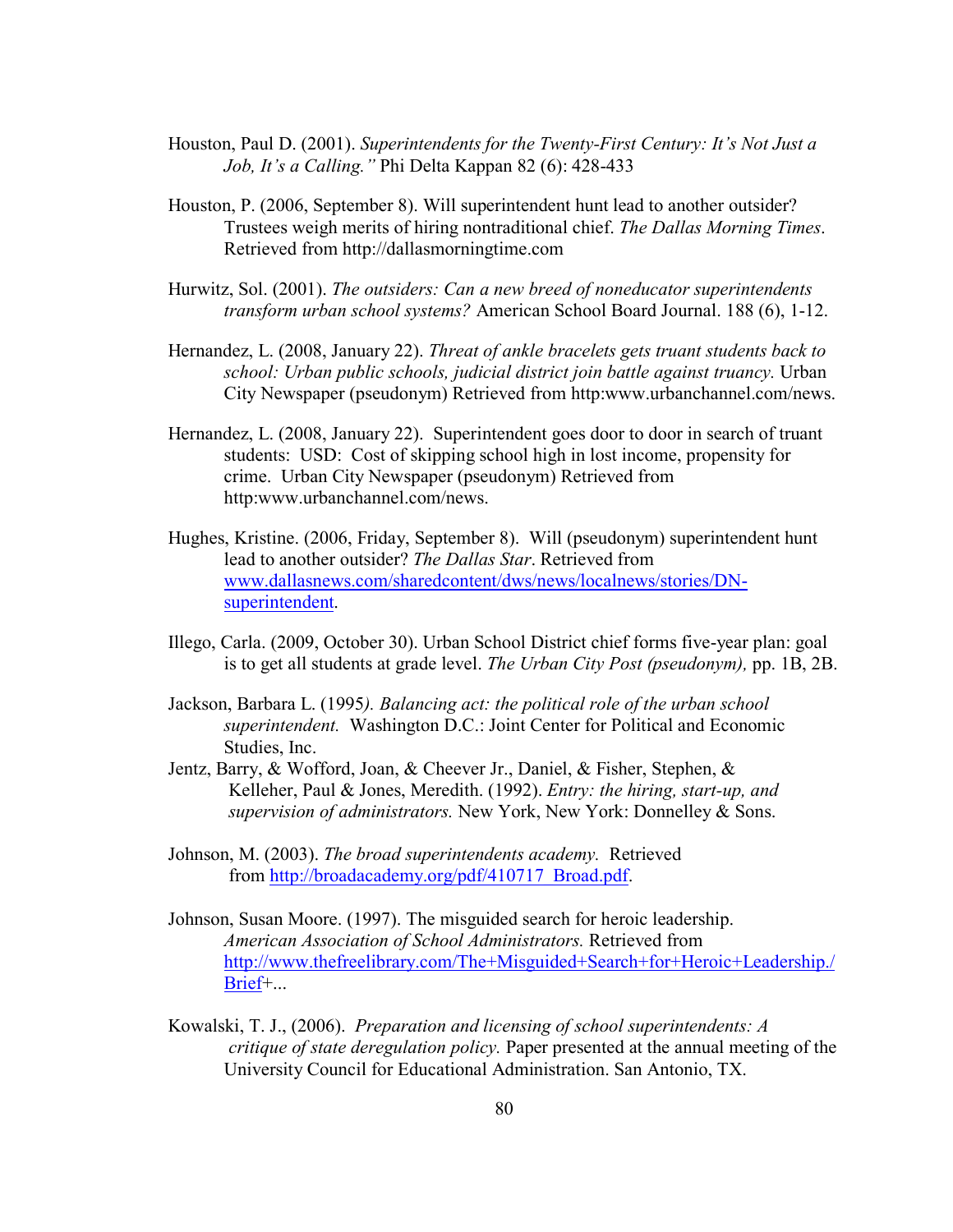Houston, Paul D. (2001). *Superintendents for the Twenty-First Century: It's Not Just a Job, It's a Calling."* Phi Delta Kappan 82 (6): 428-433

Houston, P. (2006, September 8). Will superintendent hunt lead to another outsider? Trustees weigh merits of hiring nontraditional chief. *The Dallas Morning Times*. Retrieved from http://dallasmorningtime.com

Hurwitz, Sol. (2001). *The outsiders: Can a new breed of noneducator superintendents transform urban school systems?* American School Board Journal. 188 (6), 1-12.

Hernandez, L. (2008, January 22). *Threat of ankle bracelets gets truant students back to school: Urban public schools, judicial district join battle against truancy.* Urban City Newspaper (pseudonym) Retrieved from http:www.urbanchannel.com/news.

Hernandez, L. (2008, January 22). Superintendent goes door to door in search of truant students: USD: Cost of skipping school high in lost income, propensity for crime. Urban City Newspaper (pseudonym) Retrieved from http:www.urbanchannel.com/news.

Hughes, Kristine. (2006, Friday, September 8). Will (pseudonym) superintendent hunt lead to another outsider? *The Dallas Star*. Retrieved from www.dallasnews.com/sharedcontent/dws/news/localnews/stories/DN-superintendent.

Illego, Carla. (2009, October 30). Urban School District chief forms five-year plan: goal is to get all students at grade level. *The Urban City Post (pseudonym),* pp. 1B, 2B.

Jackson, Barbara L. (1995*). Balancing act: the political role of the urban school superintendent.* Washington D.C.: Joint Center for Political and Economic Studies, Inc.

Jentz, Barry, & Wofford, Joan, & Cheever Jr., Daniel, & Fisher, Stephen, & Kelleher, Paul & Jones, Meredith. (1992). *Entry: the hiring, start-up, and supervision of administrators.* New York, New York: Donnelley & Sons.

Johnson, M. (2003). *The broad superintendents academy.* Retrieved from http://broadacademy.org/pdf/410717_Broad.pdf.

Johnson, Susan Moore. (1997). The misguided search for heroic leadership. *American Association of School Administrators.* Retrieved from http://www.thefreelibrary.com/The+Misguided+Search+for+Heroic+Leadership./Brief+...

Kowalski, T. J., (2006). *Preparation and licensing of school superintendents: A critique of state deregulation policy.* Paper presented at the annual meeting of the University Council for Educational Administration. San Antonio, TX.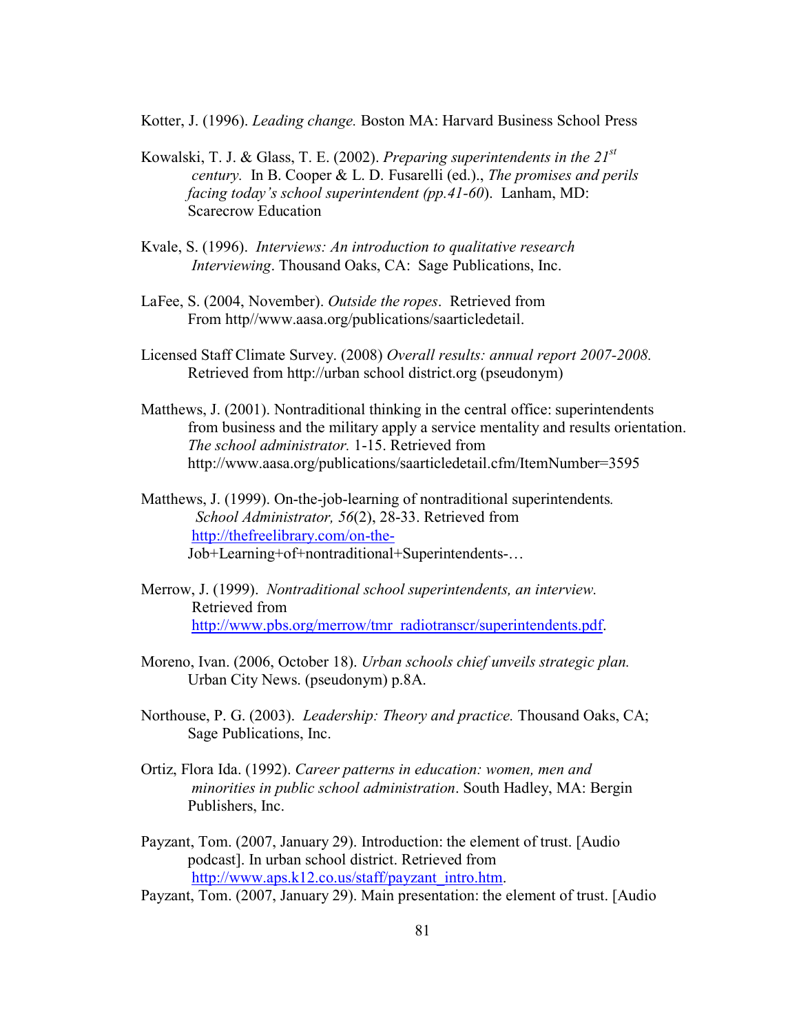Kotter, J. (1996). *Leading change.* Boston MA: Harvard Business School Press

Kowalski, T. J. & Glass, T. E. (2002). *Preparing superintendents in the 21st century.* In B. Cooper & L. D. Fusarelli (ed.)., *The promises and perils facing today's school superintendent (pp.41-60*). Lanham, MD: Scarecrow Education

Kvale, S. (1996). *Interviews: An introduction to qualitative research Interviewing*. Thousand Oaks, CA: Sage Publications, Inc.

LaFee, S. (2004, November). *Outside the ropes*. Retrieved from From http//www.aasa.org/publications/saarticledetail.

Licensed Staff Climate Survey. (2008) *Overall results: annual report 2007-2008.* Retrieved from http://urban school district.org (pseudonym)

Matthews, J. (2001). Nontraditional thinking in the central office: superintendents from business and the military apply a service mentality and results orientation. *The school administrator.* 1-15. Retrieved from http://www.aasa.org/publications/saarticledetail.cfm/ItemNumber=3595

Matthews, J. (1999). On-the-job-learning of nontraditional superintendents*. School Administrator, 56*(2), 28-33. Retrieved from http://thefreelibrary.com/on-the-Job+Learning+of+nontraditional+Superintendents-…

Merrow, J. (1999). *Nontraditional school superintendents, an interview.* Retrieved from http://www.pbs.org/merrow/tmr_radiotranscr/superintendents.pdf.

Moreno, Ivan. (2006, October 18). *Urban schools chief unveils strategic plan.* Urban City News. (pseudonym) p.8A.

Northouse, P. G. (2003). *Leadership: Theory and practice.* Thousand Oaks, CA; Sage Publications, Inc.

Ortiz, Flora Ida. (1992). *Career patterns in education: women, men and minorities in public school administration*. South Hadley, MA: Bergin Publishers, Inc.

Payzant, Tom. (2007, January 29). Introduction: the element of trust. [Audio podcast]. In urban school district. Retrieved from http://www.aps.k12.co.us/staff/payzant_intro.htm.

Payzant, Tom. (2007, January 29). Main presentation: the element of trust. [Audio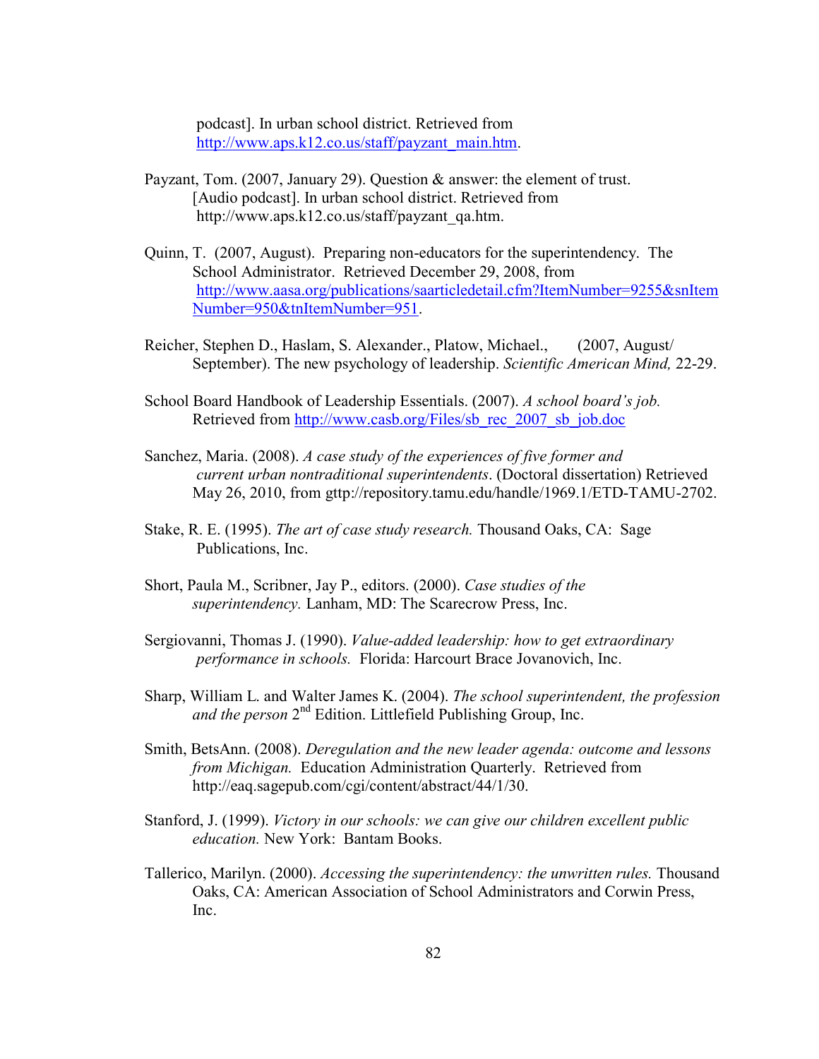podcast]. In urban school district. Retrieved from http://www.aps.k12.co.us/staff/payzant_main.htm.

Payzant, Tom. (2007, January 29). Question & answer: the element of trust. [Audio podcast]. In urban school district. Retrieved from http://www.aps.k12.co.us/staff/payzant_qa.htm.

Quinn, T. (2007, August). Preparing non-educators for the superintendency. The School Administrator. Retrieved December 29, 2008, from http://www.aasa.org/publications/saarticledetail.cfm?ItemNumber=9255&snItemNumber=950&tnItemNumber=951.

Reicher, Stephen D., Haslam, S. Alexander., Platow, Michael., (2007, August/ September). The new psychology of leadership. *Scientific American Mind,* 22-29.

School Board Handbook of Leadership Essentials. (2007). *A school board's job.* Retrieved from http://www.casb.org/Files/sb_rec_2007_sb_job.doc

Sanchez, Maria. (2008). *A case study of the experiences of five former and current urban nontraditional superintendents*. (Doctoral dissertation) Retrieved May 26, 2010, from gttp://repository.tamu.edu/handle/1969.1/ETD-TAMU-2702.

Stake, R. E. (1995). *The art of case study research.* Thousand Oaks, CA: Sage Publications, Inc.

Short, Paula M., Scribner, Jay P., editors. (2000). *Case studies of the superintendency.* Lanham, MD: The Scarecrow Press, Inc.

Sergiovanni, Thomas J. (1990). *Value-added leadership: how to get extraordinary performance in schools.* Florida: Harcourt Brace Jovanovich, Inc.

Sharp, William L. and Walter James K. (2004). *The school superintendent, the profession and the person* 2nd Edition. Littlefield Publishing Group, Inc.

Smith, BetsAnn. (2008). *Deregulation and the new leader agenda: outcome and lessons from Michigan.* Education Administration Quarterly. Retrieved from http://eaq.sagepub.com/cgi/content/abstract/44/1/30.

Stanford, J. (1999). *Victory in our schools: we can give our children excellent public education.* New York: Bantam Books.

Tallerico, Marilyn. (2000). *Accessing the superintendency: the unwritten rules.* Thousand Oaks, CA: American Association of School Administrators and Corwin Press, Inc.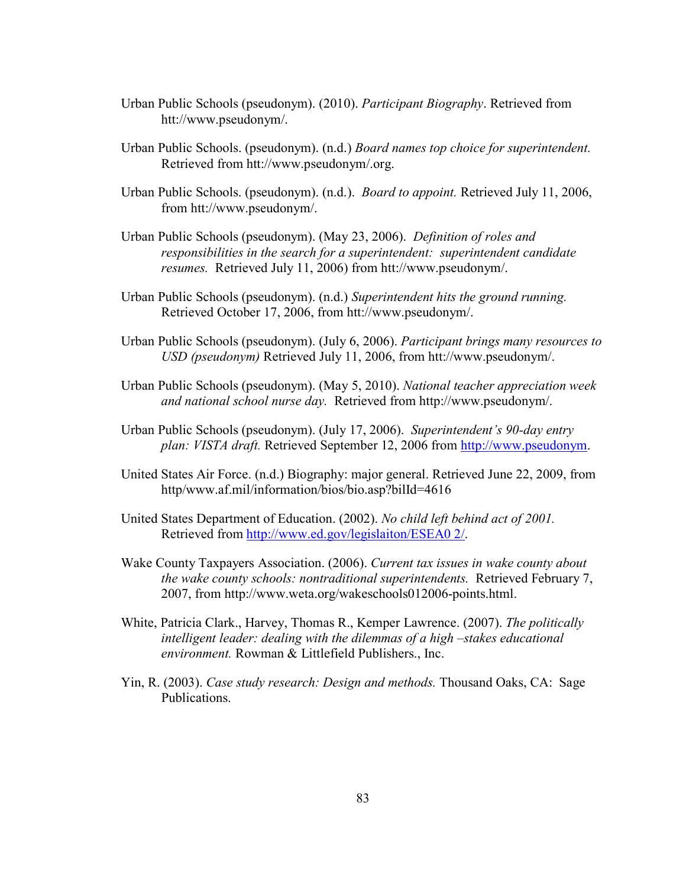Urban Public Schools (pseudonym). (2010). *Participant Biography*. Retrieved from htt://www.pseudonym/.

Urban Public Schools. (pseudonym). (n.d.) *Board names top choice for superintendent.* Retrieved from htt://www.pseudonym/.org.

Urban Public Schools. (pseudonym). (n.d.). *Board to appoint.* Retrieved July 11, 2006, from htt://www.pseudonym/.

Urban Public Schools (pseudonym). (May 23, 2006). *Definition of roles and responsibilities in the search for a superintendent: superintendent candidate resumes.* Retrieved July 11, 2006) from htt://www.pseudonym/.

Urban Public Schools (pseudonym). (n.d.) *Superintendent hits the ground running.* Retrieved October 17, 2006, from htt://www.pseudonym/.

Urban Public Schools (pseudonym). (July 6, 2006). *Participant brings many resources to USD (pseudonym)* Retrieved July 11, 2006, from htt://www.pseudonym/.

Urban Public Schools (pseudonym). (May 5, 2010). *National teacher appreciation week and national school nurse day.* Retrieved from http://www.pseudonym/.

Urban Public Schools (pseudonym). (July 17, 2006). *Superintendent's 90-day entry plan: VISTA draft.* Retrieved September 12, 2006 from http://www.pseudonym.

United States Air Force. (n.d.) Biography: major general. Retrieved June 22, 2009, from http/www.af.mil/information/bios/bio.asp?bilId=4616

United States Department of Education. (2002). *No child left behind act of 2001.* Retrieved from http://www.ed.gov/legislaiton/ESEA0 2/.

Wake County Taxpayers Association. (2006). *Current tax issues in wake county about the wake county schools: nontraditional superintendents.* Retrieved February 7, 2007, from http://www.weta.org/wakeschools012006-points.html.

White, Patricia Clark., Harvey, Thomas R., Kemper Lawrence. (2007). *The politically intelligent leader: dealing with the dilemmas of a high –stakes educational environment.* Rowman & Littlefield Publishers., Inc.

Yin, R. (2003). *Case study research: Design and methods.* Thousand Oaks, CA: Sage Publications.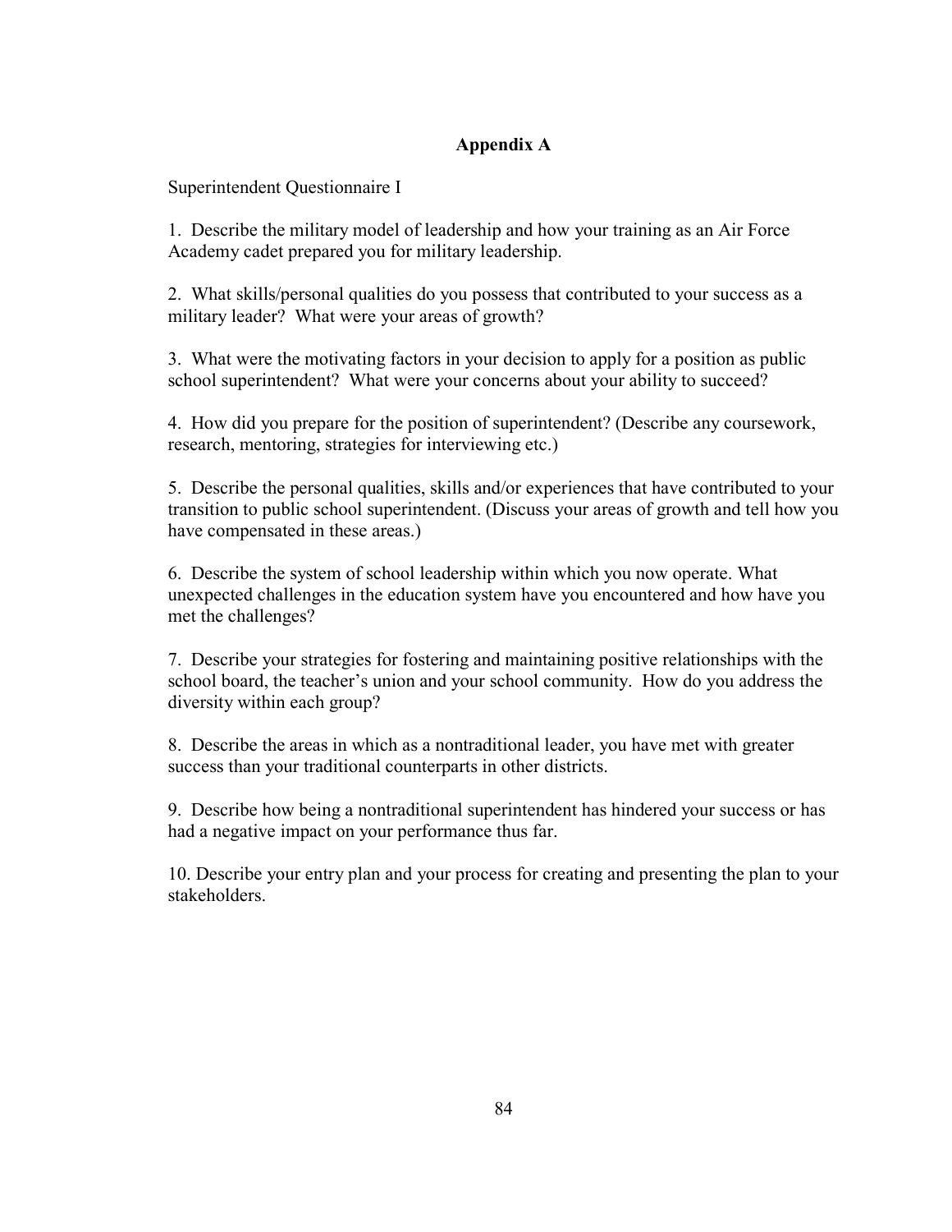# Appendix A

Superintendent Questionnaire I

1. Describe the military model of leadership and how your training as an Air Force Academy cadet prepared you for military leadership.

2. What skills/personal qualities do you possess that contributed to your success as a military leader? What were your areas of growth?

3. What were the motivating factors in your decision to apply for a position as public school superintendent? What were your concerns about your ability to succeed?

4. How did you prepare for the position of superintendent? (Describe any coursework, research, mentoring, strategies for interviewing etc.)

5. Describe the personal qualities, skills and/or experiences that have contributed to your transition to public school superintendent. (Discuss your areas of growth and tell how you have compensated in these areas.)

6. Describe the system of school leadership within which you now operate. What unexpected challenges in the education system have you encountered and how have you met the challenges?

7. Describe your strategies for fostering and maintaining positive relationships with the school board, the teacher's union and your school community. How do you address the diversity within each group?

8. Describe the areas in which as a nontraditional leader, you have met with greater success than your traditional counterparts in other districts.

9. Describe how being a nontraditional superintendent has hindered your success or has had a negative impact on your performance thus far.

10. Describe your entry plan and your process for creating and presenting the plan to your stakeholders.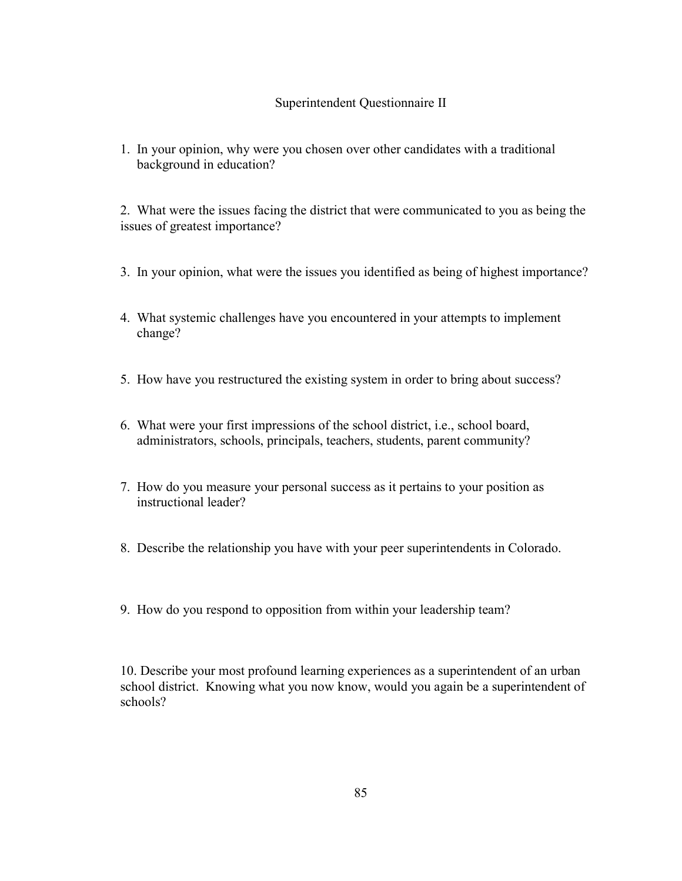# Superintendent Questionnaire II

1. In your opinion, why were you chosen over other candidates with a traditional background in education?

2. What were the issues facing the district that were communicated to you as being the issues of greatest importance?

3. In your opinion, what were the issues you identified as being of highest importance?

4. What systemic challenges have you encountered in your attempts to implement change?

5. How have you restructured the existing system in order to bring about success?

6. What were your first impressions of the school district, i.e., school board, administrators, schools, principals, teachers, students, parent community?

7. How do you measure your personal success as it pertains to your position as instructional leader?

8. Describe the relationship you have with your peer superintendents in Colorado.

9. How do you respond to opposition from within your leadership team?

10. Describe your most profound learning experiences as a superintendent of an urban school district. Knowing what you now know, would you again be a superintendent of schools?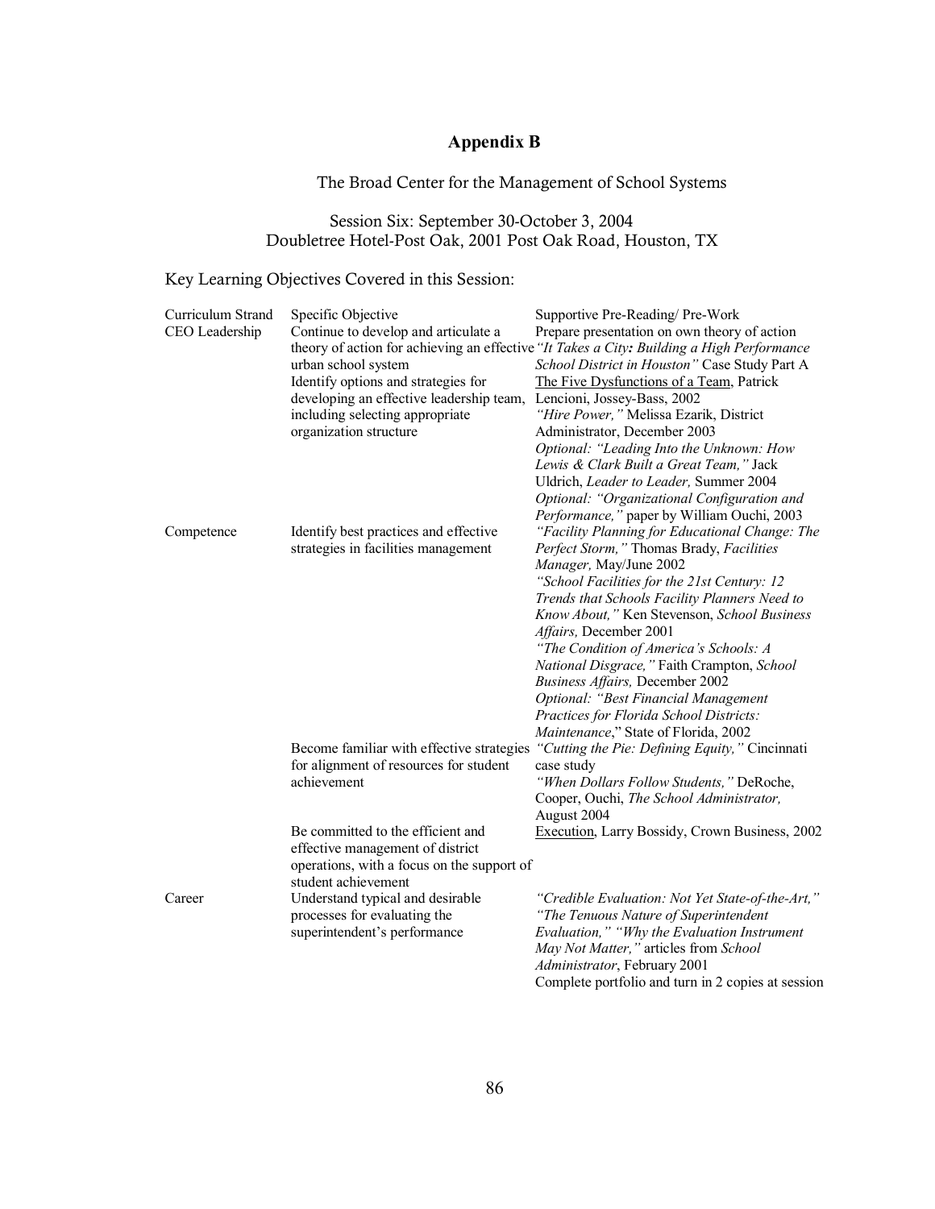# Appendix B

The Broad Center for the Management of School Systems

Session Six: September 30-October 3, 2004
Doubletree Hotel-Post Oak, 2001 Post Oak Road, Houston, TX

Key Learning Objectives Covered in this Session:

| Curriculum Strand | Specific Objective | Supportive Pre-Reading/ Pre-Work |
|---|---|---|
| CEO Leadership | Continue to develop and articulate a theory of action for achieving an effective urban school system | Prepare presentation on own theory of action<br>*"It Takes a City: Building a High Performance School District in Houston"* Case Study Part A |
| | Identify options and strategies for developing an effective leadership team, including selecting appropriate organization structure | The Five Dysfunctions of a Team, Patrick Lencioni, Jossey-Bass, 2002<br>*"Hire Power,"* Melissa Ezarik, District Administrator, December 2003<br>*Optional: "Leading Into the Unknown: How Lewis & Clark Built a Great Team,"* Jack Uldrich, *Leader to Leader,* Summer 2004<br>*Optional: "Organizational Configuration and Performance,"* paper by William Ouchi, 2003 |
| Competence | Identify best practices and effective strategies in facilities management | *"Facility Planning for Educational Change: The Perfect Storm,"* Thomas Brady, *Facilities Manager,* May/June 2002<br>*"School Facilities for the 21st Century: 12 Trends that Schools Facility Planners Need to Know About,"* Ken Stevenson, *School Business Affairs,* December 2001<br>*"The Condition of America's Schools: A National Disgrace,"* Faith Crampton, *School Business Affairs,* December 2002<br>*Optional: "Best Financial Management Practices for Florida School Districts: Maintenance,"* State of Florida, 2002 |
| | Become familiar with effective strategies for alignment of resources for student achievement | *"Cutting the Pie: Defining Equity,"* Cincinnati case study<br>*"When Dollars Follow Students,"* DeRoche, Cooper, Ouchi, *The School Administrator,* August 2004 |
| | Be committed to the efficient and effective management of district operations, with a focus on the support of student achievement | Execution, Larry Bossidy, Crown Business, 2002 |
| Career | Understand typical and desirable processes for evaluating the superintendent's performance | *"Credible Evaluation: Not Yet State-of-the-Art," "The Tenuous Nature of Superintendent Evaluation," "Why the Evaluation Instrument May Not Matter,"* articles from *School Administrator*, February 2001<br>Complete portfolio and turn in 2 copies at session |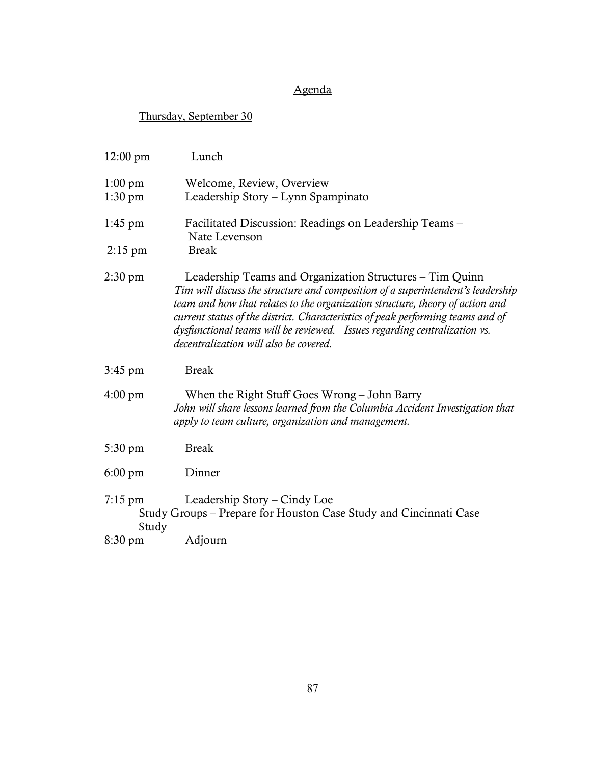## Agenda

### Thursday, September 30

12:00 pm Lunch

1:00 pm Welcome, Review, Overview

1:30 pm Leadership Story – Lynn Spampinato

1:45 pm Facilitated Discussion: Readings on Leadership Teams – Nate Levenson

2:15 pm Break

2:30 pm Leadership Teams and Organization Structures – Tim Quinn
*Tim will discuss the structure and composition of a superintendent's leadership team and how that relates to the organization structure, theory of action and current status of the district. Characteristics of peak performing teams and of dysfunctional teams will be reviewed. Issues regarding centralization vs. decentralization will also be covered.*

3:45 pm Break

4:00 pm When the Right Stuff Goes Wrong – John Barry
*John will share lessons learned from the Columbia Accident Investigation that apply to team culture, organization and management.*

5:30 pm Break

6:00 pm Dinner

7:15 pm Leadership Story – Cindy Loe
Study Groups – Prepare for Houston Case Study and Cincinnati Case Study

8:30 pm Adjourn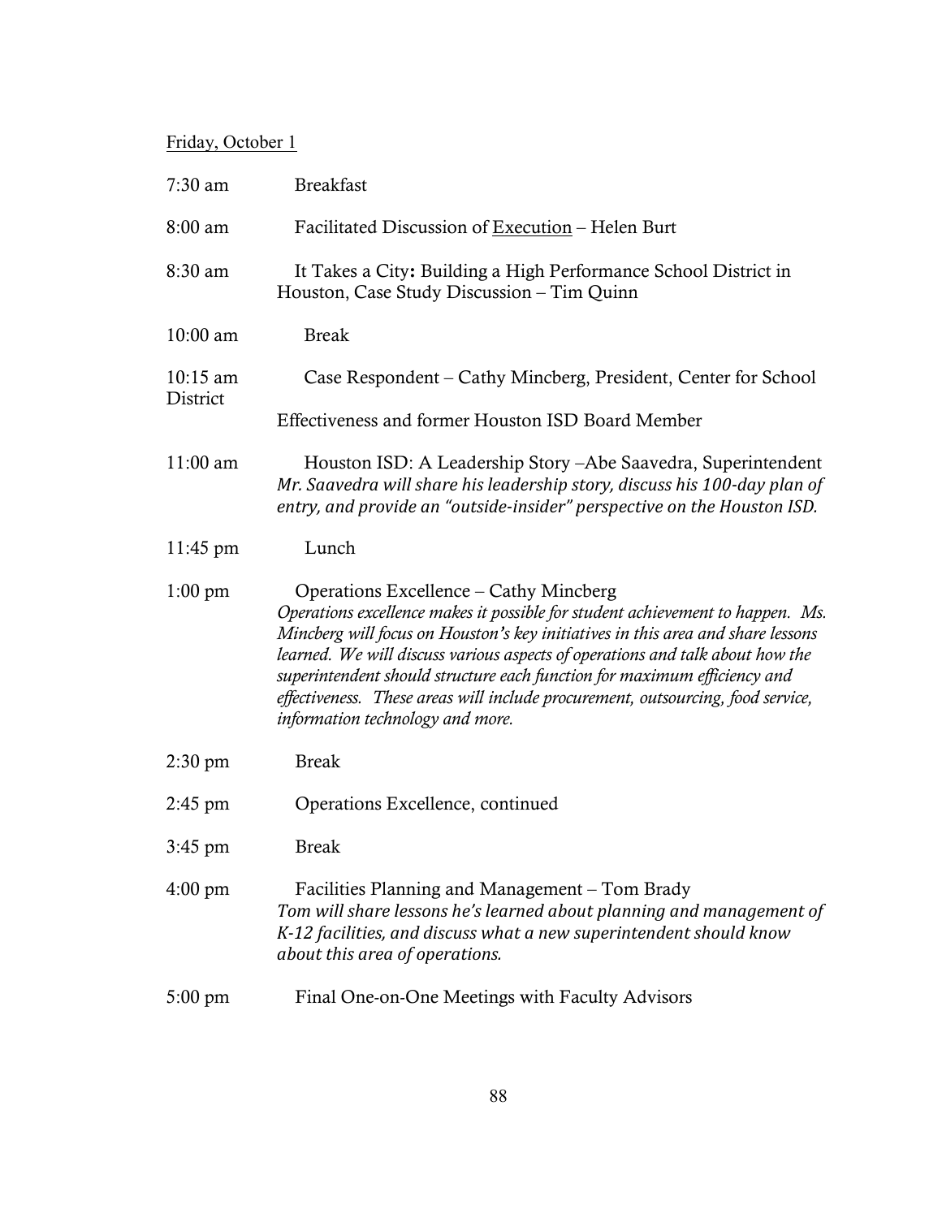Friday, October 1

| | |
|---|---|
| 7:30 am | Breakfast |
| 8:00 am | Facilitated Discussion of Execution – Helen Burt |
| 8:30 am | It Takes a City**:** Building a High Performance School District in Houston, Case Study Discussion – Tim Quinn |
| 10:00 am | Break |
| 10:15 am | Case Respondent – Cathy Mincberg, President, Center for School District Effectiveness and former Houston ISD Board Member |
| 11:00 am | Houston ISD: A Leadership Story –Abe Saavedra, Superintendent *Mr. Saavedra will share his leadership story, discuss his 100-day plan of entry, and provide an "outside-insider" perspective on the Houston ISD.* |
| 11:45 pm | Lunch |
| 1:00 pm | Operations Excellence – Cathy Mincberg *Operations excellence makes it possible for student achievement to happen. Ms. Mincberg will focus on Houston's key initiatives in this area and share lessons learned. We will discuss various aspects of operations and talk about how the superintendent should structure each function for maximum efficiency and effectiveness. These areas will include procurement, outsourcing, food service, information technology and more.* |
| 2:30 pm | Break |
| 2:45 pm | Operations Excellence, continued |
| 3:45 pm | Break |
| 4:00 pm | Facilities Planning and Management – Tom Brady *Tom will share lessons he's learned about planning and management of K-12 facilities, and discuss what a new superintendent should know about this area of operations.* |
| 5:00 pm | Final One-on-One Meetings with Faculty Advisors |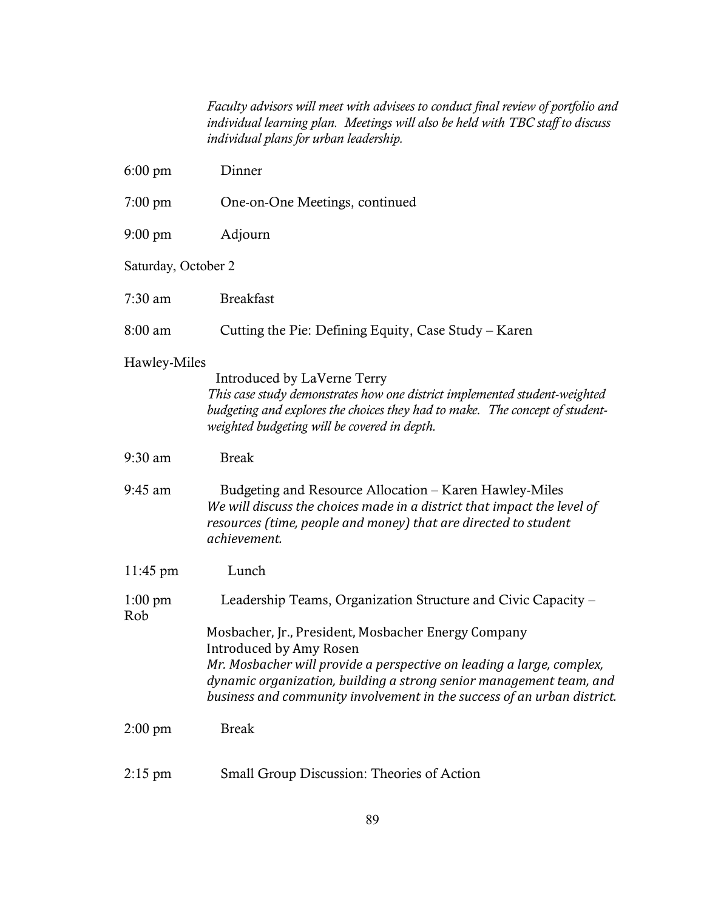*Faculty advisors will meet with advisees to conduct final review of portfolio and individual learning plan. Meetings will also be held with TBC staff to discuss individual plans for urban leadership.*

6:00 pm Dinner

7:00 pm One-on-One Meetings, continued

9:00 pm Adjourn

Saturday, October 2

7:30 am Breakfast

8:00 am Cutting the Pie: Defining Equity, Case Study – Karen Hawley-Miles

Introduced by LaVerne Terry

*This case study demonstrates how one district implemented student-weighted budgeting and explores the choices they had to make. The concept of student-weighted budgeting will be covered in depth.*

9:30 am Break

9:45 am Budgeting and Resource Allocation – Karen Hawley-Miles

*We will discuss the choices made in a district that impact the level of resources (time, people and money) that are directed to student achievement.*

11:45 pm Lunch

1:00 pm Leadership Teams, Organization Structure and Civic Capacity – Rob Mosbacher, Jr., President, Mosbacher Energy Company

Introduced by Amy Rosen

*Mr. Mosbacher will provide a perspective on leading a large, complex, dynamic organization, building a strong senior management team, and business and community involvement in the success of an urban district.*

2:00 pm Break

2:15 pm Small Group Discussion: Theories of Action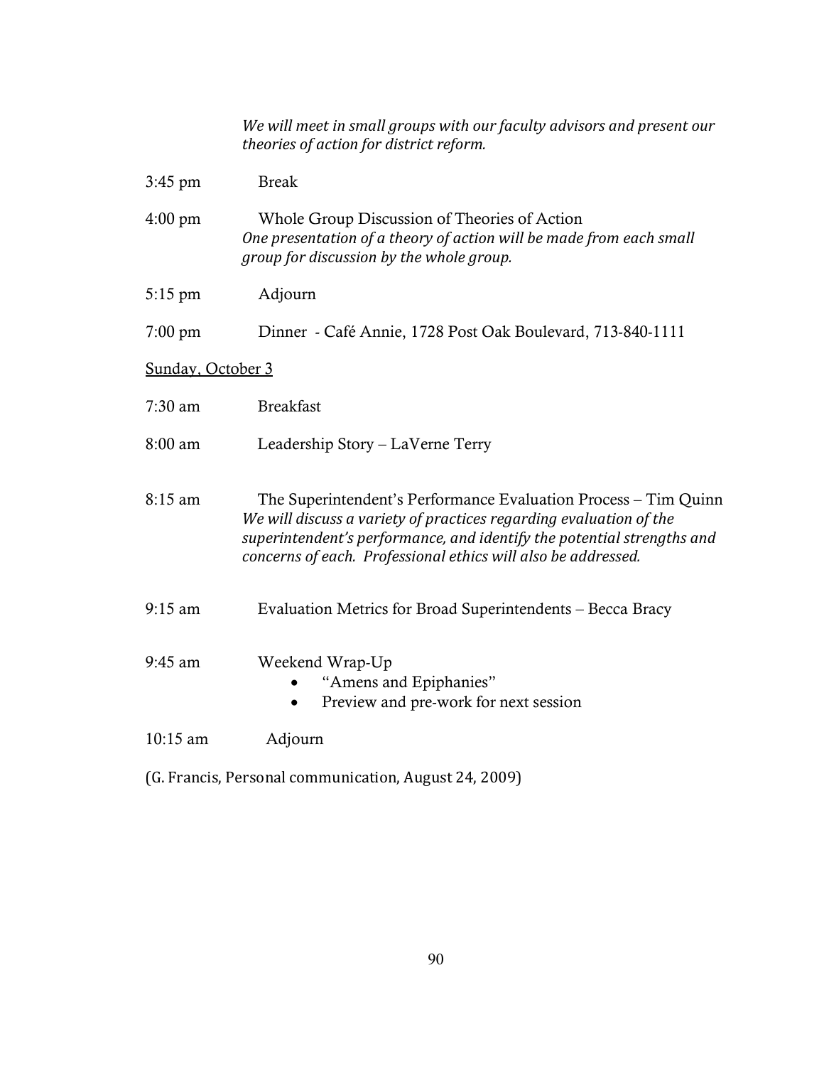*We will meet in small groups with our faculty advisors and present our theories of action for district reform.*

3:45 pm Break

4:00 pm Whole Group Discussion of Theories of Action
*One presentation of a theory of action will be made from each small group for discussion by the whole group.*

5:15 pm Adjourn

7:00 pm Dinner - Café Annie, 1728 Post Oak Boulevard, 713-840-1111

Sunday, October 3

7:30 am Breakfast

8:00 am Leadership Story – LaVerne Terry

8:15 am The Superintendent's Performance Evaluation Process – Tim Quinn
*We will discuss a variety of practices regarding evaluation of the superintendent's performance, and identify the potential strengths and concerns of each. Professional ethics will also be addressed.*

9:15 am Evaluation Metrics for Broad Superintendents – Becca Bracy

9:45 am Weekend Wrap-Up

- "Amens and Epiphanies"
- Preview and pre-work for next session

10:15 am Adjourn

(G. Francis, Personal communication, August 24, 2009)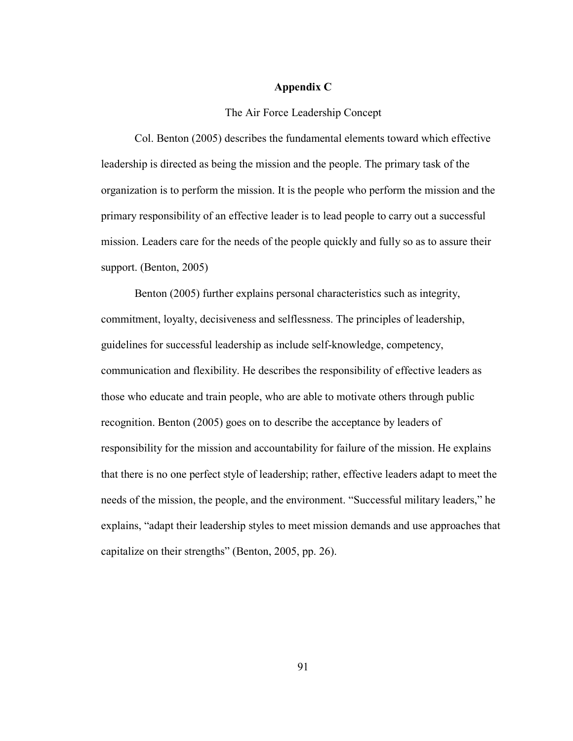# Appendix C

The Air Force Leadership Concept

Col. Benton (2005) describes the fundamental elements toward which effective leadership is directed as being the mission and the people. The primary task of the organization is to perform the mission. It is the people who perform the mission and the primary responsibility of an effective leader is to lead people to carry out a successful mission. Leaders care for the needs of the people quickly and fully so as to assure their support. (Benton, 2005)

Benton (2005) further explains personal characteristics such as integrity, commitment, loyalty, decisiveness and selflessness. The principles of leadership, guidelines for successful leadership as include self-knowledge, competency, communication and flexibility. He describes the responsibility of effective leaders as those who educate and train people, who are able to motivate others through public recognition. Benton (2005) goes on to describe the acceptance by leaders of responsibility for the mission and accountability for failure of the mission. He explains that there is no one perfect style of leadership; rather, effective leaders adapt to meet the needs of the mission, the people, and the environment. "Successful military leaders," he explains, "adapt their leadership styles to meet mission demands and use approaches that capitalize on their strengths" (Benton, 2005, pp. 26).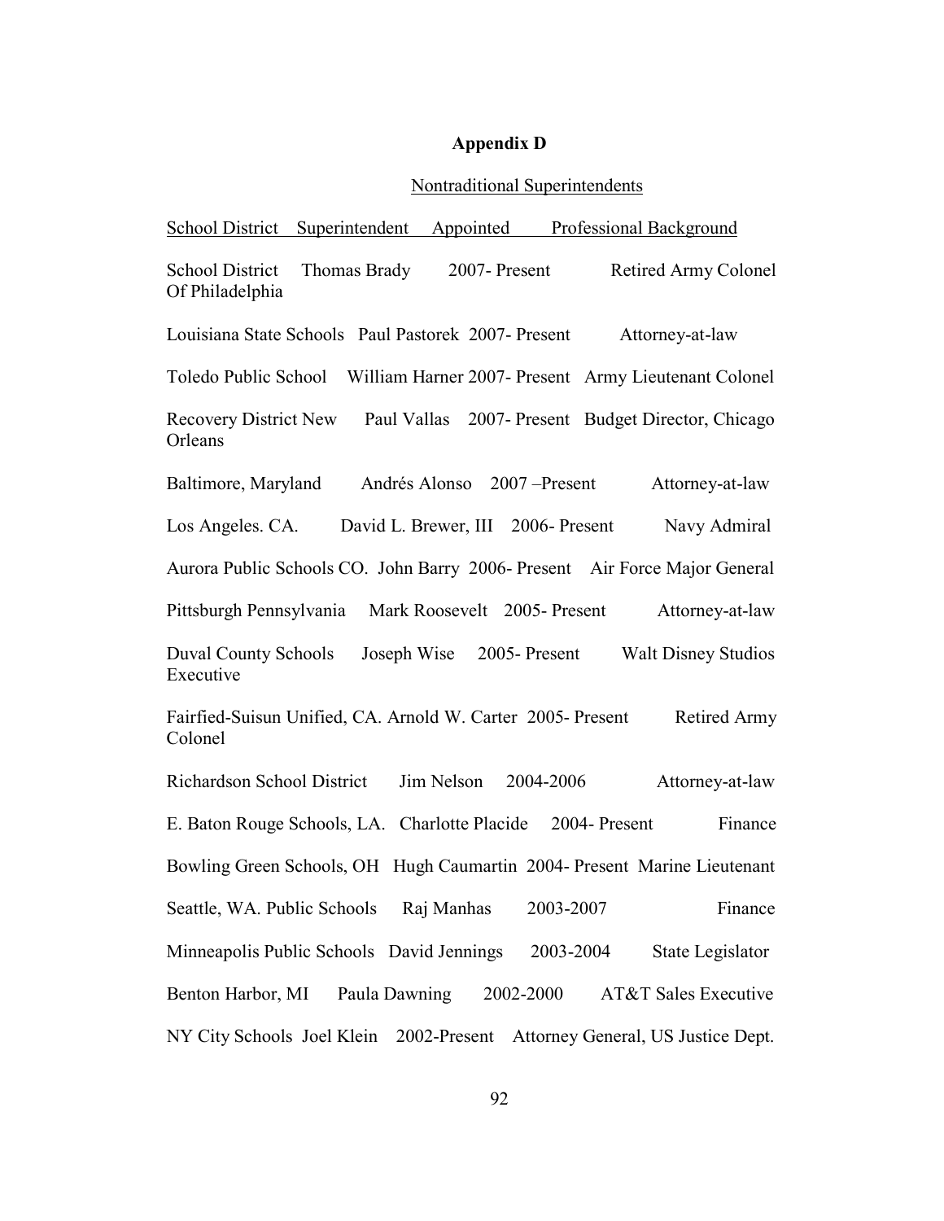**Appendix D**

Nontraditional Superintendents

| School District | Superintendent | Appointed | Professional Background |
| --- | --- | --- | --- |
| School District Of Philadelphia | Thomas Brady | 2007- Present | Retired Army Colonel |
| Louisiana State Schools | Paul Pastorek | 2007- Present | Attorney-at-law |
| Toledo Public School | William Harner | 2007- Present | Army Lieutenant Colonel |
| Recovery District New Orleans | Paul Vallas | 2007- Present | Budget Director, Chicago |
| Baltimore, Maryland | Andrés Alonso | 2007 –Present | Attorney-at-law |
| Los Angeles. CA. | David L. Brewer, III | 2006- Present | Navy Admiral |
| Aurora Public Schools CO. | John Barry | 2006- Present | Air Force Major General |
| Pittsburgh Pennsylvania | Mark Roosevelt | 2005- Present | Attorney-at-law |
| Duval County Schools | Joseph Wise | 2005- Present | Walt Disney Studios Executive |
| Fairfied-Suisun Unified, CA. | Arnold W. Carter | 2005- Present | Retired Army Colonel |
| Richardson School District | Jim Nelson | 2004-2006 | Attorney-at-law |
| E. Baton Rouge Schools, LA. | Charlotte Placide | 2004- Present | Finance |
| Bowling Green Schools, OH | Hugh Caumartin | 2004- Present | Marine Lieutenant |
| Seattle, WA. Public Schools | Raj Manhas | 2003-2007 | Finance |
| Minneapolis Public Schools | David Jennings | 2003-2004 | State Legislator |
| Benton Harbor, MI | Paula Dawning | 2002-2000 | AT&T Sales Executive |
| NY City Schools | Joel Klein | 2002-Present | Attorney General, US Justice Dept. |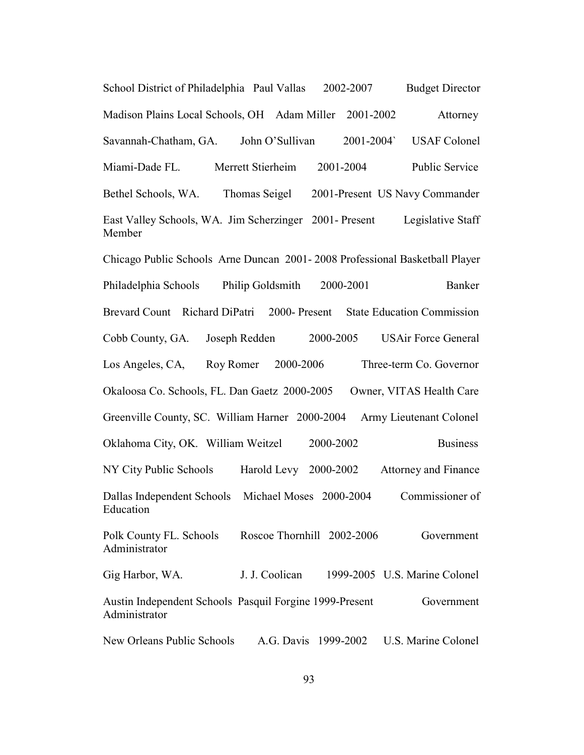School District of Philadelphia Paul Vallas 2002-2007 Budget Director

Madison Plains Local Schools, OH Adam Miller 2001-2002 Attorney

Savannah-Chatham, GA. John O'Sullivan 2001-2004` USAF Colonel

Miami-Dade FL. Merrett Stierheim 2001-2004 Public Service

Bethel Schools, WA. Thomas Seigel 2001-Present US Navy Commander

East Valley Schools, WA. Jim Scherzinger 2001- Present Legislative Staff Member

Chicago Public Schools Arne Duncan 2001- 2008 Professional Basketball Player

Philadelphia Schools Philip Goldsmith 2000-2001 Banker

Brevard Count Richard DiPatri 2000- Present State Education Commission

Cobb County, GA. Joseph Redden 2000-2005 USAir Force General

Los Angeles, CA, Roy Romer 2000-2006 Three-term Co. Governor

Okaloosa Co. Schools, FL. Dan Gaetz 2000-2005 Owner, VITAS Health Care

Greenville County, SC. William Harner 2000-2004 Army Lieutenant Colonel

Oklahoma City, OK. William Weitzel 2000-2002 Business

NY City Public Schools Harold Levy 2000-2002 Attorney and Finance

Dallas Independent Schools Michael Moses 2000-2004 Commissioner of Education

Polk County FL. Schools Roscoe Thornhill 2002-2006 Government Administrator

Gig Harbor, WA. J. J. Coolican 1999-2005 U.S. Marine Colonel

Austin Independent Schools Pasquil Forgine 1999-Present Government Administrator

New Orleans Public Schools A.G. Davis 1999-2002 U.S. Marine Colonel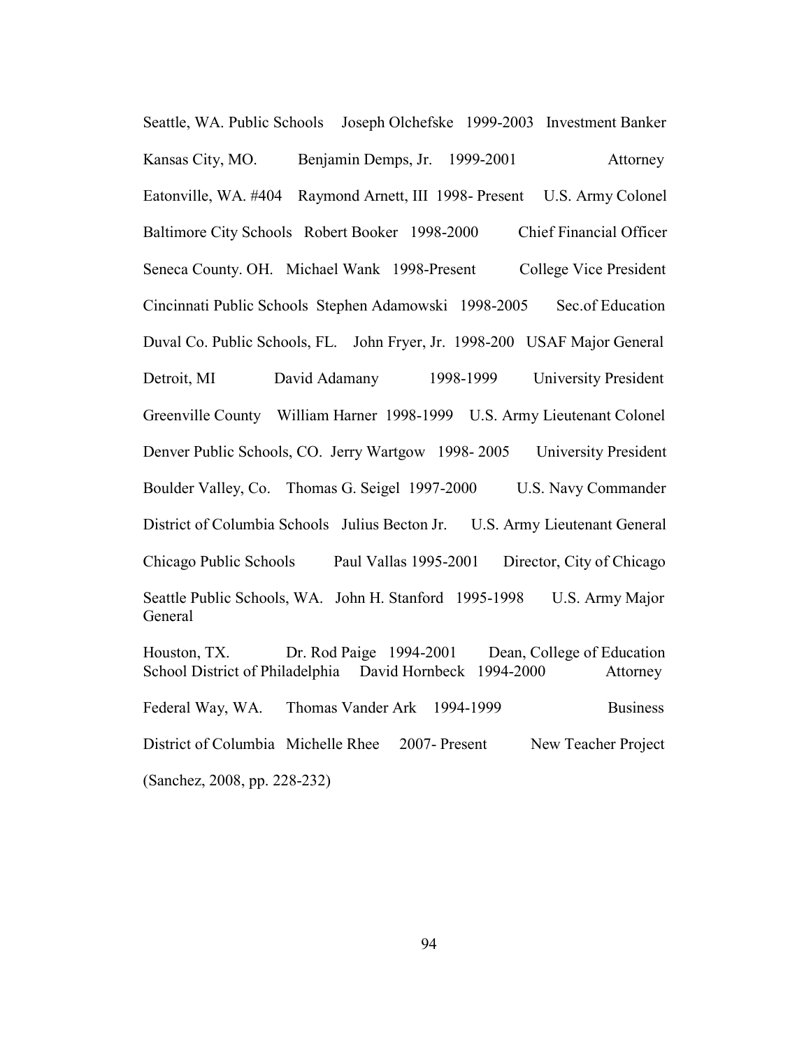| | | | |
|---|---|---|---|
| Seattle, WA. Public Schools | Joseph Olchefske | 1999-2003 | Investment Banker |
| Kansas City, MO. | Benjamin Demps, Jr. | 1999-2001 | Attorney |
| Eatonville, WA. #404 | Raymond Arnett, III | 1998- Present | U.S. Army Colonel |
| Baltimore City Schools | Robert Booker | 1998-2000 | Chief Financial Officer |
| Seneca County. OH. | Michael Wank | 1998-Present | College Vice President |
| Cincinnati Public Schools | Stephen Adamowski | 1998-2005 | Sec.of Education |
| Duval Co. Public Schools, FL. | John Fryer, Jr. | 1998-200 | USAF Major General |
| Detroit, MI | David Adamany | 1998-1999 | University President |
| Greenville County | William Harner | 1998-1999 | U.S. Army Lieutenant Colonel |
| Denver Public Schools, CO. | Jerry Wartgow | 1998- 2005 | University President |
| Boulder Valley, Co. | Thomas G. Seigel | 1997-2000 | U.S. Navy Commander |
| District of Columbia Schools | Julius Becton Jr. | | U.S. Army Lieutenant General |
| Chicago Public Schools | Paul Vallas | 1995-2001 | Director, City of Chicago |
| Seattle Public Schools, WA. | John H. Stanford | 1995-1998 | U.S. Army Major General |
| Houston, TX. | Dr. Rod Paige | 1994-2001 | Dean, College of Education |
| School District of Philadelphia | David Hornbeck | 1994-2000 | Attorney |
| Federal Way, WA. | Thomas Vander Ark | 1994-1999 | Business |
| District of Columbia | Michelle Rhee | 2007- Present | New Teacher Project |

(Sanchez, 2008, pp. 228-232)